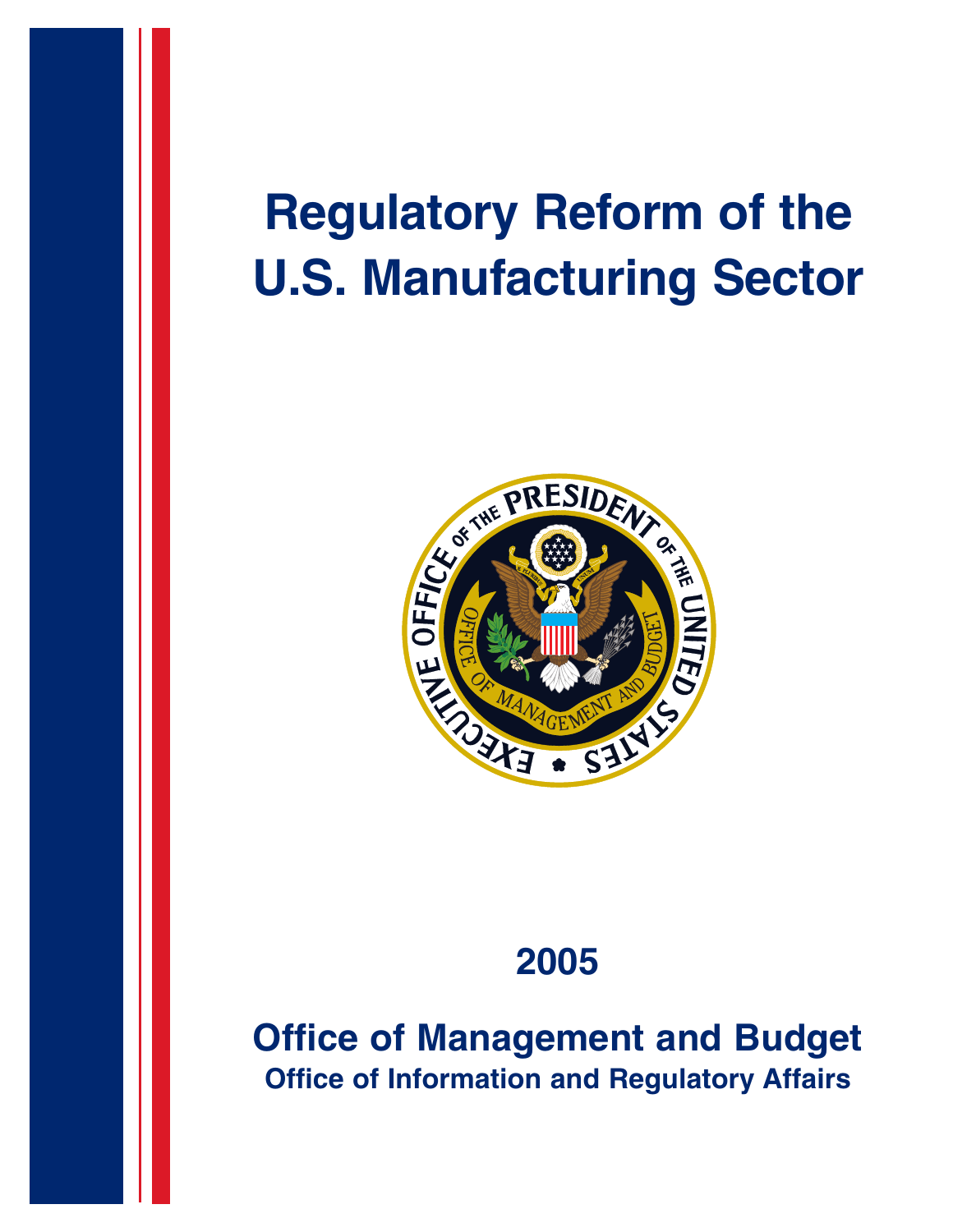# Regulatory Reform of the U.S. Manufacturing Sector

2005

**Office of Management and Budget**

**Office of Information and Regulatory Affairs**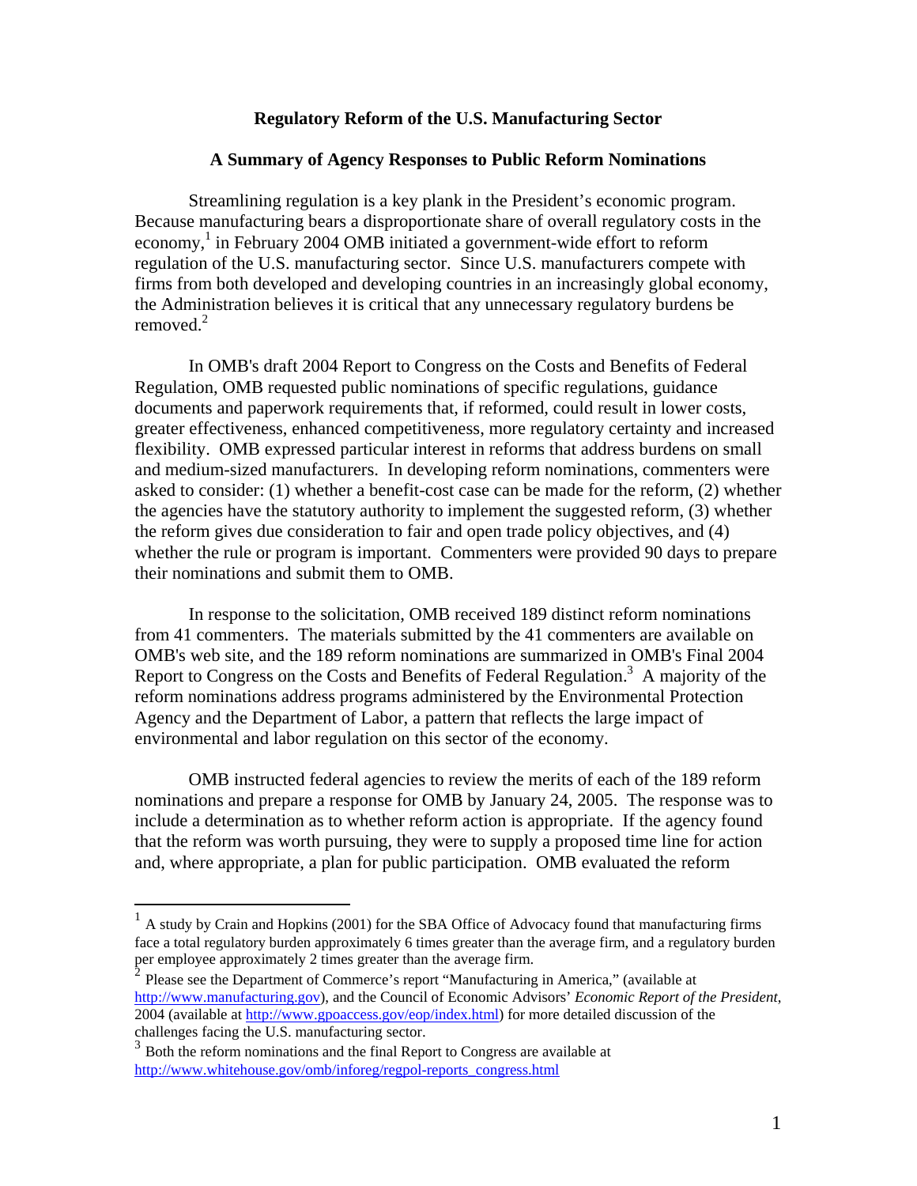**Regulatory Reform of the U.S. Manufacturing Sector**

**A Summary of Agency Responses to Public Reform Nominations**

Streamlining regulation is a key plank in the President's economic program. Because manufacturing bears a disproportionate share of overall regulatory costs in the economy,[1] in February 2004 OMB initiated a government-wide effort to reform regulation of the U.S. manufacturing sector. Since U.S. manufacturers compete with firms from both developed and developing countries in an increasingly global economy, the Administration believes it is critical that any unnecessary regulatory burdens be removed.[2]

In OMB's draft 2004 Report to Congress on the Costs and Benefits of Federal Regulation, OMB requested public nominations of specific regulations, guidance documents and paperwork requirements that, if reformed, could result in lower costs, greater effectiveness, enhanced competitiveness, more regulatory certainty and increased flexibility. OMB expressed particular interest in reforms that address burdens on small and medium-sized manufacturers. In developing reform nominations, commenters were asked to consider: (1) whether a benefit-cost case can be made for the reform, (2) whether the agencies have the statutory authority to implement the suggested reform, (3) whether the reform gives due consideration to fair and open trade policy objectives, and (4) whether the rule or program is important. Commenters were provided 90 days to prepare their nominations and submit them to OMB.

In response to the solicitation, OMB received 189 distinct reform nominations from 41 commenters. The materials submitted by the 41 commenters are available on OMB's web site, and the 189 reform nominations are summarized in OMB's Final 2004 Report to Congress on the Costs and Benefits of Federal Regulation.[3] A majority of the reform nominations address programs administered by the Environmental Protection Agency and the Department of Labor, a pattern that reflects the large impact of environmental and labor regulation on this sector of the economy.

OMB instructed federal agencies to review the merits of each of the 189 reform nominations and prepare a response for OMB by January 24, 2005. The response was to include a determination as to whether reform action is appropriate. If the agency found that the reform was worth pursuing, they were to supply a proposed time line for action and, where appropriate, a plan for public participation. OMB evaluated the reform

---

[1] A study by Crain and Hopkins (2001) for the SBA Office of Advocacy found that manufacturing firms face a total regulatory burden approximately 6 times greater than the average firm, and a regulatory burden per employee approximately 2 times greater than the average firm.

[2] Please see the Department of Commerce's report "Manufacturing in America," (available at http://www.manufacturing.gov), and the Council of Economic Advisors' *Economic Report of the President*, 2004 (available at http://www.gpoaccess.gov/eop/index.html) for more detailed discussion of the challenges facing the U.S. manufacturing sector.

[3] Both the reform nominations and the final Report to Congress are available at http://www.whitehouse.gov/omb/inforeg/regpol-reports_congress.html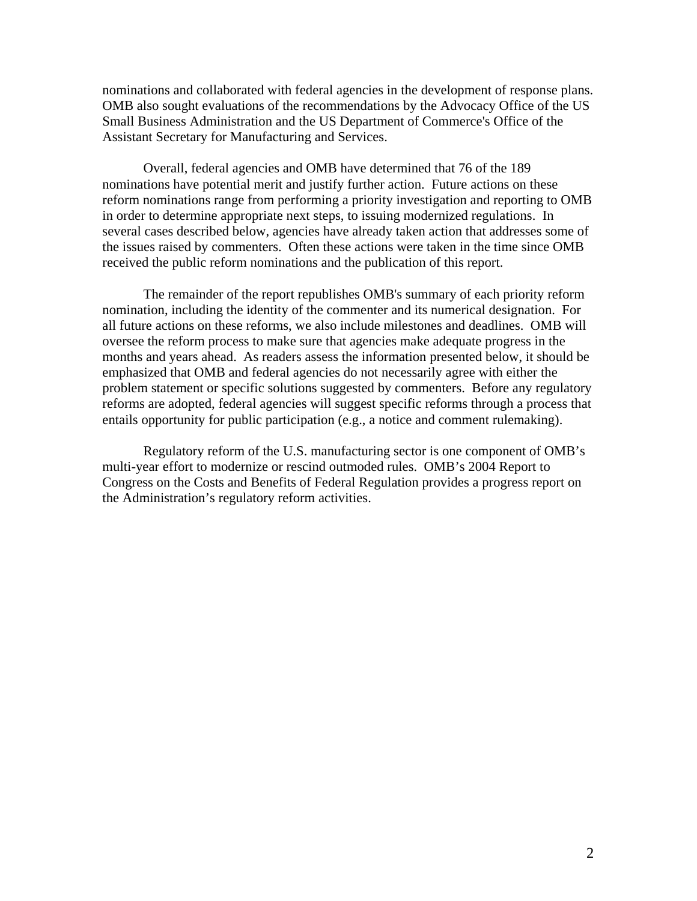nominations and collaborated with federal agencies in the development of response plans. OMB also sought evaluations of the recommendations by the Advocacy Office of the US Small Business Administration and the US Department of Commerce's Office of the Assistant Secretary for Manufacturing and Services.

Overall, federal agencies and OMB have determined that 76 of the 189 nominations have potential merit and justify further action. Future actions on these reform nominations range from performing a priority investigation and reporting to OMB in order to determine appropriate next steps, to issuing modernized regulations. In several cases described below, agencies have already taken action that addresses some of the issues raised by commenters. Often these actions were taken in the time since OMB received the public reform nominations and the publication of this report.

The remainder of the report republishes OMB's summary of each priority reform nomination, including the identity of the commenter and its numerical designation. For all future actions on these reforms, we also include milestones and deadlines. OMB will oversee the reform process to make sure that agencies make adequate progress in the months and years ahead. As readers assess the information presented below, it should be emphasized that OMB and federal agencies do not necessarily agree with either the problem statement or specific solutions suggested by commenters. Before any regulatory reforms are adopted, federal agencies will suggest specific reforms through a process that entails opportunity for public participation (e.g., a notice and comment rulemaking).

Regulatory reform of the U.S. manufacturing sector is one component of OMB's multi-year effort to modernize or rescind outmoded rules. OMB's 2004 Report to Congress on the Costs and Benefits of Federal Regulation provides a progress report on the Administration's regulatory reform activities.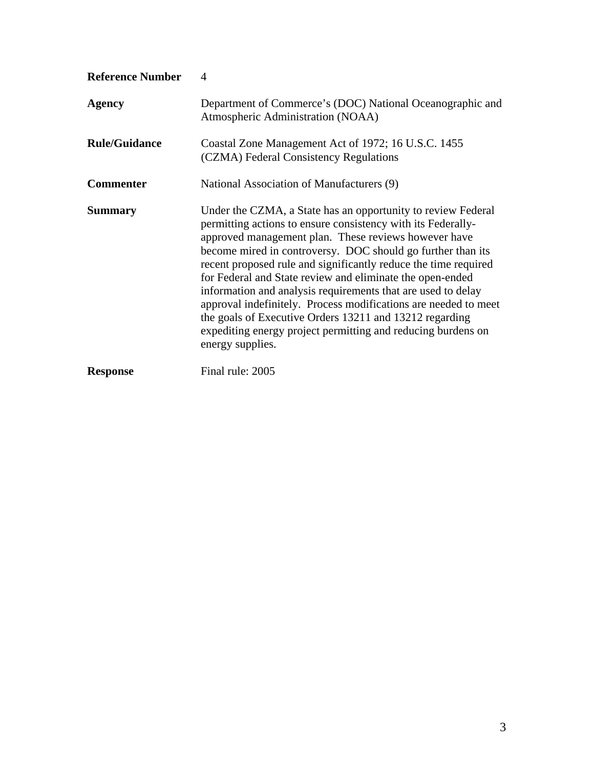| | |
|---|---|
| **Reference Number** | 4 |
| **Agency** | Department of Commerce's (DOC) National Oceanographic and Atmospheric Administration (NOAA) |
| **Rule/Guidance** | Coastal Zone Management Act of 1972; 16 U.S.C. 1455 (CZMA) Federal Consistency Regulations |
| **Commenter** | National Association of Manufacturers (9) |
| **Summary** | Under the CZMA, a State has an opportunity to review Federal permitting actions to ensure consistency with its Federally-approved management plan. These reviews however have become mired in controversy. DOC should go further than its recent proposed rule and significantly reduce the time required for Federal and State review and eliminate the open-ended information and analysis requirements that are used to delay approval indefinitely. Process modifications are needed to meet the goals of Executive Orders 13211 and 13212 regarding expediting energy project permitting and reducing burdens on energy supplies. |
| **Response** | Final rule: 2005 |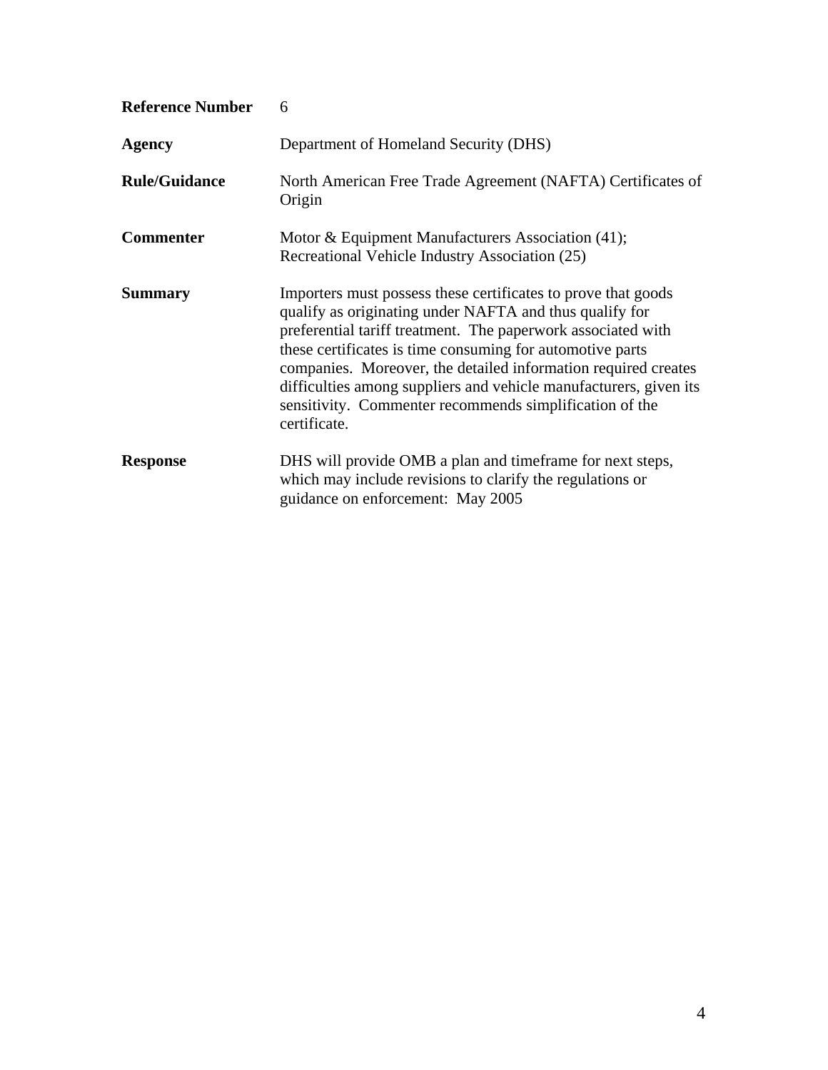| | |
|---|---|
| **Reference Number** | 6 |
| **Agency** | Department of Homeland Security (DHS) |
| **Rule/Guidance** | North American Free Trade Agreement (NAFTA) Certificates of Origin |
| **Commenter** | Motor & Equipment Manufacturers Association (41); Recreational Vehicle Industry Association (25) |
| **Summary** | Importers must possess these certificates to prove that goods qualify as originating under NAFTA and thus qualify for preferential tariff treatment. The paperwork associated with these certificates is time consuming for automotive parts companies. Moreover, the detailed information required creates difficulties among suppliers and vehicle manufacturers, given its sensitivity. Commenter recommends simplification of the certificate. |
| **Response** | DHS will provide OMB a plan and timeframe for next steps, which may include revisions to clarify the regulations or guidance on enforcement: May 2005 |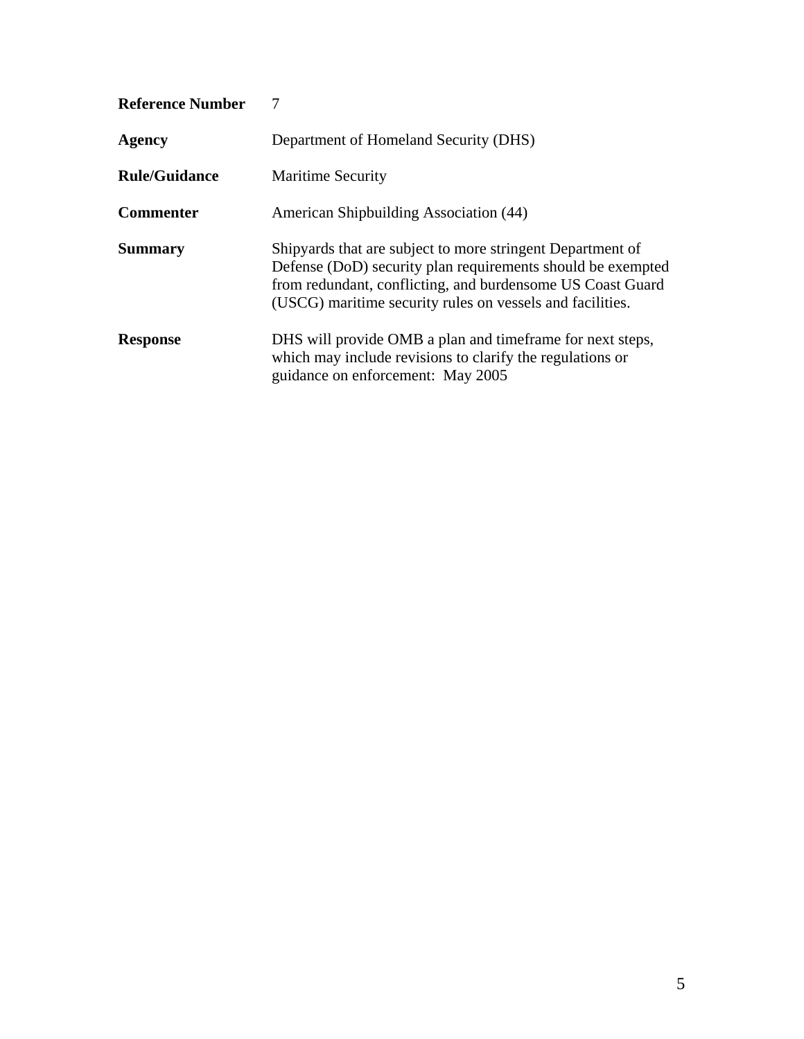| | |
|---|---|
| **Reference Number** | 7 |
| **Agency** | Department of Homeland Security (DHS) |
| **Rule/Guidance** | Maritime Security |
| **Commenter** | American Shipbuilding Association (44) |
| **Summary** | Shipyards that are subject to more stringent Department of Defense (DoD) security plan requirements should be exempted from redundant, conflicting, and burdensome US Coast Guard (USCG) maritime security rules on vessels and facilities. |
| **Response** | DHS will provide OMB a plan and timeframe for next steps, which may include revisions to clarify the regulations or guidance on enforcement: May 2005 |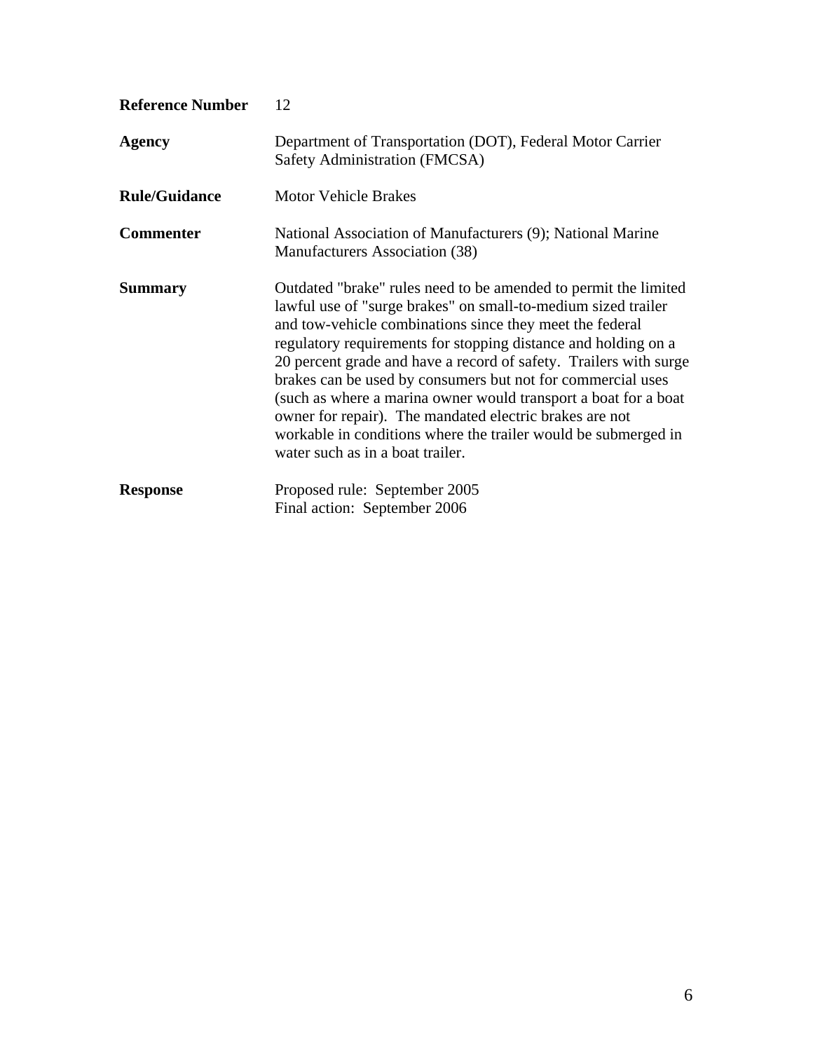| | |
|---|---|
| **Reference Number** | 12 |
| **Agency** | Department of Transportation (DOT), Federal Motor Carrier Safety Administration (FMCSA) |
| **Rule/Guidance** | Motor Vehicle Brakes |
| **Commenter** | National Association of Manufacturers (9); National Marine Manufacturers Association (38) |
| **Summary** | Outdated "brake" rules need to be amended to permit the limited lawful use of "surge brakes" on small-to-medium sized trailer and tow-vehicle combinations since they meet the federal regulatory requirements for stopping distance and holding on a 20 percent grade and have a record of safety. Trailers with surge brakes can be used by consumers but not for commercial uses (such as where a marina owner would transport a boat for a boat owner for repair). The mandated electric brakes are not workable in conditions where the trailer would be submerged in water such as in a boat trailer. |
| **Response** | Proposed rule: September 2005<br>Final action: September 2006 |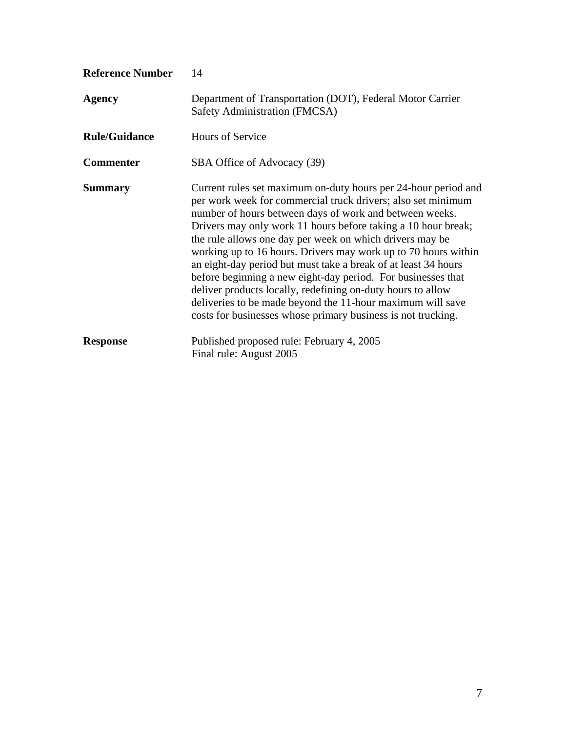| | |
|---|---|
| **Reference Number** | 14 |
| **Agency** | Department of Transportation (DOT), Federal Motor Carrier Safety Administration (FMCSA) |
| **Rule/Guidance** | Hours of Service |
| **Commenter** | SBA Office of Advocacy (39) |
| **Summary** | Current rules set maximum on-duty hours per 24-hour period and per work week for commercial truck drivers; also set minimum number of hours between days of work and between weeks. Drivers may only work 11 hours before taking a 10 hour break; the rule allows one day per week on which drivers may be working up to 16 hours. Drivers may work up to 70 hours within an eight-day period but must take a break of at least 34 hours before beginning a new eight-day period. For businesses that deliver products locally, redefining on-duty hours to allow deliveries to be made beyond the 11-hour maximum will save costs for businesses whose primary business is not trucking. |
| **Response** | Published proposed rule: February 4, 2005<br>Final rule: August 2005 |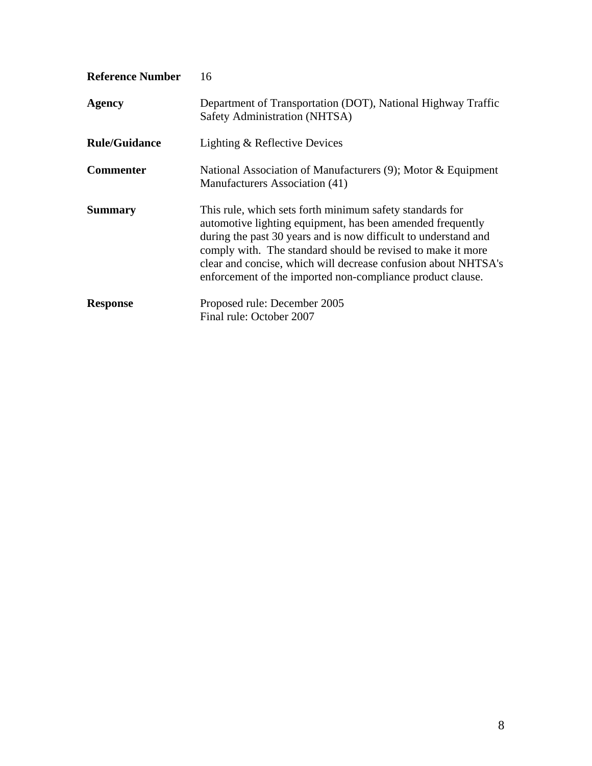**Reference Number** 16

**Agency** Department of Transportation (DOT), National Highway Traffic Safety Administration (NHTSA)

**Rule/Guidance** Lighting & Reflective Devices

**Commenter** National Association of Manufacturers (9); Motor & Equipment Manufacturers Association (41)

**Summary** This rule, which sets forth minimum safety standards for automotive lighting equipment, has been amended frequently during the past 30 years and is now difficult to understand and comply with. The standard should be revised to make it more clear and concise, which will decrease confusion about NHTSA's enforcement of the imported non-compliance product clause.

**Response** Proposed rule: December 2005
Final rule: October 2007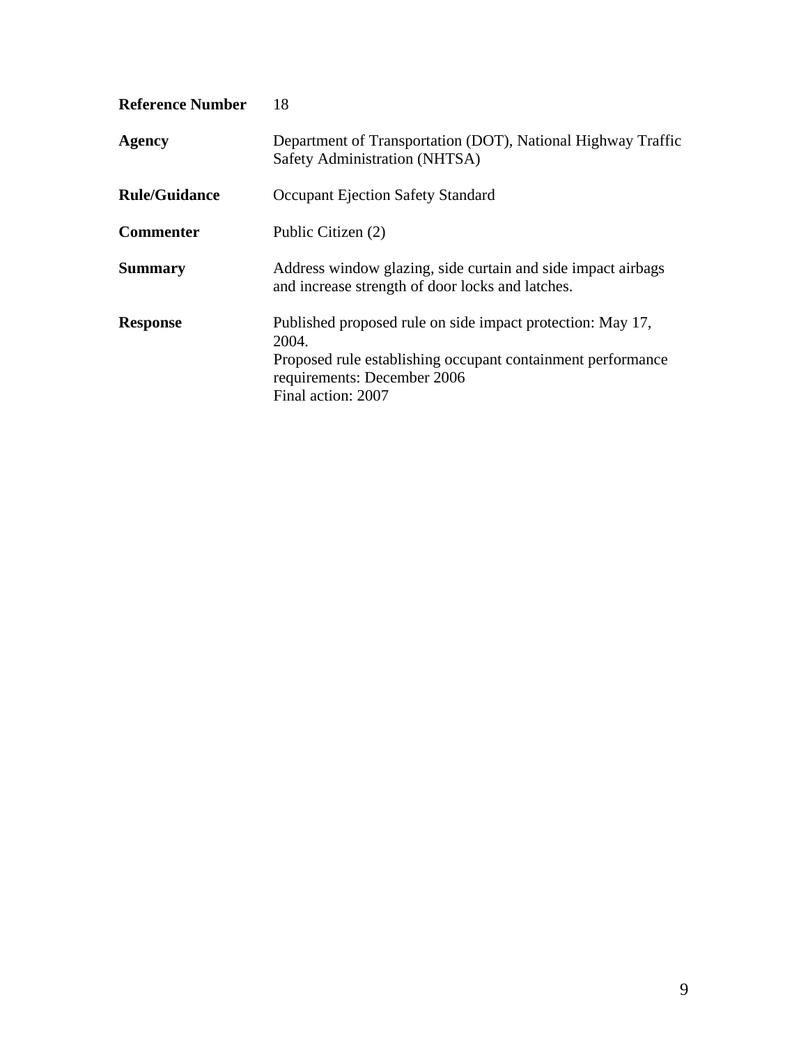| | |
|---|---|
| **Reference Number** | 18 |
| **Agency** | Department of Transportation (DOT), National Highway Traffic Safety Administration (NHTSA) |
| **Rule/Guidance** | Occupant Ejection Safety Standard |
| **Commenter** | Public Citizen (2) |
| **Summary** | Address window glazing, side curtain and side impact airbags and increase strength of door locks and latches. |
| **Response** | Published proposed rule on side impact protection: May 17, 2004.<br>Proposed rule establishing occupant containment performance requirements: December 2006<br>Final action: 2007 |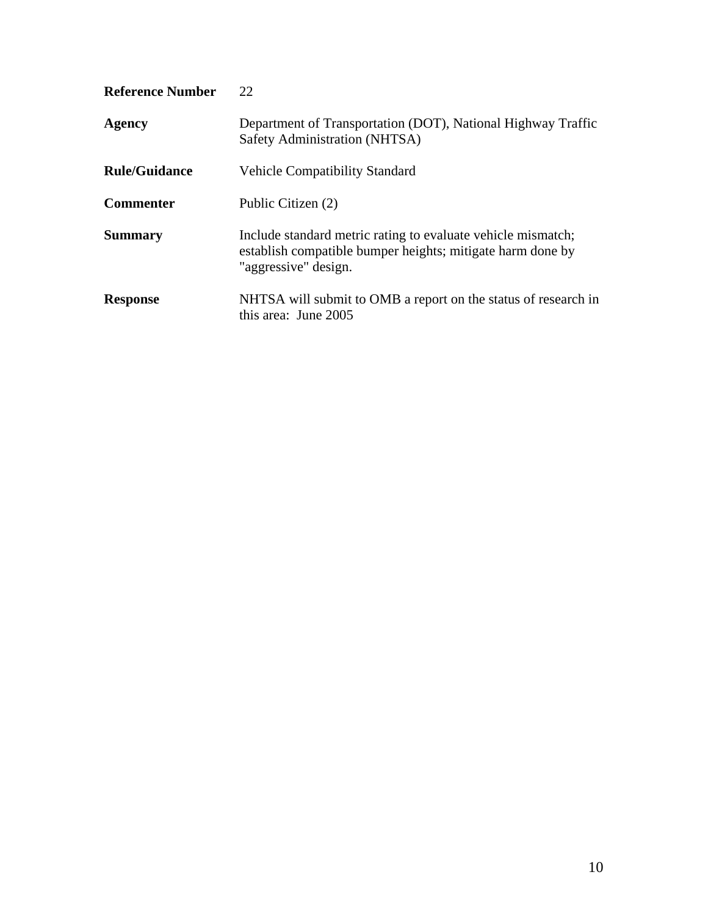| | |
|---|---|
| **Reference Number** | 22 |
| **Agency** | Department of Transportation (DOT), National Highway Traffic Safety Administration (NHTSA) |
| **Rule/Guidance** | Vehicle Compatibility Standard |
| **Commenter** | Public Citizen (2) |
| **Summary** | Include standard metric rating to evaluate vehicle mismatch; establish compatible bumper heights; mitigate harm done by "aggressive" design. |
| **Response** | NHTSA will submit to OMB a report on the status of research in this area: June 2005 |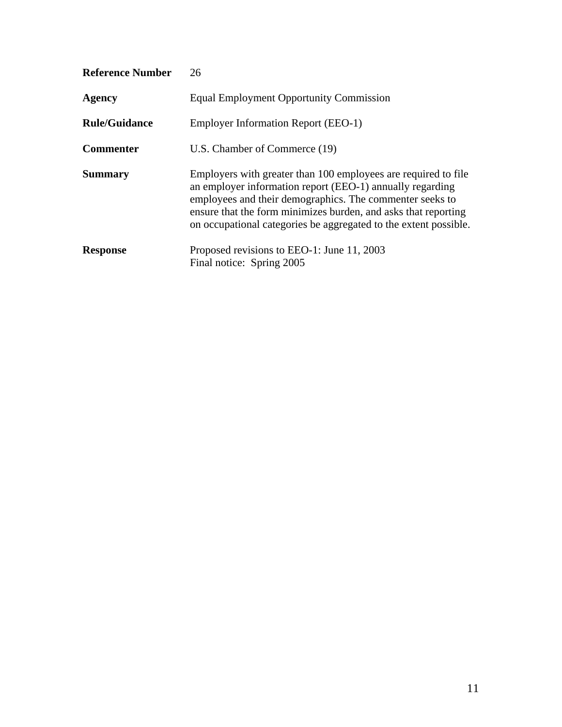**Reference Number** 26

**Agency** Equal Employment Opportunity Commission

**Rule/Guidance** Employer Information Report (EEO-1)

**Commenter** U.S. Chamber of Commerce (19)

**Summary** Employers with greater than 100 employees are required to file an employer information report (EEO-1) annually regarding employees and their demographics. The commenter seeks to ensure that the form minimizes burden, and asks that reporting on occupational categories be aggregated to the extent possible.

**Response** Proposed revisions to EEO-1: June 11, 2003
Final notice: Spring 2005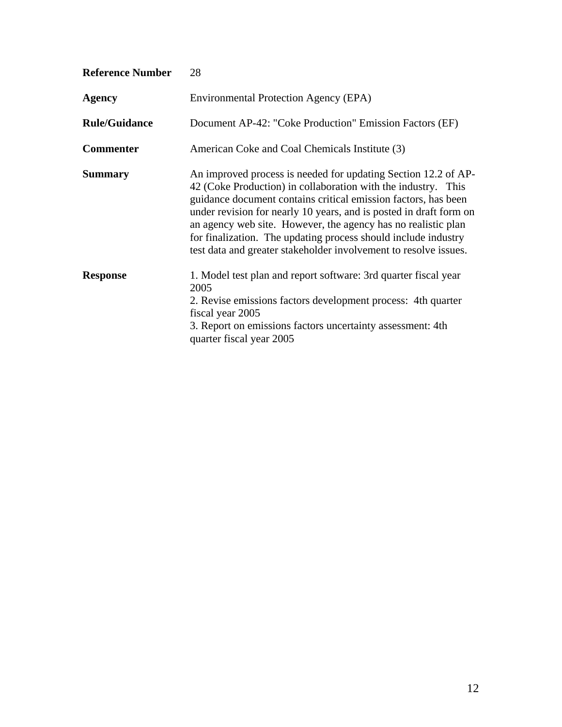**Reference Number** 28

**Agency** Environmental Protection Agency (EPA)

**Rule/Guidance** Document AP-42: "Coke Production" Emission Factors (EF)

**Commenter** American Coke and Coal Chemicals Institute (3)

**Summary** An improved process is needed for updating Section 12.2 of AP-42 (Coke Production) in collaboration with the industry. This guidance document contains critical emission factors, has been under revision for nearly 10 years, and is posted in draft form on an agency web site. However, the agency has no realistic plan for finalization. The updating process should include industry test data and greater stakeholder involvement to resolve issues.

**Response**

1. Model test plan and report software: 3rd quarter fiscal year 2005
2. Revise emissions factors development process: 4th quarter fiscal year 2005
3. Report on emissions factors uncertainty assessment: 4th quarter fiscal year 2005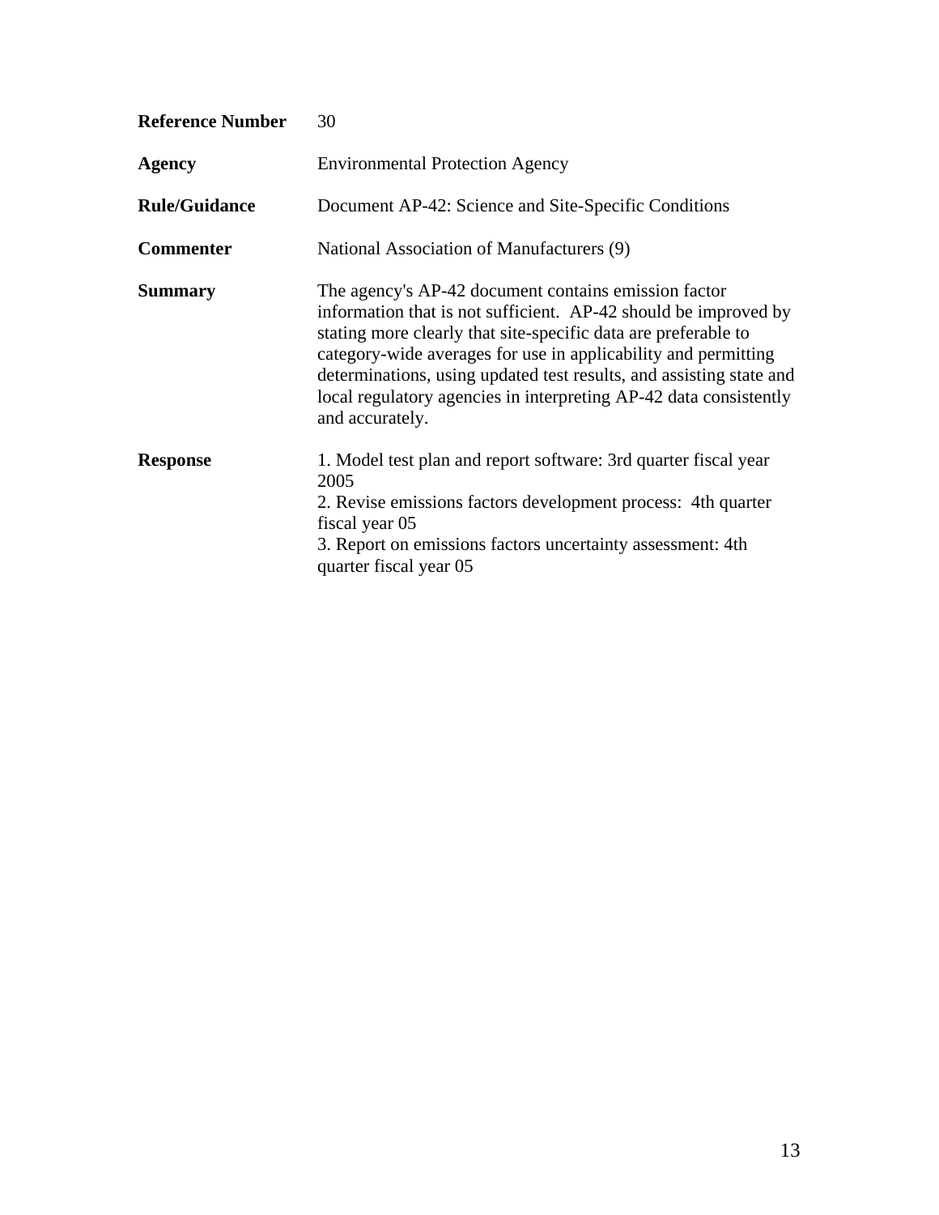| | |
|---|---|
| **Reference Number** | 30 |
| **Agency** | Environmental Protection Agency |
| **Rule/Guidance** | Document AP-42: Science and Site-Specific Conditions |
| **Commenter** | National Association of Manufacturers (9) |
| **Summary** | The agency's AP-42 document contains emission factor information that is not sufficient. AP-42 should be improved by stating more clearly that site-specific data are preferable to category-wide averages for use in applicability and permitting determinations, using updated test results, and assisting state and local regulatory agencies in interpreting AP-42 data consistently and accurately. |
| **Response** | 1. Model test plan and report software: 3rd quarter fiscal year 2005<br>2. Revise emissions factors development process: 4th quarter fiscal year 05<br>3. Report on emissions factors uncertainty assessment: 4th quarter fiscal year 05 |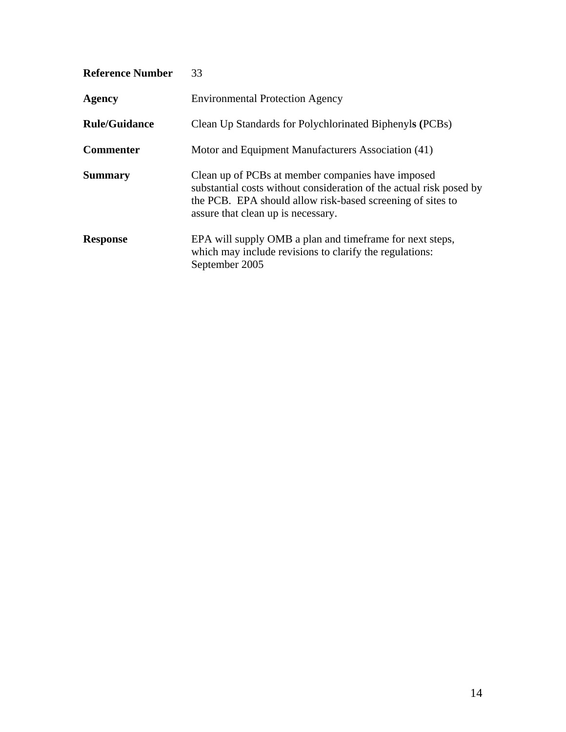**Reference Number** 33

**Agency** Environmental Protection Agency

**Rule/Guidance** Clean Up Standards for Polychlorinated Biphenyls (PCBs)

**Commenter** Motor and Equipment Manufacturers Association (41)

**Summary** Clean up of PCBs at member companies have imposed substantial costs without consideration of the actual risk posed by the PCB. EPA should allow risk-based screening of sites to assure that clean up is necessary.

**Response** EPA will supply OMB a plan and timeframe for next steps, which may include revisions to clarify the regulations: September 2005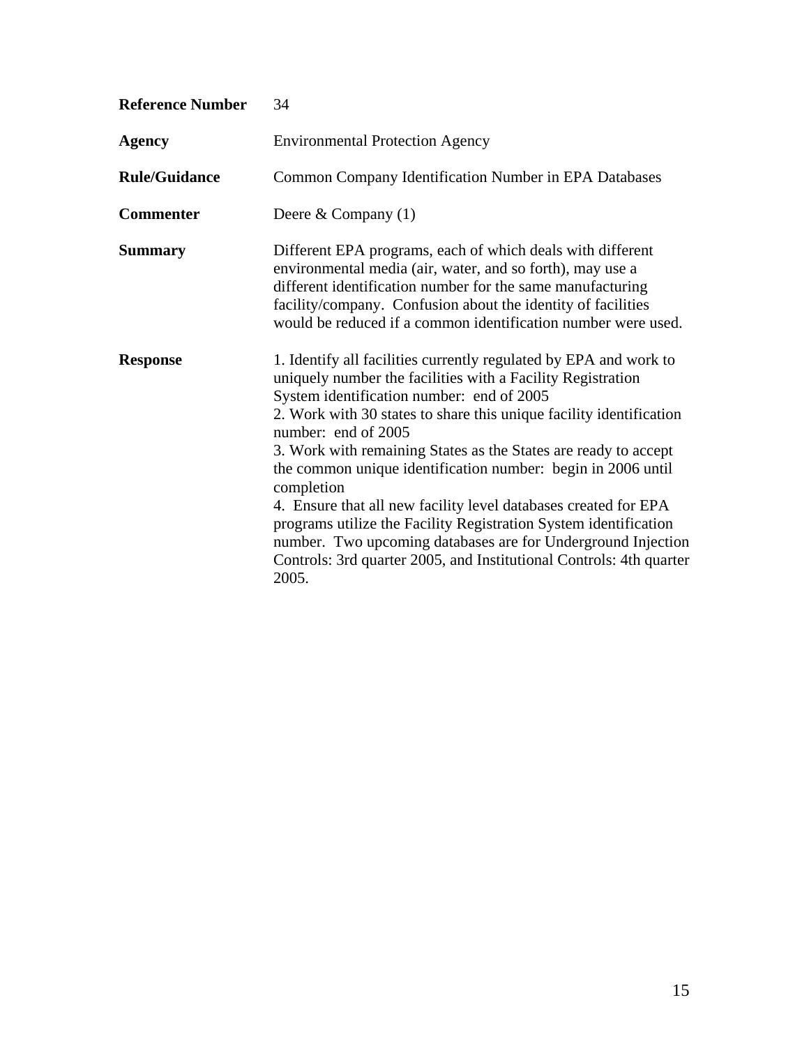| | |
|---|---|
| **Reference Number** | 34 |
| **Agency** | Environmental Protection Agency |
| **Rule/Guidance** | Common Company Identification Number in EPA Databases |
| **Commenter** | Deere & Company (1) |
| **Summary** | Different EPA programs, each of which deals with different environmental media (air, water, and so forth), may use a different identification number for the same manufacturing facility/company. Confusion about the identity of facilities would be reduced if a common identification number were used. |
| **Response** | 1. Identify all facilities currently regulated by EPA and work to uniquely number the facilities with a Facility Registration System identification number: end of 2005<br>2. Work with 30 states to share this unique facility identification number: end of 2005<br>3. Work with remaining States as the States are ready to accept the common unique identification number: begin in 2006 until completion<br>4. Ensure that all new facility level databases created for EPA programs utilize the Facility Registration System identification number. Two upcoming databases are for Underground Injection Controls: 3rd quarter 2005, and Institutional Controls: 4th quarter 2005. |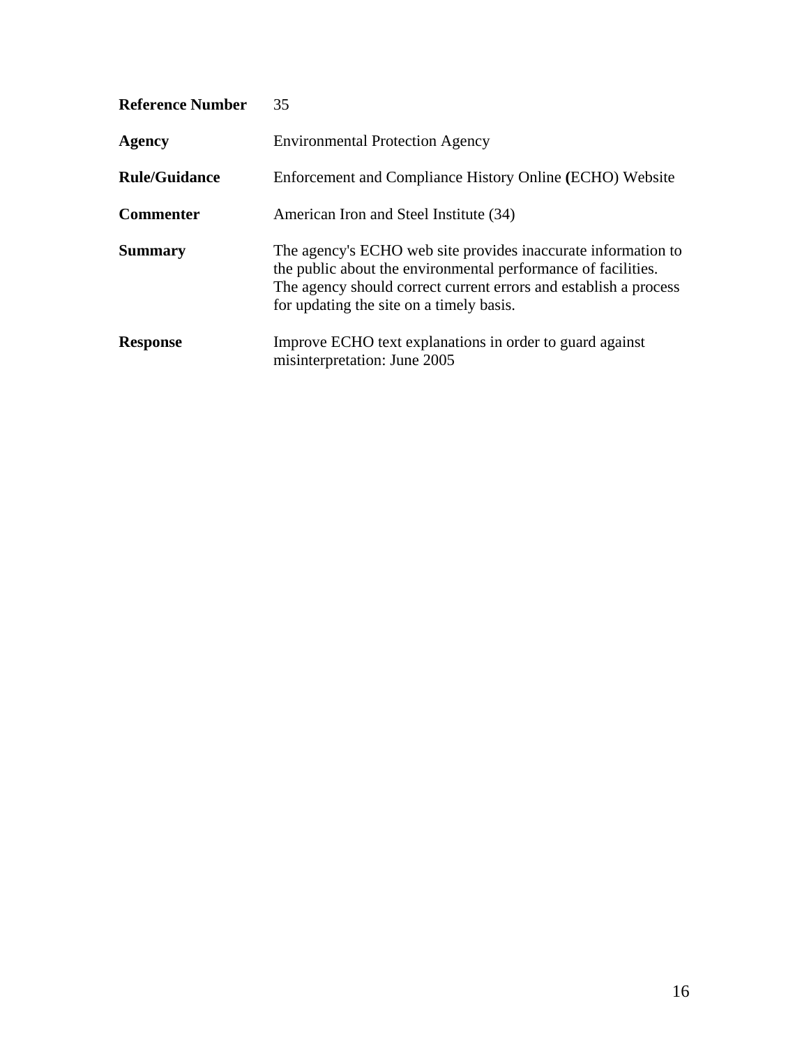| | |
|---|---|
| **Reference Number** | 35 |
| **Agency** | Environmental Protection Agency |
| **Rule/Guidance** | Enforcement and Compliance History Online **(**ECHO) Website |
| **Commenter** | American Iron and Steel Institute (34) |
| **Summary** | The agency's ECHO web site provides inaccurate information to the public about the environmental performance of facilities. The agency should correct current errors and establish a process for updating the site on a timely basis. |
| **Response** | Improve ECHO text explanations in order to guard against misinterpretation: June 2005 |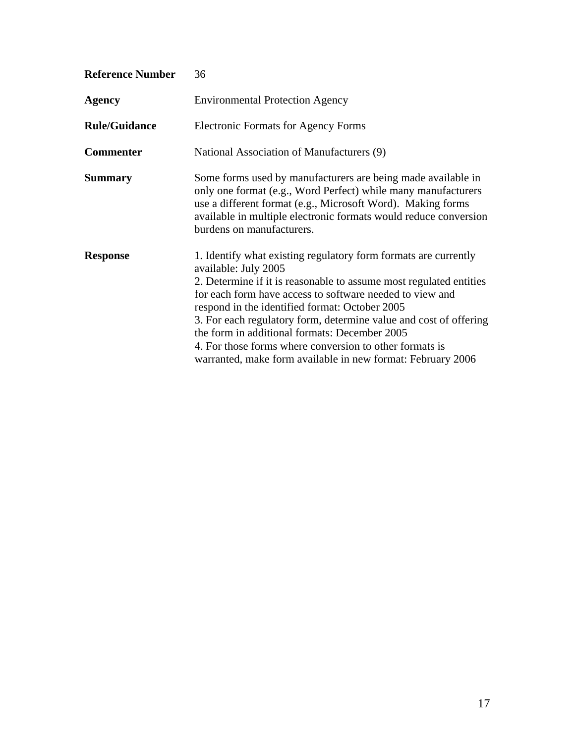| | |
|---|---|
| **Reference Number** | 36 |
| **Agency** | Environmental Protection Agency |
| **Rule/Guidance** | Electronic Formats for Agency Forms |
| **Commenter** | National Association of Manufacturers (9) |
| **Summary** | Some forms used by manufacturers are being made available in only one format (e.g., Word Perfect) while many manufacturers use a different format (e.g., Microsoft Word). Making forms available in multiple electronic formats would reduce conversion burdens on manufacturers. |
| **Response** | 1. Identify what existing regulatory form formats are currently available: July 2005<br>2. Determine if it is reasonable to assume most regulated entities for each form have access to software needed to view and respond in the identified format: October 2005<br>3. For each regulatory form, determine value and cost of offering the form in additional formats: December 2005<br>4. For those forms where conversion to other formats is warranted, make form available in new format: February 2006 |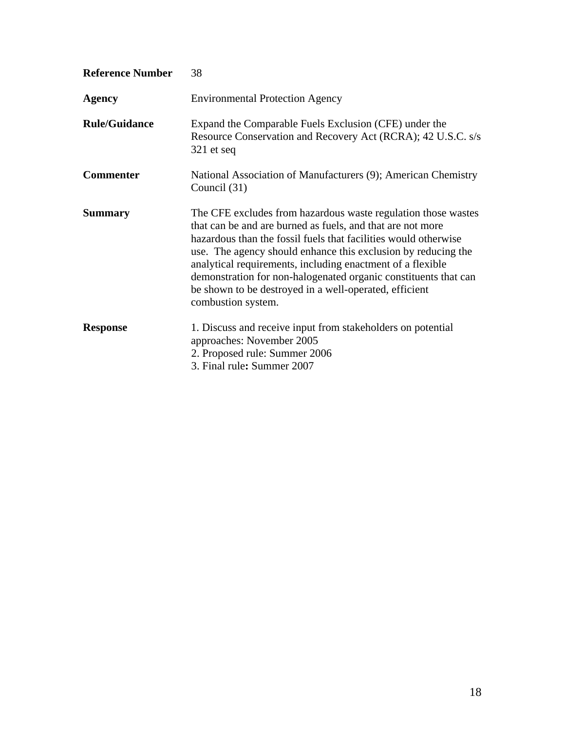| | |
|---|---|
| **Reference Number** | 38 |
| **Agency** | Environmental Protection Agency |
| **Rule/Guidance** | Expand the Comparable Fuels Exclusion (CFE) under the Resource Conservation and Recovery Act (RCRA); 42 U.S.C. s/s 321 et seq |
| **Commenter** | National Association of Manufacturers (9); American Chemistry Council (31) |
| **Summary** | The CFE excludes from hazardous waste regulation those wastes that can be and are burned as fuels, and that are not more hazardous than the fossil fuels that facilities would otherwise use. The agency should enhance this exclusion by reducing the analytical requirements, including enactment of a flexible demonstration for non-halogenated organic constituents that can be shown to be destroyed in a well-operated, efficient combustion system. |
| **Response** | 1. Discuss and receive input from stakeholders on potential approaches: November 2005<br>2. Proposed rule: Summer 2006<br>3. Final rule**:** Summer 2007 |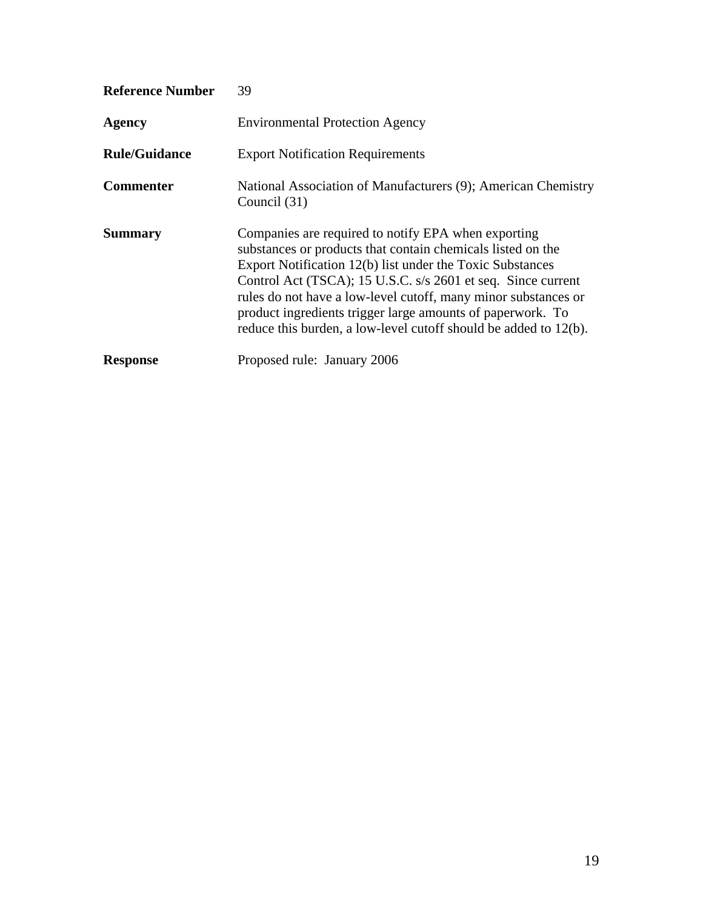| | |
|---|---|
| **Reference Number** | 39 |
| **Agency** | Environmental Protection Agency |
| **Rule/Guidance** | Export Notification Requirements |
| **Commenter** | National Association of Manufacturers (9); American Chemistry Council (31) |
| **Summary** | Companies are required to notify EPA when exporting substances or products that contain chemicals listed on the Export Notification 12(b) list under the Toxic Substances Control Act (TSCA); 15 U.S.C. s/s 2601 et seq. Since current rules do not have a low-level cutoff, many minor substances or product ingredients trigger large amounts of paperwork. To reduce this burden, a low-level cutoff should be added to 12(b). |
| **Response** | Proposed rule: January 2006 |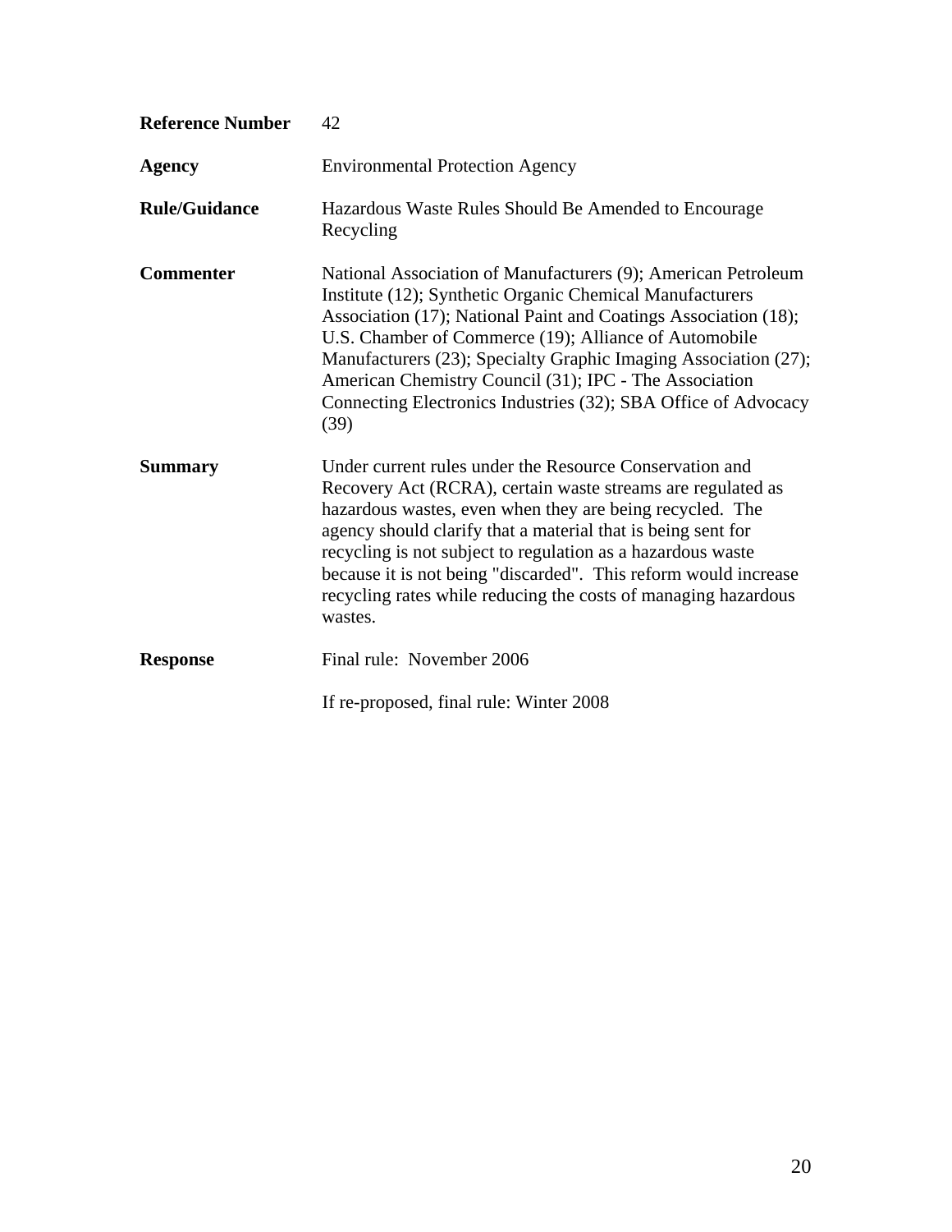| | |
|---|---|
| **Reference Number** | 42 |
| **Agency** | Environmental Protection Agency |
| **Rule/Guidance** | Hazardous Waste Rules Should Be Amended to Encourage Recycling |
| **Commenter** | National Association of Manufacturers (9); American Petroleum Institute (12); Synthetic Organic Chemical Manufacturers Association (17); National Paint and Coatings Association (18); U.S. Chamber of Commerce (19); Alliance of Automobile Manufacturers (23); Specialty Graphic Imaging Association (27); American Chemistry Council (31); IPC - The Association Connecting Electronics Industries (32); SBA Office of Advocacy (39) |
| **Summary** | Under current rules under the Resource Conservation and Recovery Act (RCRA), certain waste streams are regulated as hazardous wastes, even when they are being recycled. The agency should clarify that a material that is being sent for recycling is not subject to regulation as a hazardous waste because it is not being "discarded". This reform would increase recycling rates while reducing the costs of managing hazardous wastes. |
| **Response** | Final rule: November 2006<br><br>If re-proposed, final rule: Winter 2008 |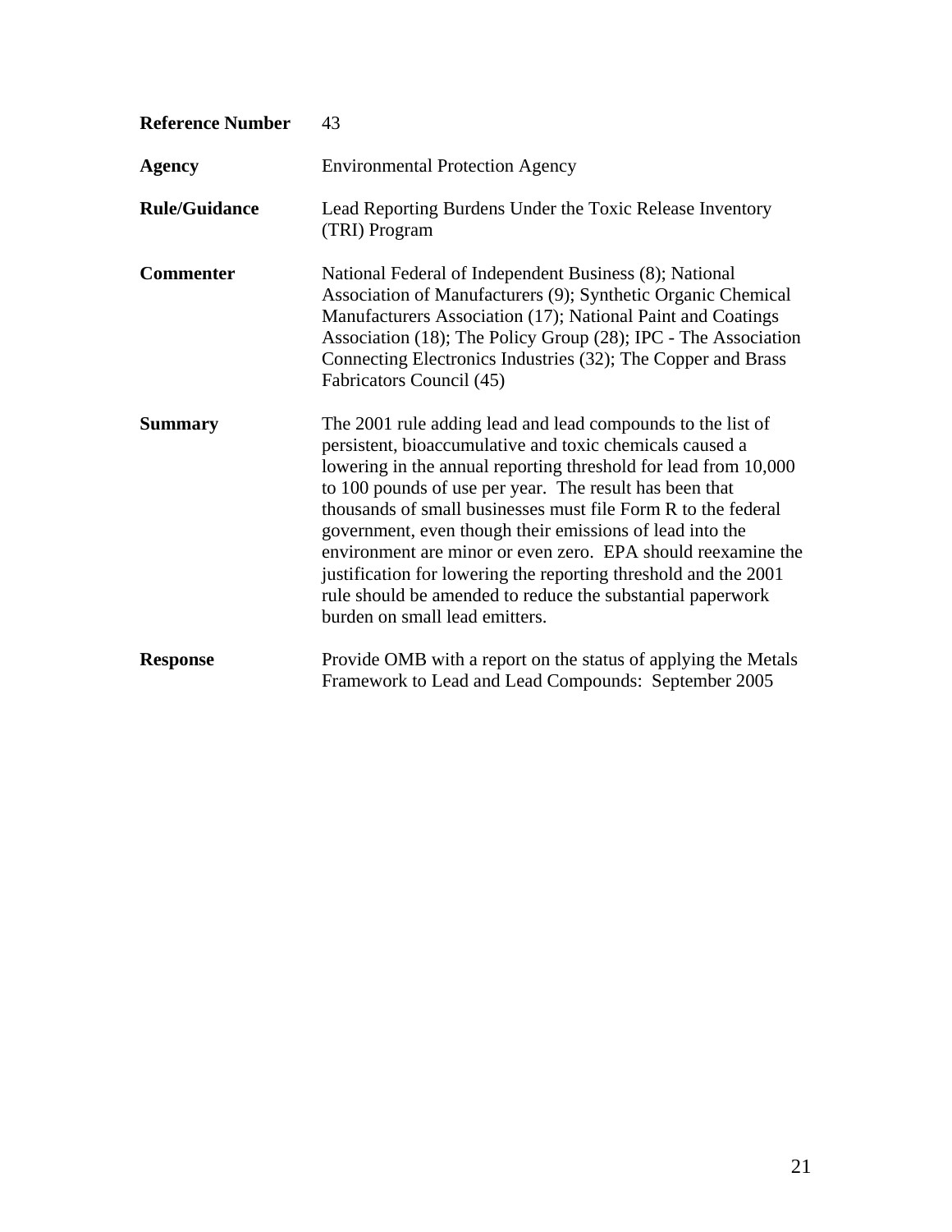| | |
|---|---|
| **Reference Number** | 43 |
| **Agency** | Environmental Protection Agency |
| **Rule/Guidance** | Lead Reporting Burdens Under the Toxic Release Inventory (TRI) Program |
| **Commenter** | National Federal of Independent Business (8); National Association of Manufacturers (9); Synthetic Organic Chemical Manufacturers Association (17); National Paint and Coatings Association (18); The Policy Group (28); IPC - The Association Connecting Electronics Industries (32); The Copper and Brass Fabricators Council (45) |
| **Summary** | The 2001 rule adding lead and lead compounds to the list of persistent, bioaccumulative and toxic chemicals caused a lowering in the annual reporting threshold for lead from 10,000 to 100 pounds of use per year. The result has been that thousands of small businesses must file Form R to the federal government, even though their emissions of lead into the environment are minor or even zero. EPA should reexamine the justification for lowering the reporting threshold and the 2001 rule should be amended to reduce the substantial paperwork burden on small lead emitters. |
| **Response** | Provide OMB with a report on the status of applying the Metals Framework to Lead and Lead Compounds: September 2005 |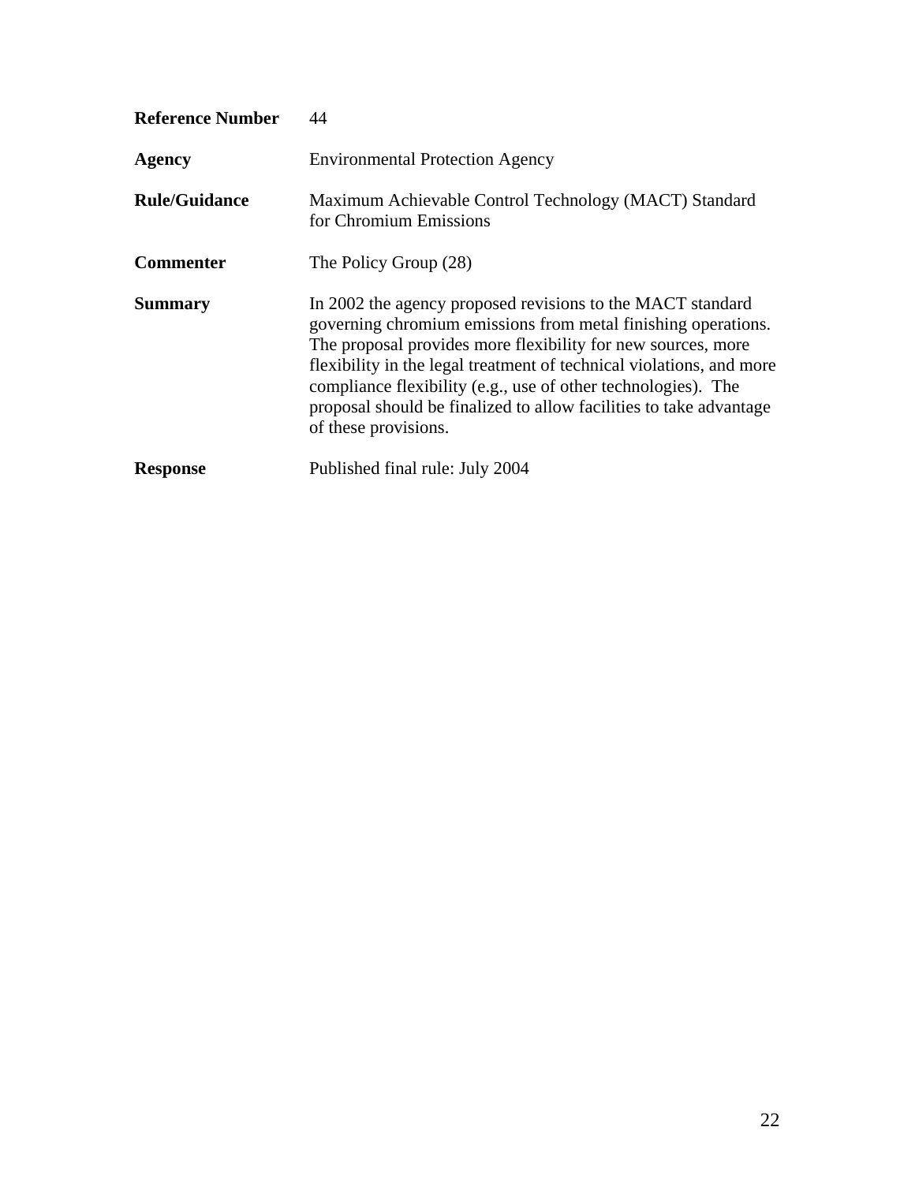| | |
|---|---|
| **Reference Number** | 44 |
| **Agency** | Environmental Protection Agency |
| **Rule/Guidance** | Maximum Achievable Control Technology (MACT) Standard for Chromium Emissions |
| **Commenter** | The Policy Group (28) |
| **Summary** | In 2002 the agency proposed revisions to the MACT standard governing chromium emissions from metal finishing operations. The proposal provides more flexibility for new sources, more flexibility in the legal treatment of technical violations, and more compliance flexibility (e.g., use of other technologies). The proposal should be finalized to allow facilities to take advantage of these provisions. |
| **Response** | Published final rule: July 2004 |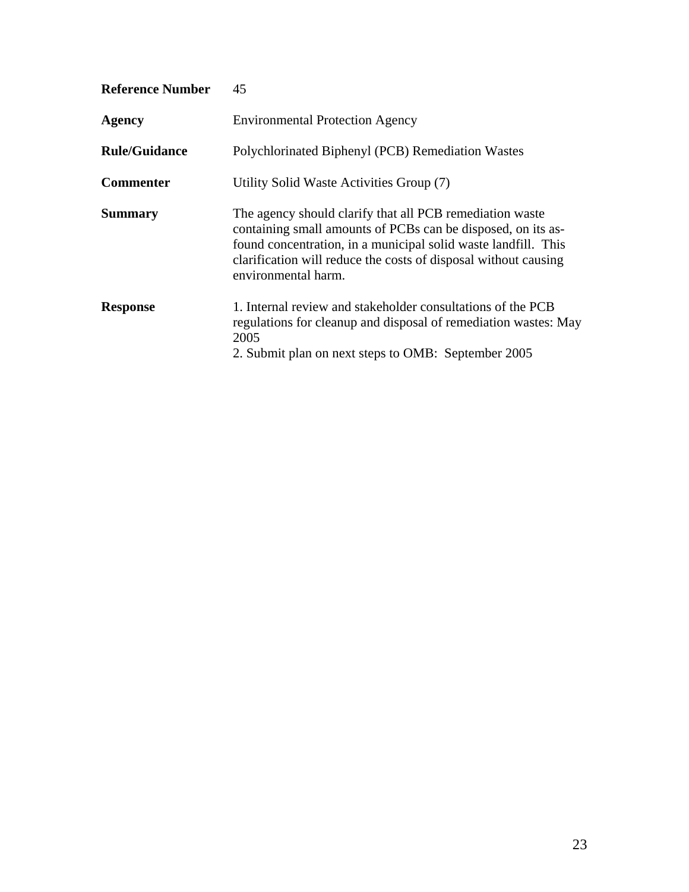| | |
|---|---|
| **Reference Number** | 45 |
| **Agency** | Environmental Protection Agency |
| **Rule/Guidance** | Polychlorinated Biphenyl (PCB) Remediation Wastes |
| **Commenter** | Utility Solid Waste Activities Group (7) |
| **Summary** | The agency should clarify that all PCB remediation waste containing small amounts of PCBs can be disposed, on its as-found concentration, in a municipal solid waste landfill. This clarification will reduce the costs of disposal without causing environmental harm. |
| **Response** | 1. Internal review and stakeholder consultations of the PCB regulations for cleanup and disposal of remediation wastes: May 2005<br>2. Submit plan on next steps to OMB: September 2005 |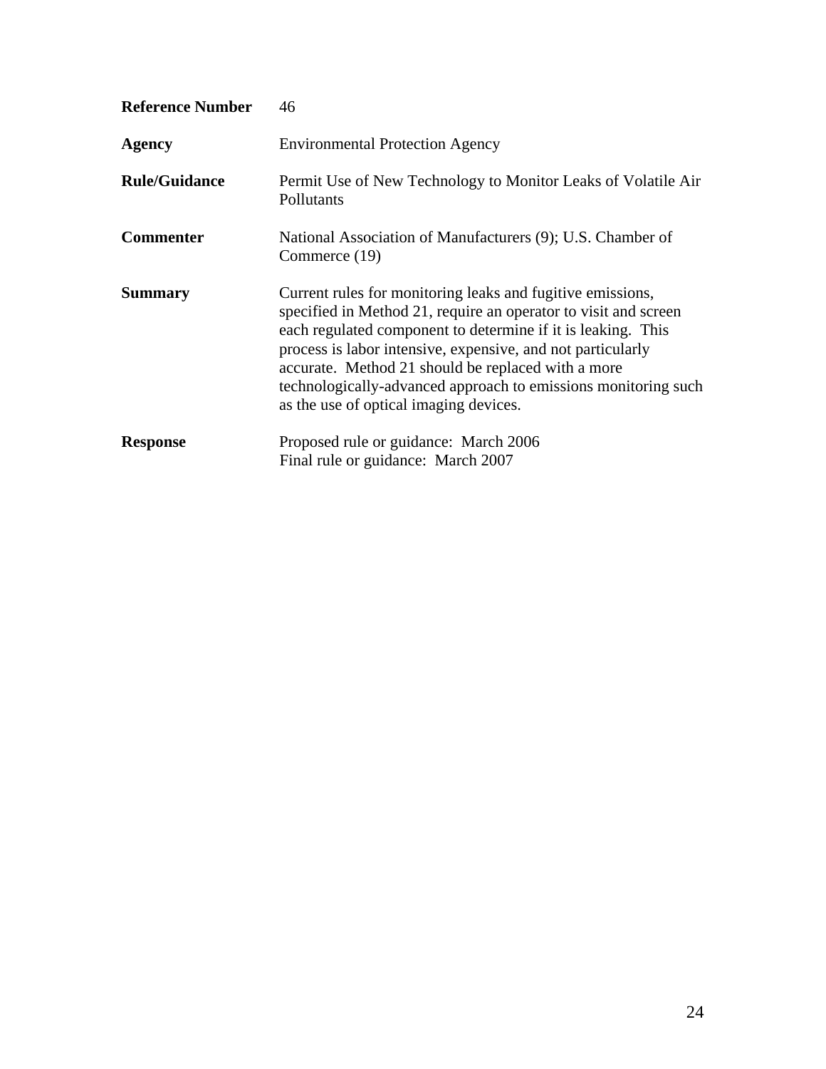| | |
|---|---|
| **Reference Number** | 46 |
| **Agency** | Environmental Protection Agency |
| **Rule/Guidance** | Permit Use of New Technology to Monitor Leaks of Volatile Air Pollutants |
| **Commenter** | National Association of Manufacturers (9); U.S. Chamber of Commerce (19) |
| **Summary** | Current rules for monitoring leaks and fugitive emissions, specified in Method 21, require an operator to visit and screen each regulated component to determine if it is leaking. This process is labor intensive, expensive, and not particularly accurate. Method 21 should be replaced with a more technologically-advanced approach to emissions monitoring such as the use of optical imaging devices. |
| **Response** | Proposed rule or guidance: March 2006<br>Final rule or guidance: March 2007 |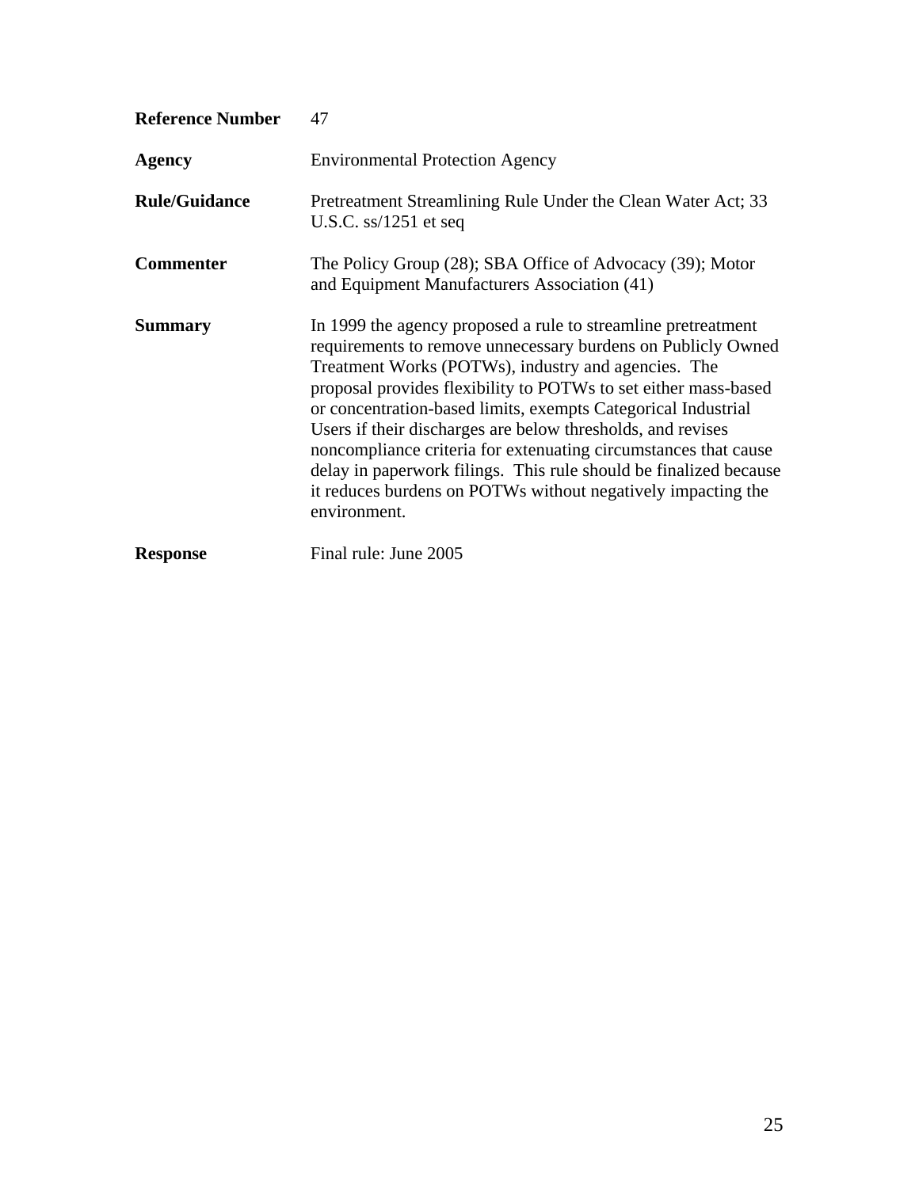| | |
|---|---|
| **Reference Number** | 47 |
| **Agency** | Environmental Protection Agency |
| **Rule/Guidance** | Pretreatment Streamlining Rule Under the Clean Water Act; 33 U.S.C. ss/1251 et seq |
| **Commenter** | The Policy Group (28); SBA Office of Advocacy (39); Motor and Equipment Manufacturers Association (41) |
| **Summary** | In 1999 the agency proposed a rule to streamline pretreatment requirements to remove unnecessary burdens on Publicly Owned Treatment Works (POTWs), industry and agencies. The proposal provides flexibility to POTWs to set either mass-based or concentration-based limits, exempts Categorical Industrial Users if their discharges are below thresholds, and revises noncompliance criteria for extenuating circumstances that cause delay in paperwork filings. This rule should be finalized because it reduces burdens on POTWs without negatively impacting the environment. |
| **Response** | Final rule: June 2005 |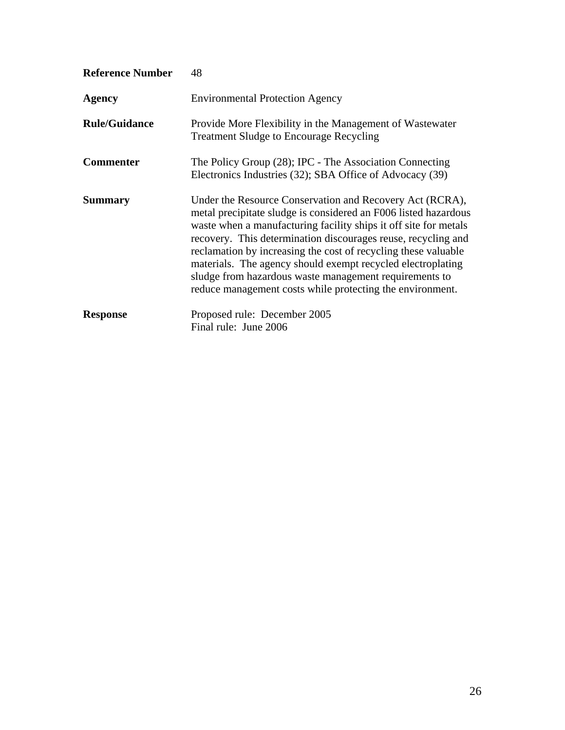| | |
|---|---|
| **Reference Number** | 48 |
| **Agency** | Environmental Protection Agency |
| **Rule/Guidance** | Provide More Flexibility in the Management of Wastewater Treatment Sludge to Encourage Recycling |
| **Commenter** | The Policy Group (28); IPC - The Association Connecting Electronics Industries (32); SBA Office of Advocacy (39) |
| **Summary** | Under the Resource Conservation and Recovery Act (RCRA), metal precipitate sludge is considered an F006 listed hazardous waste when a manufacturing facility ships it off site for metals recovery. This determination discourages reuse, recycling and reclamation by increasing the cost of recycling these valuable materials. The agency should exempt recycled electroplating sludge from hazardous waste management requirements to reduce management costs while protecting the environment. |
| **Response** | Proposed rule: December 2005<br>Final rule: June 2006 |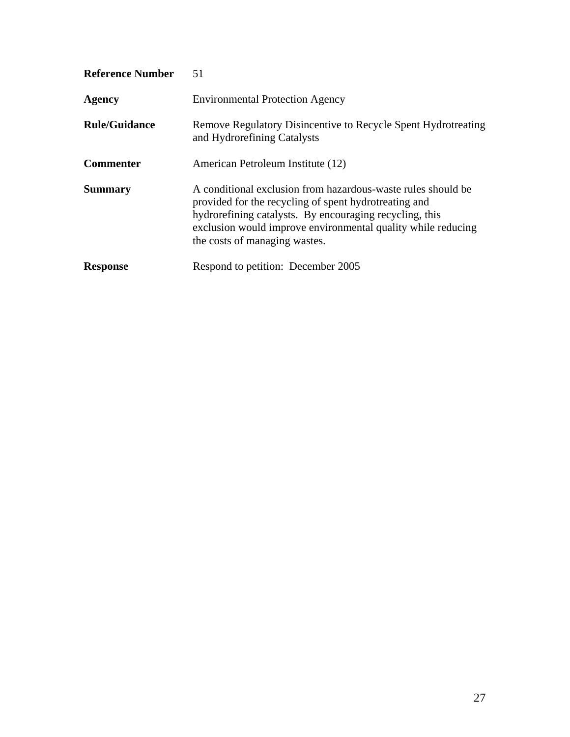| | |
|---|---|
| **Reference Number** | 51 |
| **Agency** | Environmental Protection Agency |
| **Rule/Guidance** | Remove Regulatory Disincentive to Recycle Spent Hydrotreating and Hydrorefining Catalysts |
| **Commenter** | American Petroleum Institute (12) |
| **Summary** | A conditional exclusion from hazardous-waste rules should be provided for the recycling of spent hydrotreating and hydrorefining catalysts. By encouraging recycling, this exclusion would improve environmental quality while reducing the costs of managing wastes. |
| **Response** | Respond to petition: December 2005 |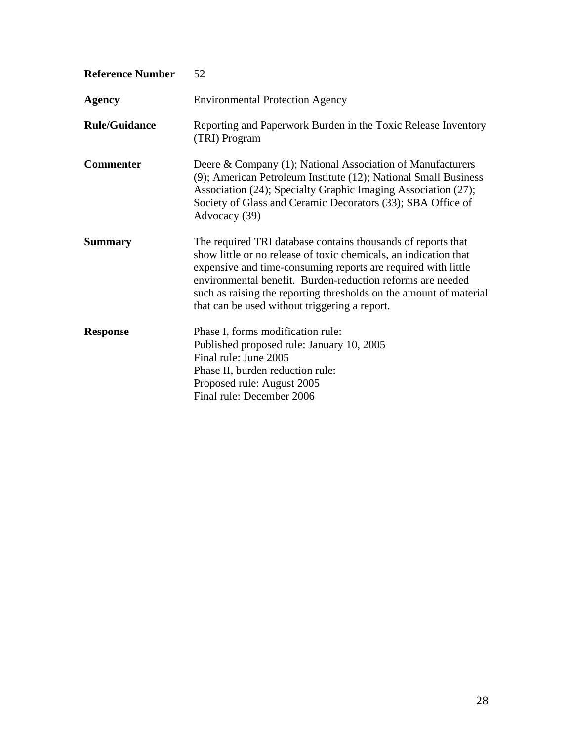| | |
|---|---|
| **Reference Number** | 52 |
| **Agency** | Environmental Protection Agency |
| **Rule/Guidance** | Reporting and Paperwork Burden in the Toxic Release Inventory (TRI) Program |
| **Commenter** | Deere & Company (1); National Association of Manufacturers (9); American Petroleum Institute (12); National Small Business Association (24); Specialty Graphic Imaging Association (27); Society of Glass and Ceramic Decorators (33); SBA Office of Advocacy (39) |
| **Summary** | The required TRI database contains thousands of reports that show little or no release of toxic chemicals, an indication that expensive and time-consuming reports are required with little environmental benefit. Burden-reduction reforms are needed such as raising the reporting thresholds on the amount of material that can be used without triggering a report. |
| **Response** | Phase I, forms modification rule:<br>Published proposed rule: January 10, 2005<br>Final rule: June 2005<br>Phase II, burden reduction rule:<br>Proposed rule: August 2005<br>Final rule: December 2006 |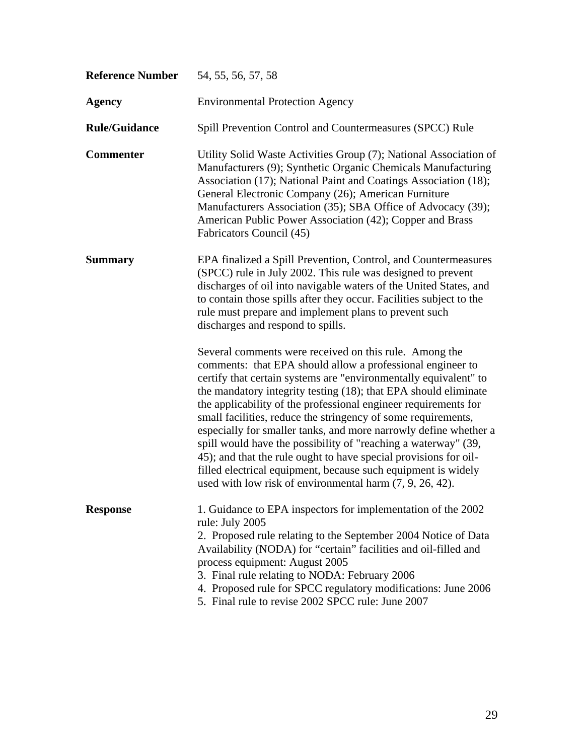**Reference Number** 54, 55, 56, 57, 58

**Agency** Environmental Protection Agency

**Rule/Guidance** Spill Prevention Control and Countermeasures (SPCC) Rule

**Commenter** Utility Solid Waste Activities Group (7); National Association of Manufacturers (9); Synthetic Organic Chemicals Manufacturing Association (17); National Paint and Coatings Association (18); General Electronic Company (26); American Furniture Manufacturers Association (35); SBA Office of Advocacy (39); American Public Power Association (42); Copper and Brass Fabricators Council (45)

**Summary** EPA finalized a Spill Prevention, Control, and Countermeasures (SPCC) rule in July 2002. This rule was designed to prevent discharges of oil into navigable waters of the United States, and to contain those spills after they occur. Facilities subject to the rule must prepare and implement plans to prevent such discharges and respond to spills.

Several comments were received on this rule. Among the comments: that EPA should allow a professional engineer to certify that certain systems are "environmentally equivalent" to the mandatory integrity testing (18); that EPA should eliminate the applicability of the professional engineer requirements for small facilities, reduce the stringency of some requirements, especially for smaller tanks, and more narrowly define whether a spill would have the possibility of "reaching a waterway" (39, 45); and that the rule ought to have special provisions for oil-filled electrical equipment, because such equipment is widely used with low risk of environmental harm (7, 9, 26, 42).

**Response**

1. Guidance to EPA inspectors for implementation of the 2002 rule: July 2005
2. Proposed rule relating to the September 2004 Notice of Data Availability (NODA) for "certain" facilities and oil-filled and process equipment: August 2005
3. Final rule relating to NODA: February 2006
4. Proposed rule for SPCC regulatory modifications: June 2006
5. Final rule to revise 2002 SPCC rule: June 2007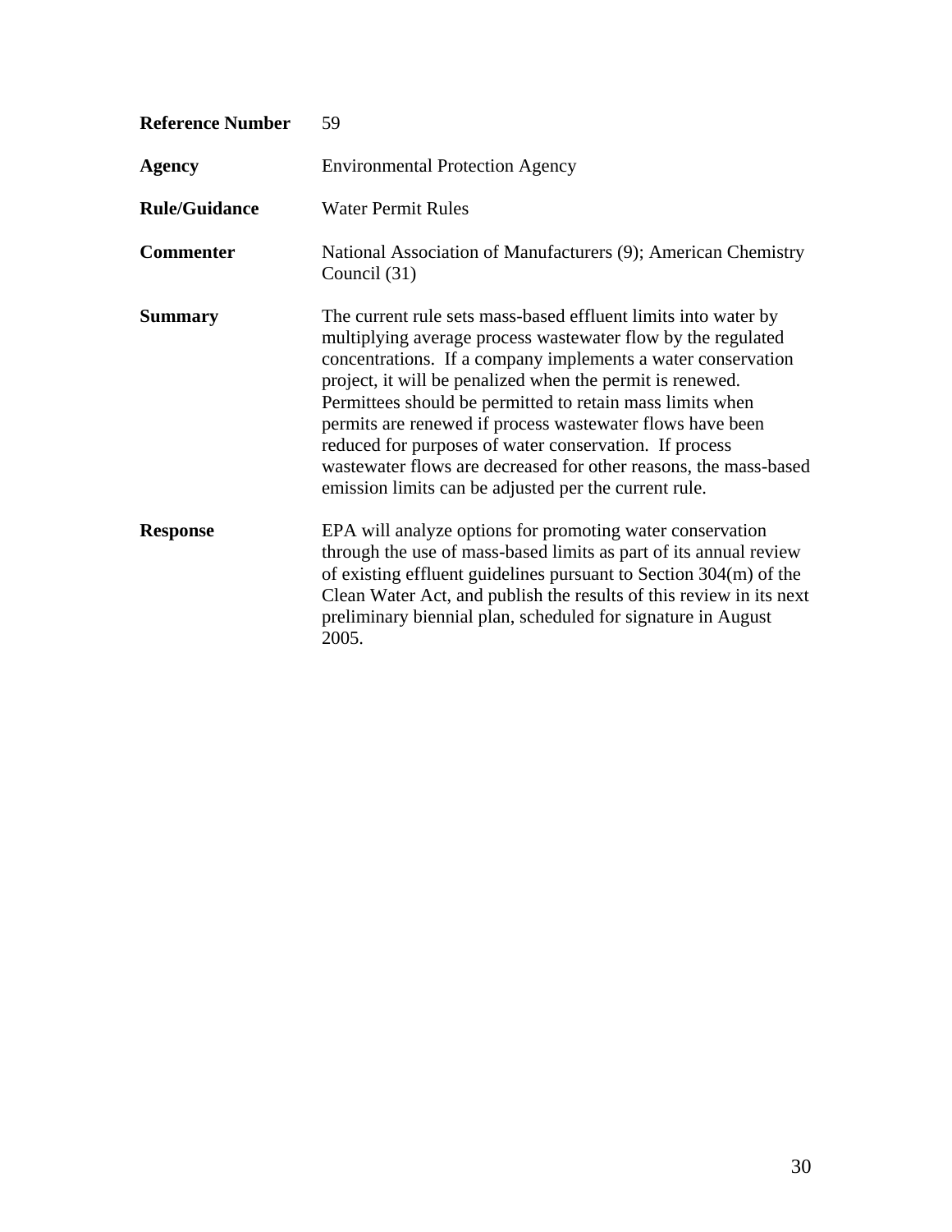| | |
|---|---|
| **Reference Number** | 59 |
| **Agency** | Environmental Protection Agency |
| **Rule/Guidance** | Water Permit Rules |
| **Commenter** | National Association of Manufacturers (9); American Chemistry Council (31) |
| **Summary** | The current rule sets mass-based effluent limits into water by multiplying average process wastewater flow by the regulated concentrations. If a company implements a water conservation project, it will be penalized when the permit is renewed. Permittees should be permitted to retain mass limits when permits are renewed if process wastewater flows have been reduced for purposes of water conservation. If process wastewater flows are decreased for other reasons, the mass-based emission limits can be adjusted per the current rule. |
| **Response** | EPA will analyze options for promoting water conservation through the use of mass-based limits as part of its annual review of existing effluent guidelines pursuant to Section 304(m) of the Clean Water Act, and publish the results of this review in its next preliminary biennial plan, scheduled for signature in August 2005. |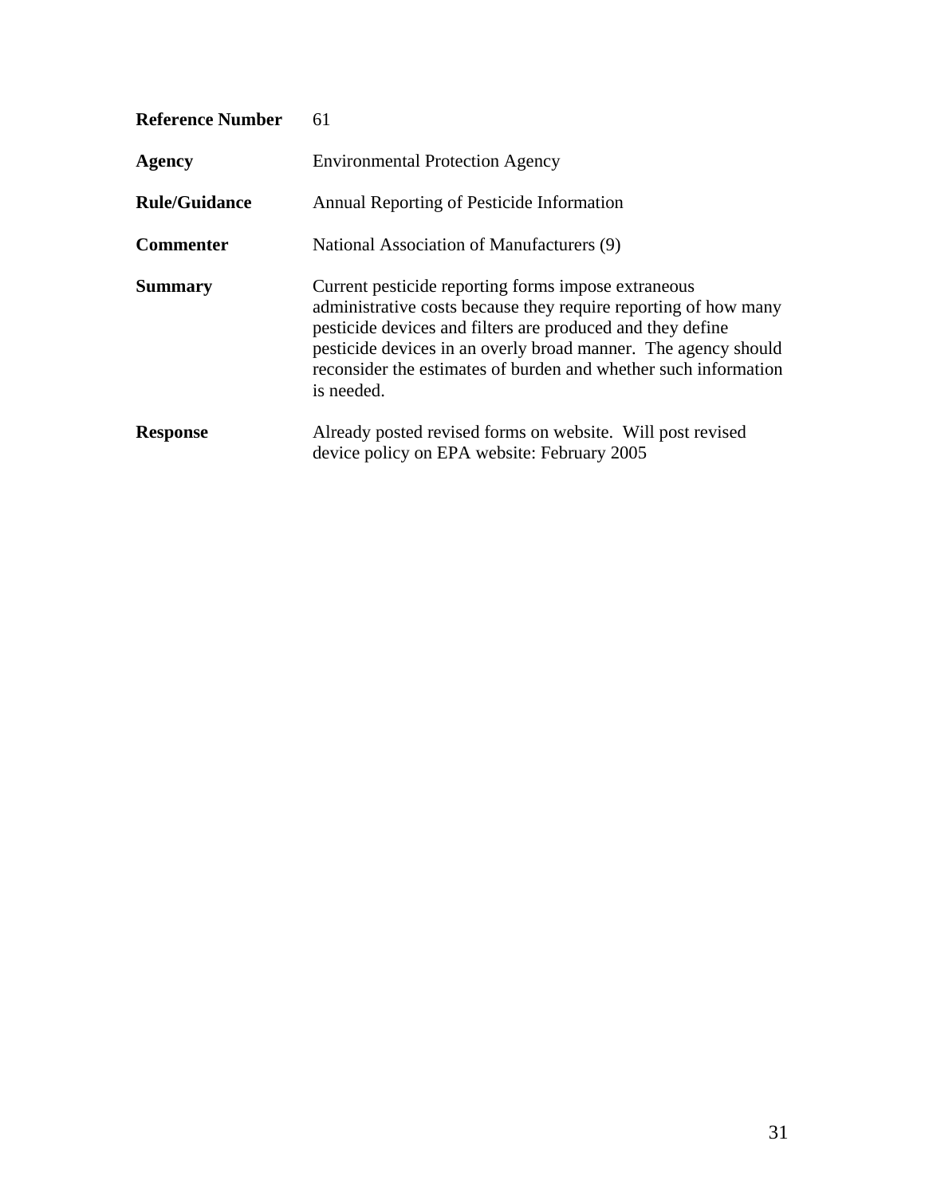| | |
|---|---|
| **Reference Number** | 61 |
| **Agency** | Environmental Protection Agency |
| **Rule/Guidance** | Annual Reporting of Pesticide Information |
| **Commenter** | National Association of Manufacturers (9) |
| **Summary** | Current pesticide reporting forms impose extraneous administrative costs because they require reporting of how many pesticide devices and filters are produced and they define pesticide devices in an overly broad manner. The agency should reconsider the estimates of burden and whether such information is needed. |
| **Response** | Already posted revised forms on website. Will post revised device policy on EPA website: February 2005 |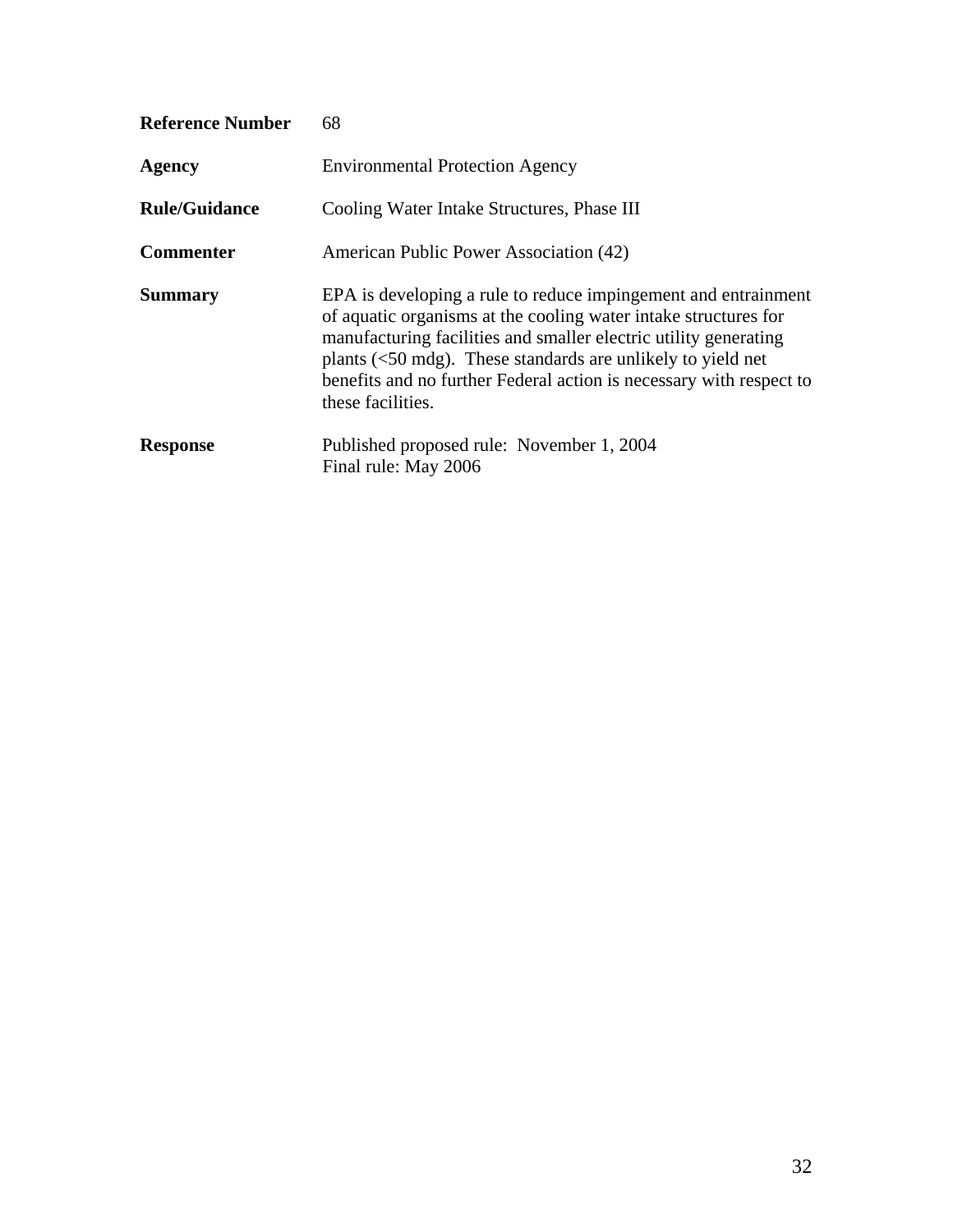**Reference Number** 68

**Agency** Environmental Protection Agency

**Rule/Guidance** Cooling Water Intake Structures, Phase III

**Commenter** American Public Power Association (42)

**Summary** EPA is developing a rule to reduce impingement and entrainment of aquatic organisms at the cooling water intake structures for manufacturing facilities and smaller electric utility generating plants (<50 mdg). These standards are unlikely to yield net benefits and no further Federal action is necessary with respect to these facilities.

**Response** Published proposed rule: November 1, 2004
Final rule: May 2006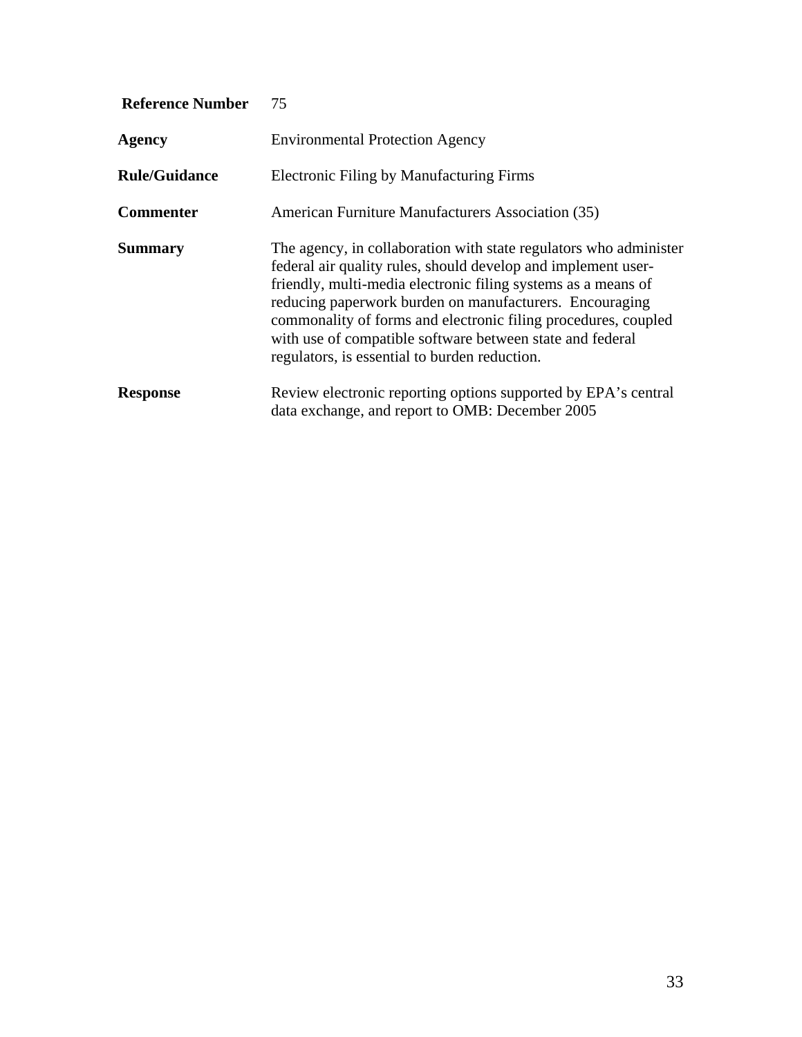| | |
|---|---|
| **Reference Number** | 75 |
| **Agency** | Environmental Protection Agency |
| **Rule/Guidance** | Electronic Filing by Manufacturing Firms |
| **Commenter** | American Furniture Manufacturers Association (35) |
| **Summary** | The agency, in collaboration with state regulators who administer federal air quality rules, should develop and implement user-friendly, multi-media electronic filing systems as a means of reducing paperwork burden on manufacturers. Encouraging commonality of forms and electronic filing procedures, coupled with use of compatible software between state and federal regulators, is essential to burden reduction. |
| **Response** | Review electronic reporting options supported by EPA's central data exchange, and report to OMB: December 2005 |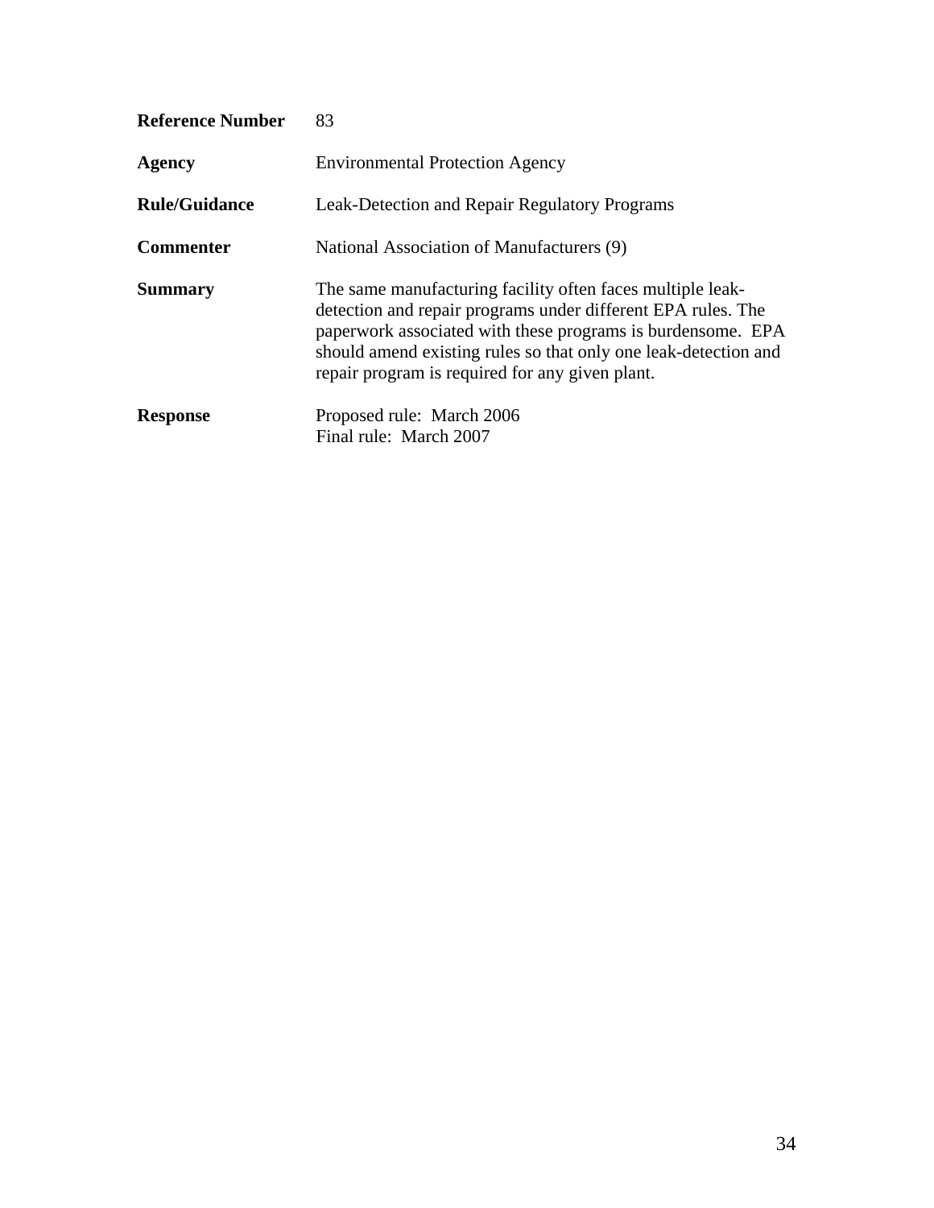| | |
|---|---|
| **Reference Number** | 83 |
| **Agency** | Environmental Protection Agency |
| **Rule/Guidance** | Leak-Detection and Repair Regulatory Programs |
| **Commenter** | National Association of Manufacturers (9) |
| **Summary** | The same manufacturing facility often faces multiple leak-detection and repair programs under different EPA rules. The paperwork associated with these programs is burdensome. EPA should amend existing rules so that only one leak-detection and repair program is required for any given plant. |
| **Response** | Proposed rule: March 2006<br>Final rule: March 2007 |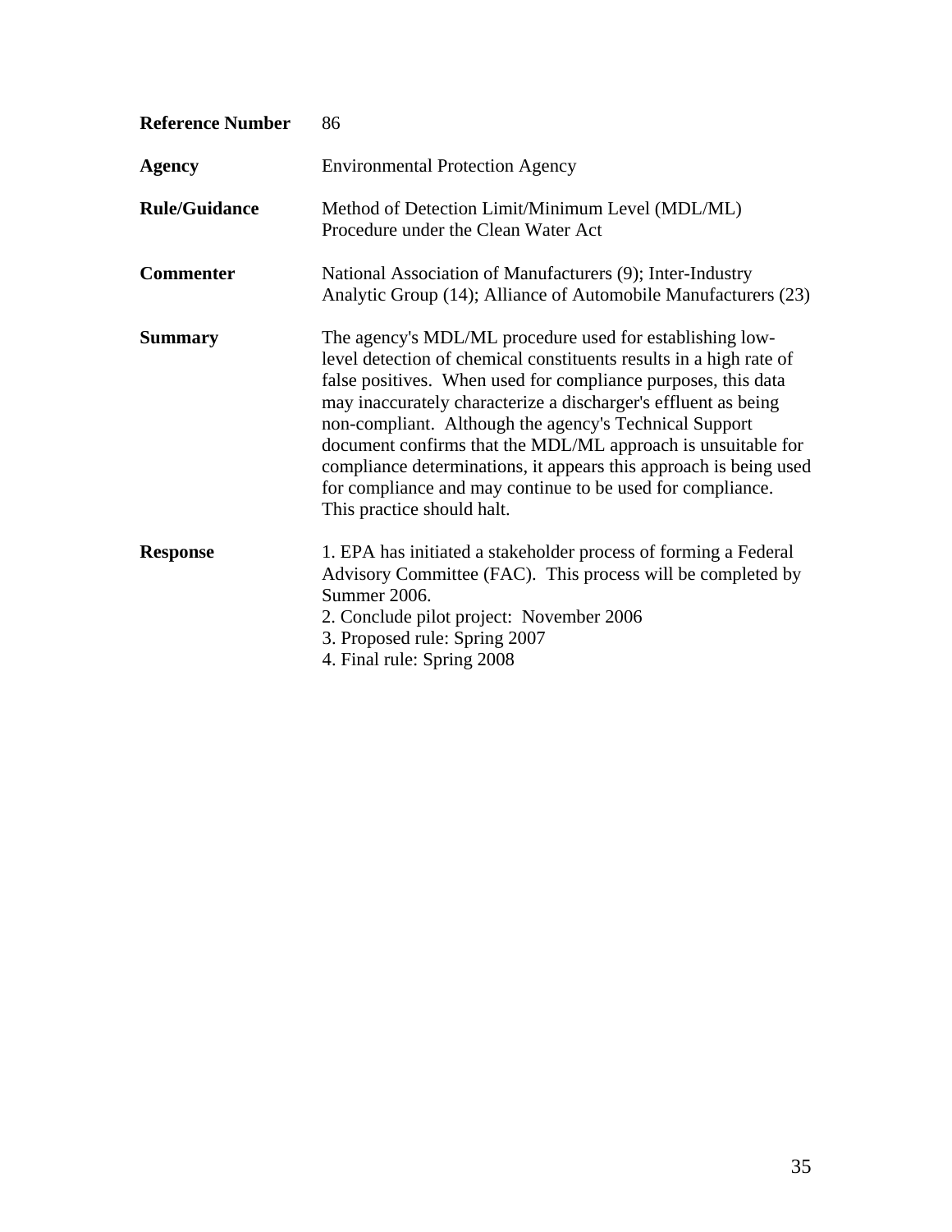**Reference Number** 86

**Agency** Environmental Protection Agency

**Rule/Guidance** Method of Detection Limit/Minimum Level (MDL/ML) Procedure under the Clean Water Act

**Commenter** National Association of Manufacturers (9); Inter-Industry Analytic Group (14); Alliance of Automobile Manufacturers (23)

**Summary** The agency's MDL/ML procedure used for establishing low-level detection of chemical constituents results in a high rate of false positives. When used for compliance purposes, this data may inaccurately characterize a discharger's effluent as being non-compliant. Although the agency's Technical Support document confirms that the MDL/ML approach is unsuitable for compliance determinations, it appears this approach is being used for compliance and may continue to be used for compliance. This practice should halt.

**Response**

1. EPA has initiated a stakeholder process of forming a Federal Advisory Committee (FAC). This process will be completed by Summer 2006.
2. Conclude pilot project: November 2006
3. Proposed rule: Spring 2007
4. Final rule: Spring 2008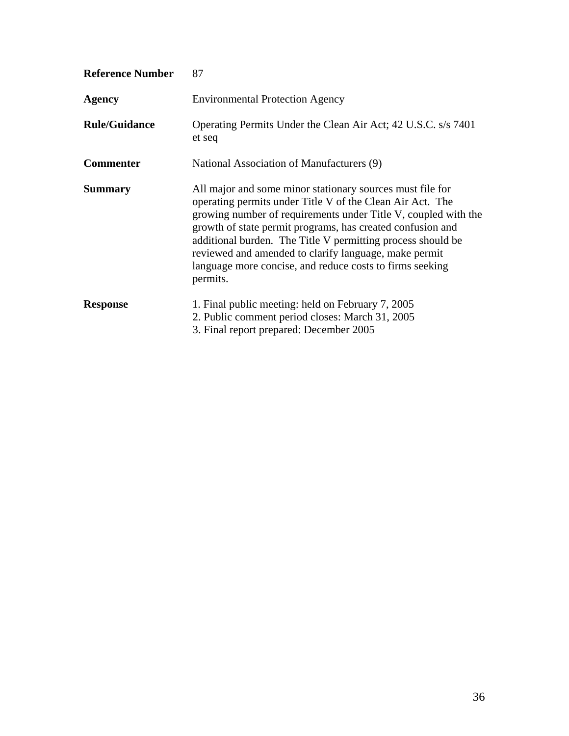**Reference Number** 87

**Agency** Environmental Protection Agency

**Rule/Guidance** Operating Permits Under the Clean Air Act; 42 U.S.C. s/s 7401 et seq

**Commenter** National Association of Manufacturers (9)

**Summary** All major and some minor stationary sources must file for operating permits under Title V of the Clean Air Act. The growing number of requirements under Title V, coupled with the growth of state permit programs, has created confusion and additional burden. The Title V permitting process should be reviewed and amended to clarify language, make permit language more concise, and reduce costs to firms seeking permits.

**Response**

1. Final public meeting: held on February 7, 2005
2. Public comment period closes: March 31, 2005
3. Final report prepared: December 2005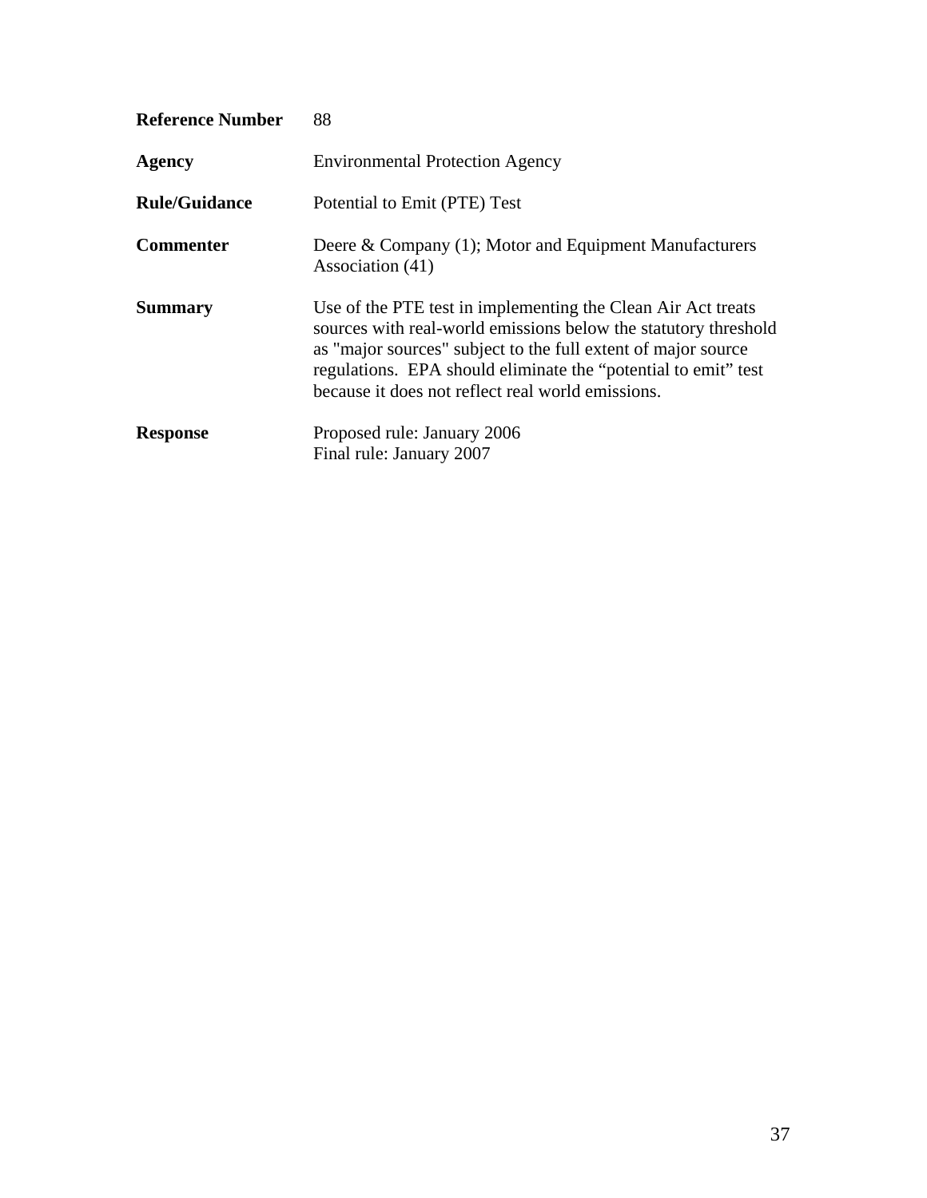| | |
|---|---|
| **Reference Number** | 88 |
| **Agency** | Environmental Protection Agency |
| **Rule/Guidance** | Potential to Emit (PTE) Test |
| **Commenter** | Deere & Company (1); Motor and Equipment Manufacturers Association (41) |
| **Summary** | Use of the PTE test in implementing the Clean Air Act treats sources with real-world emissions below the statutory threshold as "major sources" subject to the full extent of major source regulations. EPA should eliminate the "potential to emit" test because it does not reflect real world emissions. |
| **Response** | Proposed rule: January 2006<br>Final rule: January 2007 |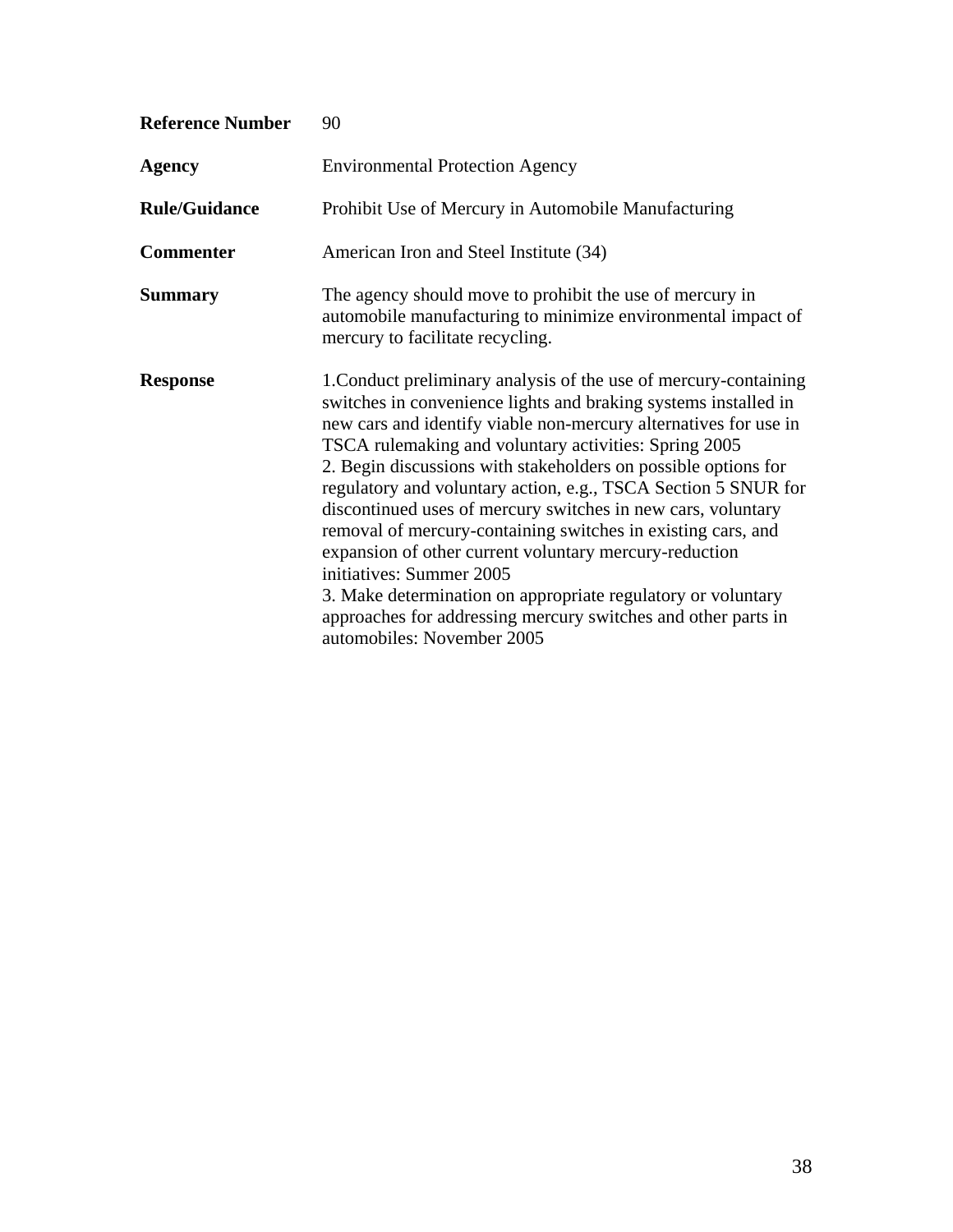| | |
|---|---|
| **Reference Number** | 90 |
| **Agency** | Environmental Protection Agency |
| **Rule/Guidance** | Prohibit Use of Mercury in Automobile Manufacturing |
| **Commenter** | American Iron and Steel Institute (34) |
| **Summary** | The agency should move to prohibit the use of mercury in automobile manufacturing to minimize environmental impact of mercury to facilitate recycling. |
| **Response** | 1.Conduct preliminary analysis of the use of mercury-containing switches in convenience lights and braking systems installed in new cars and identify viable non-mercury alternatives for use in TSCA rulemaking and voluntary activities: Spring 2005<br>2. Begin discussions with stakeholders on possible options for regulatory and voluntary action, e.g., TSCA Section 5 SNUR for discontinued uses of mercury switches in new cars, voluntary removal of mercury-containing switches in existing cars, and expansion of other current voluntary mercury-reduction initiatives: Summer 2005<br>3. Make determination on appropriate regulatory or voluntary approaches for addressing mercury switches and other parts in automobiles: November 2005 |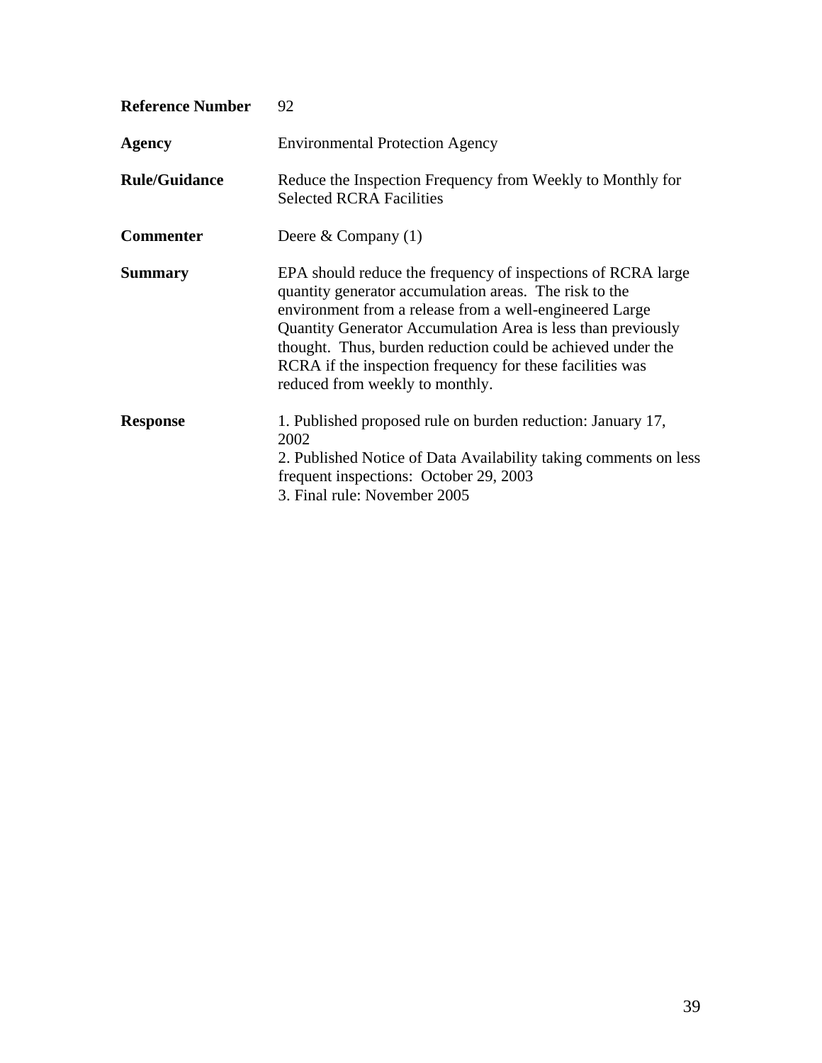| | |
|---|---|
| **Reference Number** | 92 |
| **Agency** | Environmental Protection Agency |
| **Rule/Guidance** | Reduce the Inspection Frequency from Weekly to Monthly for Selected RCRA Facilities |
| **Commenter** | Deere & Company (1) |
| **Summary** | EPA should reduce the frequency of inspections of RCRA large quantity generator accumulation areas. The risk to the environment from a release from a well-engineered Large Quantity Generator Accumulation Area is less than previously thought. Thus, burden reduction could be achieved under the RCRA if the inspection frequency for these facilities was reduced from weekly to monthly. |
| **Response** | 1. Published proposed rule on burden reduction: January 17, 2002<br>2. Published Notice of Data Availability taking comments on less frequent inspections: October 29, 2003<br>3. Final rule: November 2005 |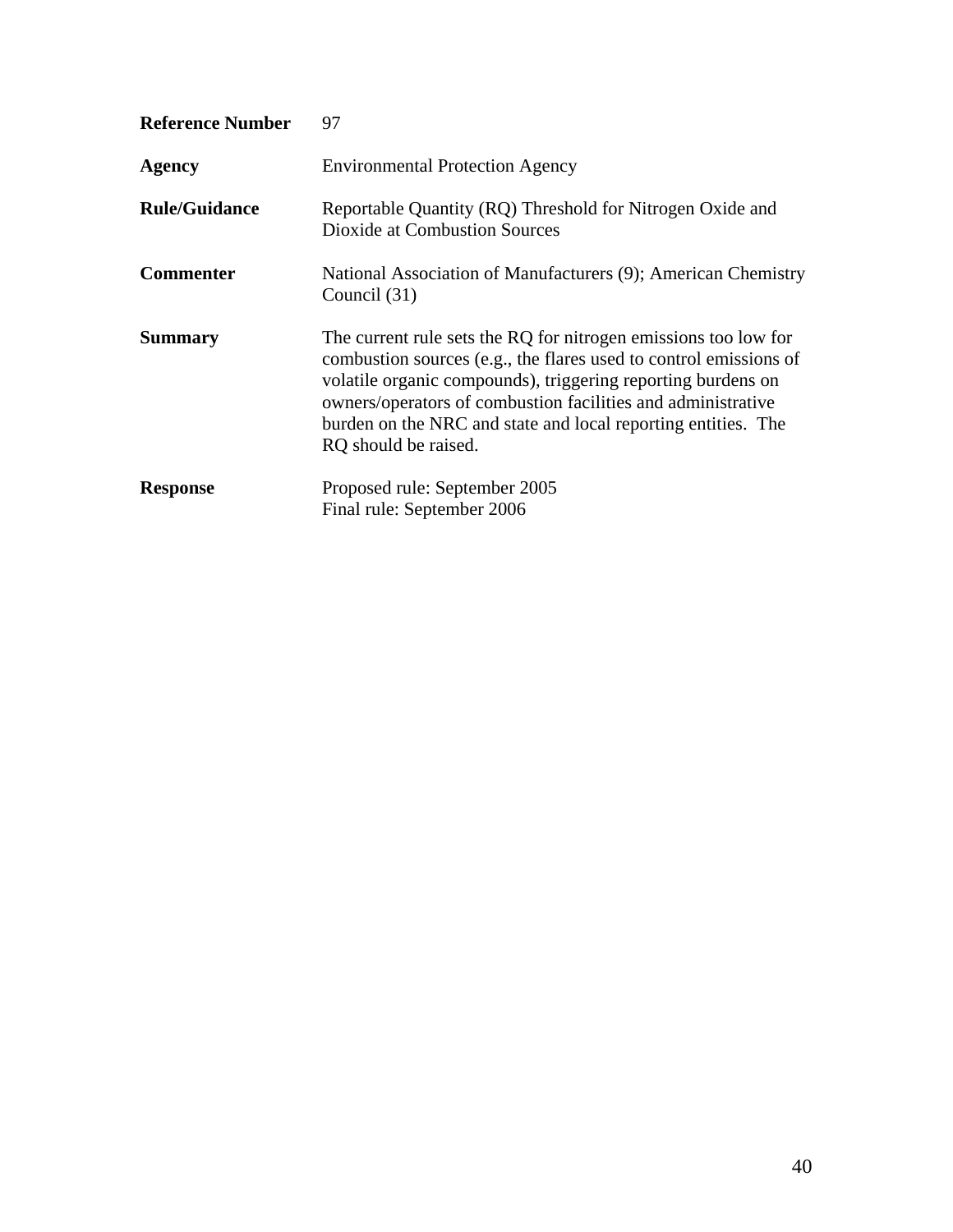| | |
|---|---|
| **Reference Number** | 97 |
| **Agency** | Environmental Protection Agency |
| **Rule/Guidance** | Reportable Quantity (RQ) Threshold for Nitrogen Oxide and Dioxide at Combustion Sources |
| **Commenter** | National Association of Manufacturers (9); American Chemistry Council (31) |
| **Summary** | The current rule sets the RQ for nitrogen emissions too low for combustion sources (e.g., the flares used to control emissions of volatile organic compounds), triggering reporting burdens on owners/operators of combustion facilities and administrative burden on the NRC and state and local reporting entities. The RQ should be raised. |
| **Response** | Proposed rule: September 2005<br>Final rule: September 2006 |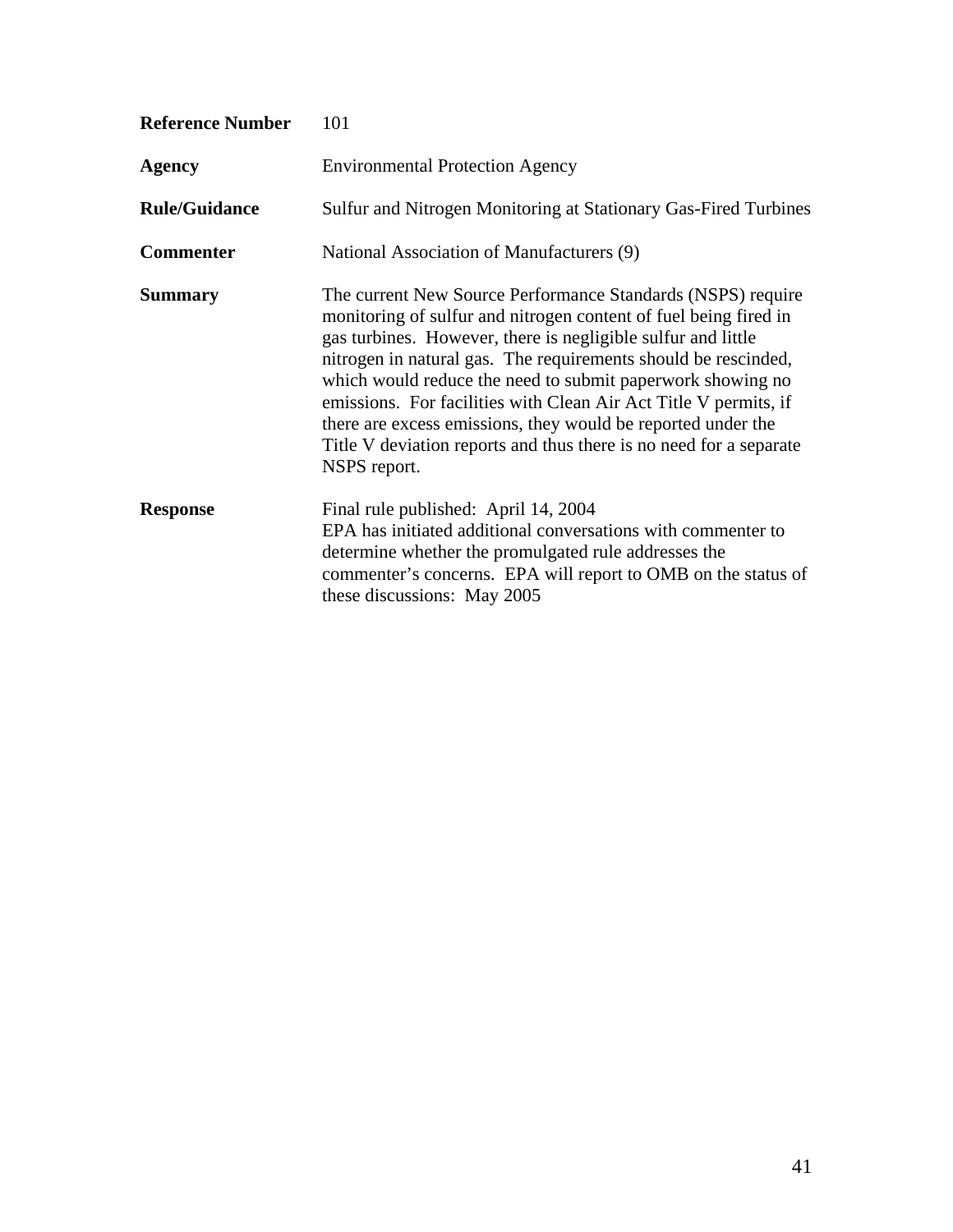**Reference Number** 101

**Agency** Environmental Protection Agency

**Rule/Guidance** Sulfur and Nitrogen Monitoring at Stationary Gas-Fired Turbines

**Commenter** National Association of Manufacturers (9)

**Summary** The current New Source Performance Standards (NSPS) require monitoring of sulfur and nitrogen content of fuel being fired in gas turbines. However, there is negligible sulfur and little nitrogen in natural gas. The requirements should be rescinded, which would reduce the need to submit paperwork showing no emissions. For facilities with Clean Air Act Title V permits, if there are excess emissions, they would be reported under the Title V deviation reports and thus there is no need for a separate NSPS report.

**Response** Final rule published: April 14, 2004
EPA has initiated additional conversations with commenter to determine whether the promulgated rule addresses the commenter's concerns. EPA will report to OMB on the status of these discussions: May 2005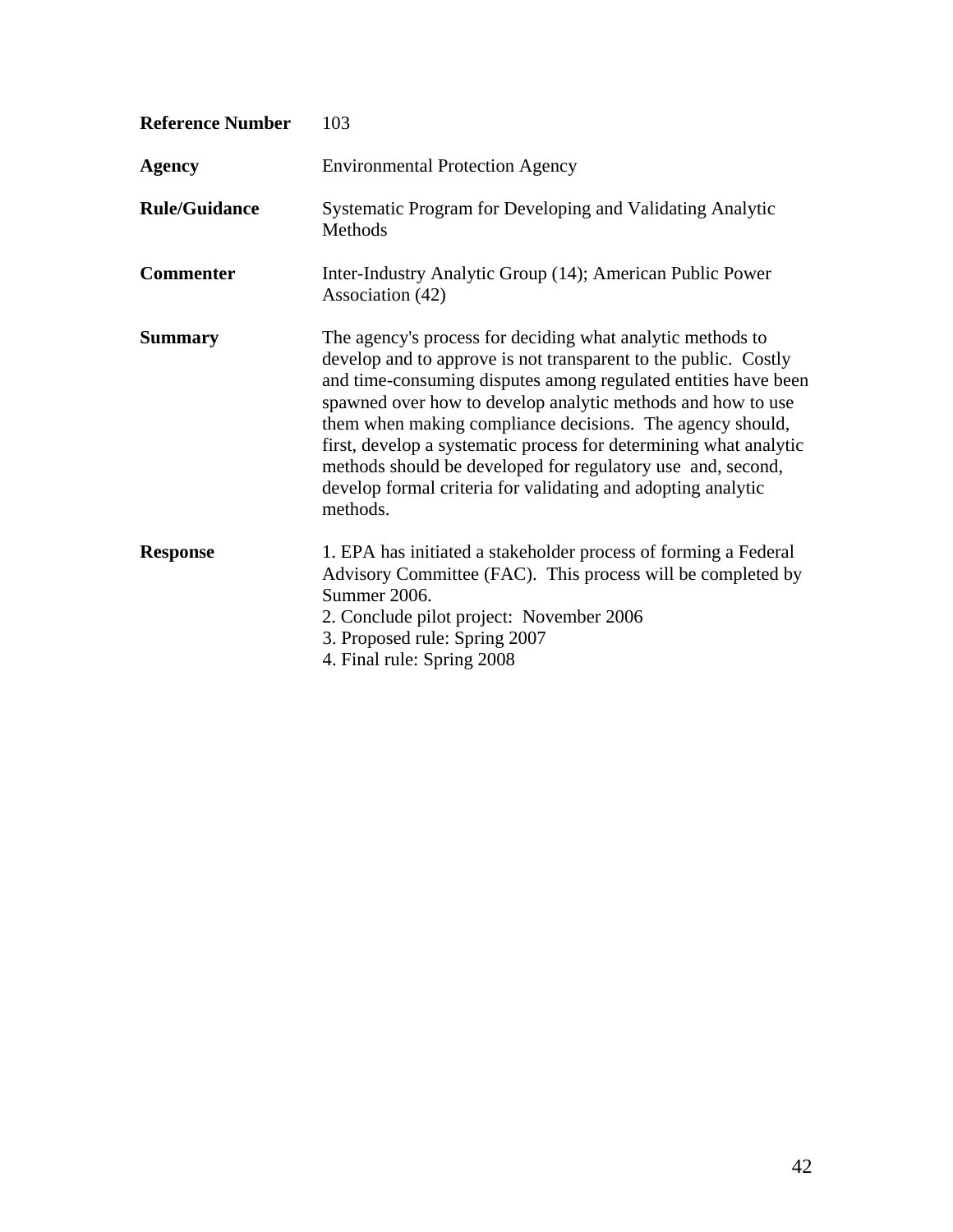**Reference Number** 103

**Agency** Environmental Protection Agency

**Rule/Guidance** Systematic Program for Developing and Validating Analytic Methods

**Commenter** Inter-Industry Analytic Group (14); American Public Power Association (42)

**Summary** The agency's process for deciding what analytic methods to develop and to approve is not transparent to the public. Costly and time-consuming disputes among regulated entities have been spawned over how to develop analytic methods and how to use them when making compliance decisions. The agency should, first, develop a systematic process for determining what analytic methods should be developed for regulatory use and, second, develop formal criteria for validating and adopting analytic methods.

**Response**

1. EPA has initiated a stakeholder process of forming a Federal Advisory Committee (FAC). This process will be completed by Summer 2006.
2. Conclude pilot project: November 2006
3. Proposed rule: Spring 2007
4. Final rule: Spring 2008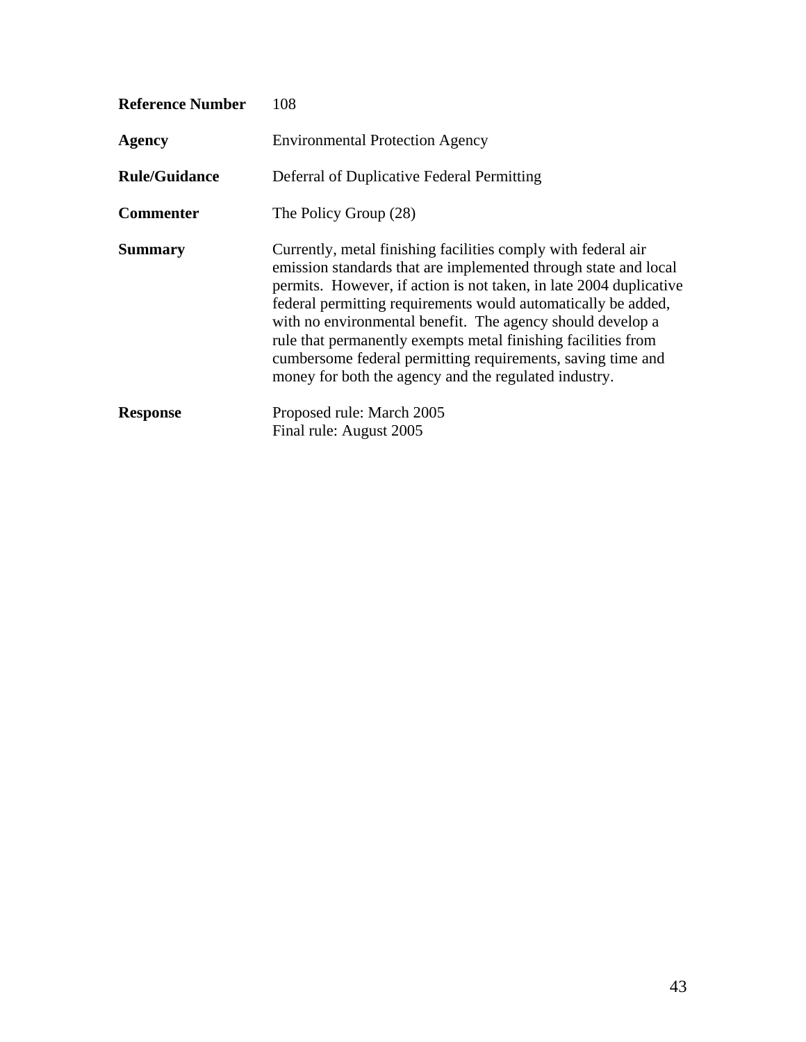| | |
|---|---|
| **Reference Number** | 108 |
| **Agency** | Environmental Protection Agency |
| **Rule/Guidance** | Deferral of Duplicative Federal Permitting |
| **Commenter** | The Policy Group (28) |
| **Summary** | Currently, metal finishing facilities comply with federal air emission standards that are implemented through state and local permits. However, if action is not taken, in late 2004 duplicative federal permitting requirements would automatically be added, with no environmental benefit. The agency should develop a rule that permanently exempts metal finishing facilities from cumbersome federal permitting requirements, saving time and money for both the agency and the regulated industry. |
| **Response** | Proposed rule: March 2005<br>Final rule: August 2005 |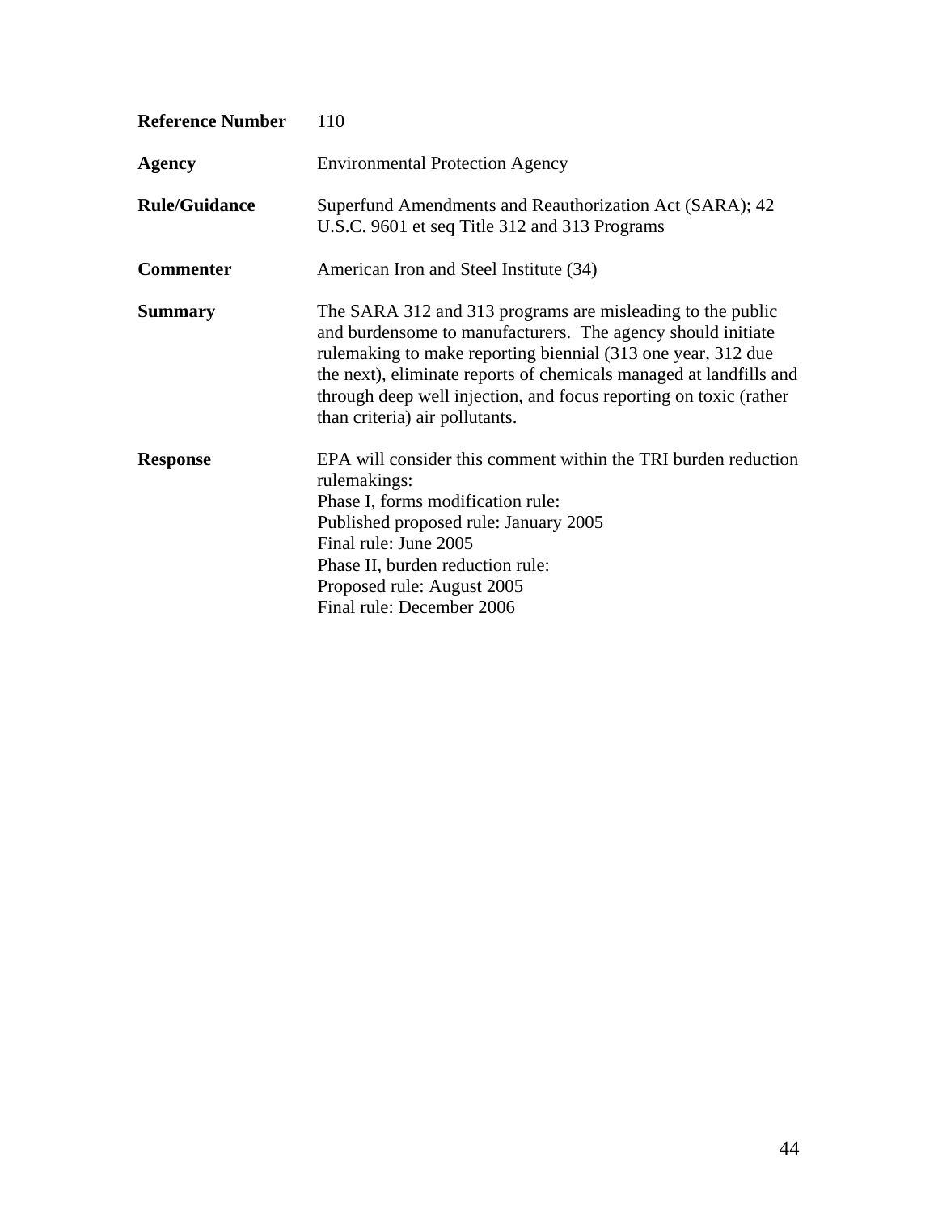| | |
|---|---|
| **Reference Number** | 110 |
| **Agency** | Environmental Protection Agency |
| **Rule/Guidance** | Superfund Amendments and Reauthorization Act (SARA); 42 U.S.C. 9601 et seq Title 312 and 313 Programs |
| **Commenter** | American Iron and Steel Institute (34) |
| **Summary** | The SARA 312 and 313 programs are misleading to the public and burdensome to manufacturers. The agency should initiate rulemaking to make reporting biennial (313 one year, 312 due the next), eliminate reports of chemicals managed at landfills and through deep well injection, and focus reporting on toxic (rather than criteria) air pollutants. |
| **Response** | EPA will consider this comment within the TRI burden reduction rulemakings:<br>Phase I, forms modification rule:<br>Published proposed rule: January 2005<br>Final rule: June 2005<br>Phase II, burden reduction rule:<br>Proposed rule: August 2005<br>Final rule: December 2006 |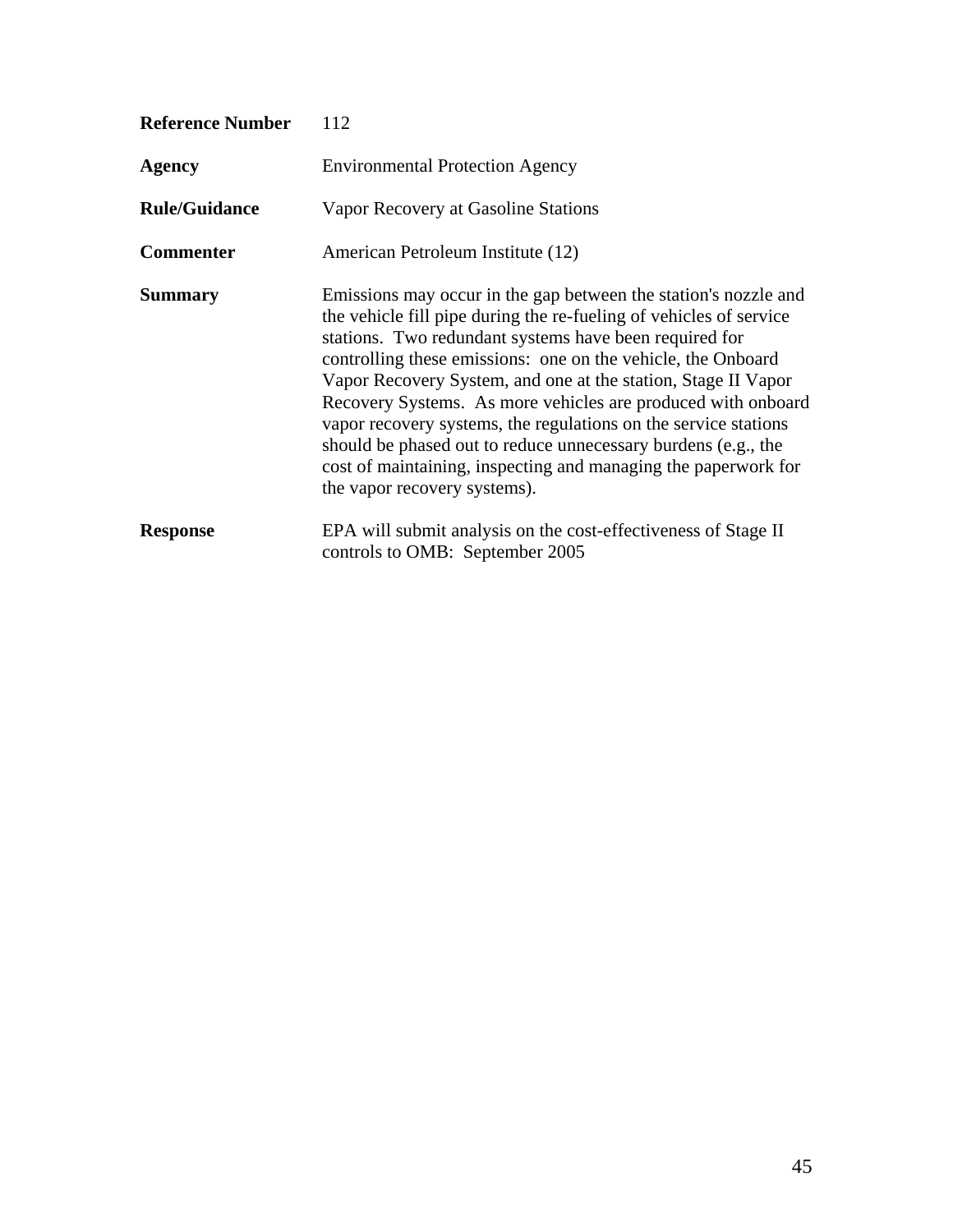**Reference Number** 112

**Agency** Environmental Protection Agency

**Rule/Guidance** Vapor Recovery at Gasoline Stations

**Commenter** American Petroleum Institute (12)

**Summary** Emissions may occur in the gap between the station's nozzle and the vehicle fill pipe during the re-fueling of vehicles of service stations. Two redundant systems have been required for controlling these emissions: one on the vehicle, the Onboard Vapor Recovery System, and one at the station, Stage II Vapor Recovery Systems. As more vehicles are produced with onboard vapor recovery systems, the regulations on the service stations should be phased out to reduce unnecessary burdens (e.g., the cost of maintaining, inspecting and managing the paperwork for the vapor recovery systems).

**Response** EPA will submit analysis on the cost-effectiveness of Stage II controls to OMB: September 2005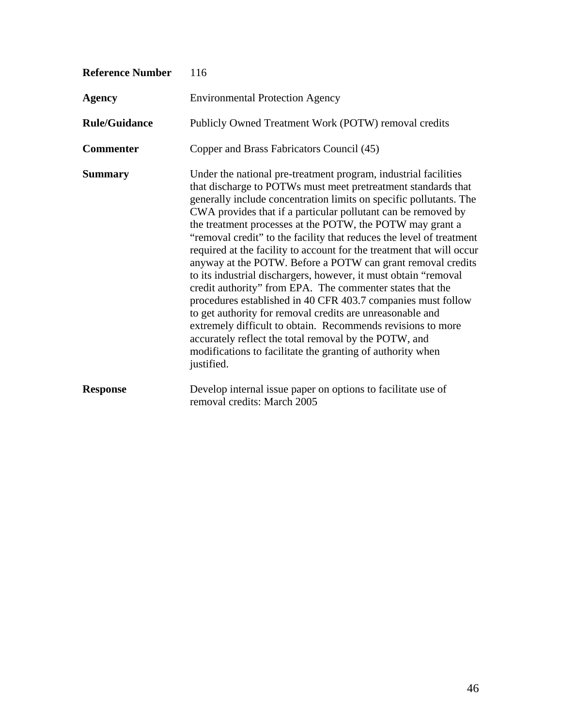**Reference Number** 116

**Agency** Environmental Protection Agency

**Rule/Guidance** Publicly Owned Treatment Work (POTW) removal credits

**Commenter** Copper and Brass Fabricators Council (45)

**Summary** Under the national pre-treatment program, industrial facilities that discharge to POTWs must meet pretreatment standards that generally include concentration limits on specific pollutants. The CWA provides that if a particular pollutant can be removed by the treatment processes at the POTW, the POTW may grant a "removal credit" to the facility that reduces the level of treatment required at the facility to account for the treatment that will occur anyway at the POTW. Before a POTW can grant removal credits to its industrial dischargers, however, it must obtain "removal credit authority" from EPA. The commenter states that the procedures established in 40 CFR 403.7 companies must follow to get authority for removal credits are unreasonable and extremely difficult to obtain. Recommends revisions to more accurately reflect the total removal by the POTW, and modifications to facilitate the granting of authority when justified.

**Response** Develop internal issue paper on options to facilitate use of removal credits: March 2005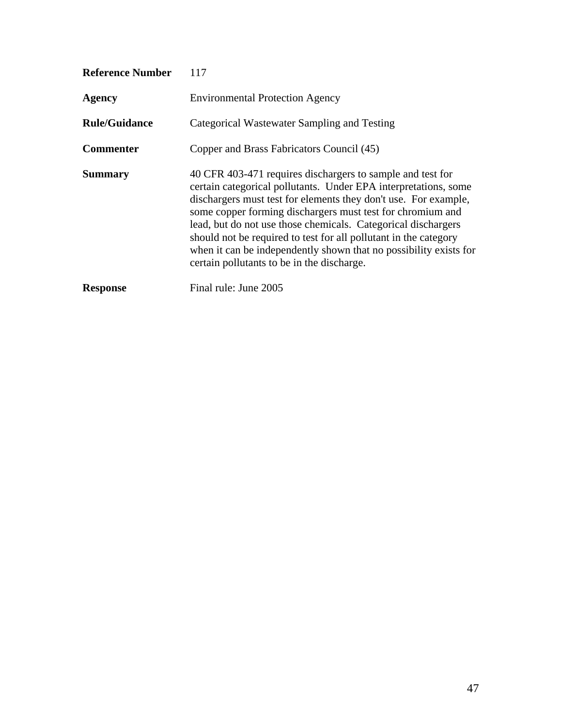| | |
|---|---|
| **Reference Number** | 117 |
| **Agency** | Environmental Protection Agency |
| **Rule/Guidance** | Categorical Wastewater Sampling and Testing |
| **Commenter** | Copper and Brass Fabricators Council (45) |
| **Summary** | 40 CFR 403-471 requires dischargers to sample and test for certain categorical pollutants. Under EPA interpretations, some dischargers must test for elements they don't use. For example, some copper forming dischargers must test for chromium and lead, but do not use those chemicals. Categorical dischargers should not be required to test for all pollutant in the category when it can be independently shown that no possibility exists for certain pollutants to be in the discharge. |
| **Response** | Final rule: June 2005 |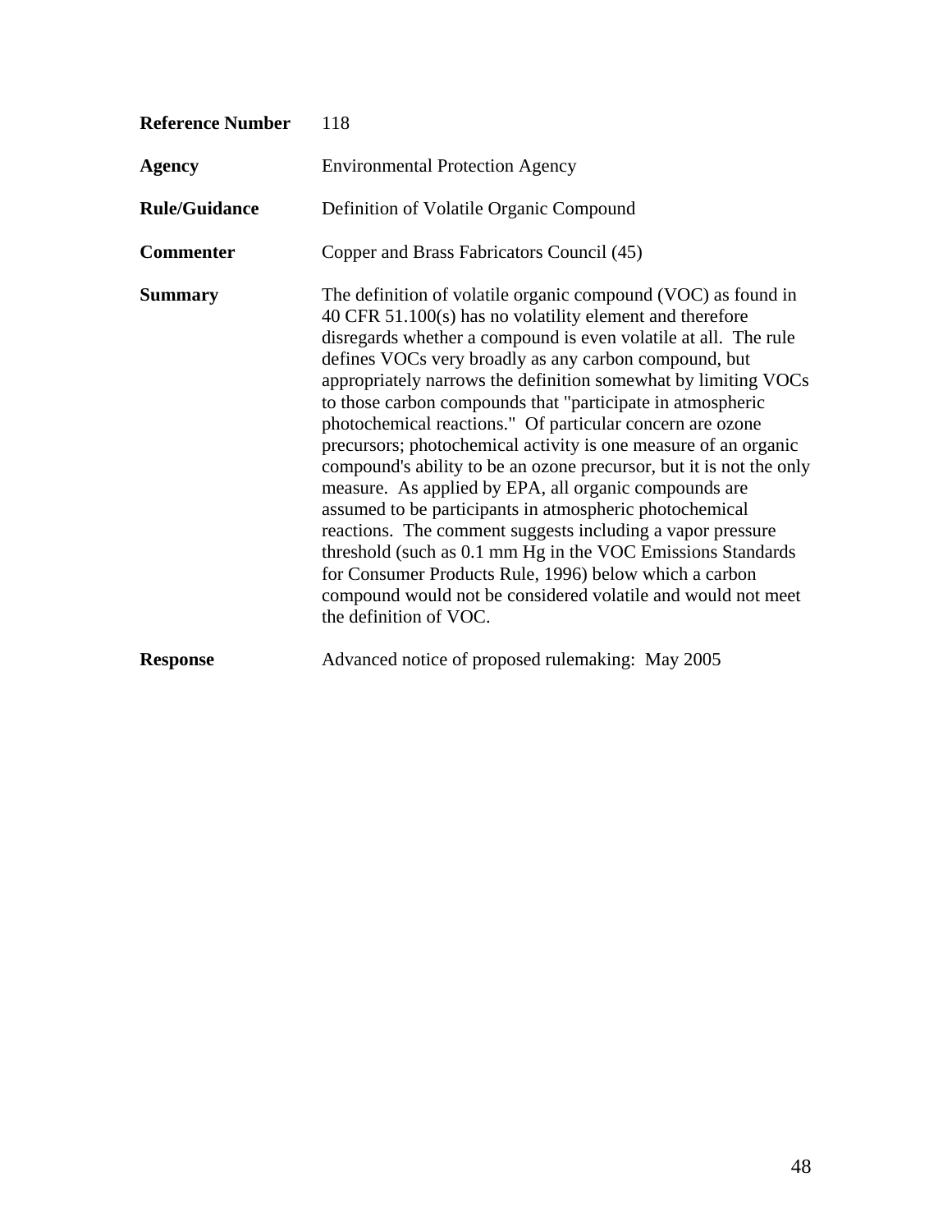**Reference Number** 118

**Agency** Environmental Protection Agency

**Rule/Guidance** Definition of Volatile Organic Compound

**Commenter** Copper and Brass Fabricators Council (45)

**Summary** The definition of volatile organic compound (VOC) as found in 40 CFR 51.100(s) has no volatility element and therefore disregards whether a compound is even volatile at all. The rule defines VOCs very broadly as any carbon compound, but appropriately narrows the definition somewhat by limiting VOCs to those carbon compounds that "participate in atmospheric photochemical reactions." Of particular concern are ozone precursors; photochemical activity is one measure of an organic compound's ability to be an ozone precursor, but it is not the only measure. As applied by EPA, all organic compounds are assumed to be participants in atmospheric photochemical reactions. The comment suggests including a vapor pressure threshold (such as 0.1 mm Hg in the VOC Emissions Standards for Consumer Products Rule, 1996) below which a carbon compound would not be considered volatile and would not meet the definition of VOC.

**Response** Advanced notice of proposed rulemaking: May 2005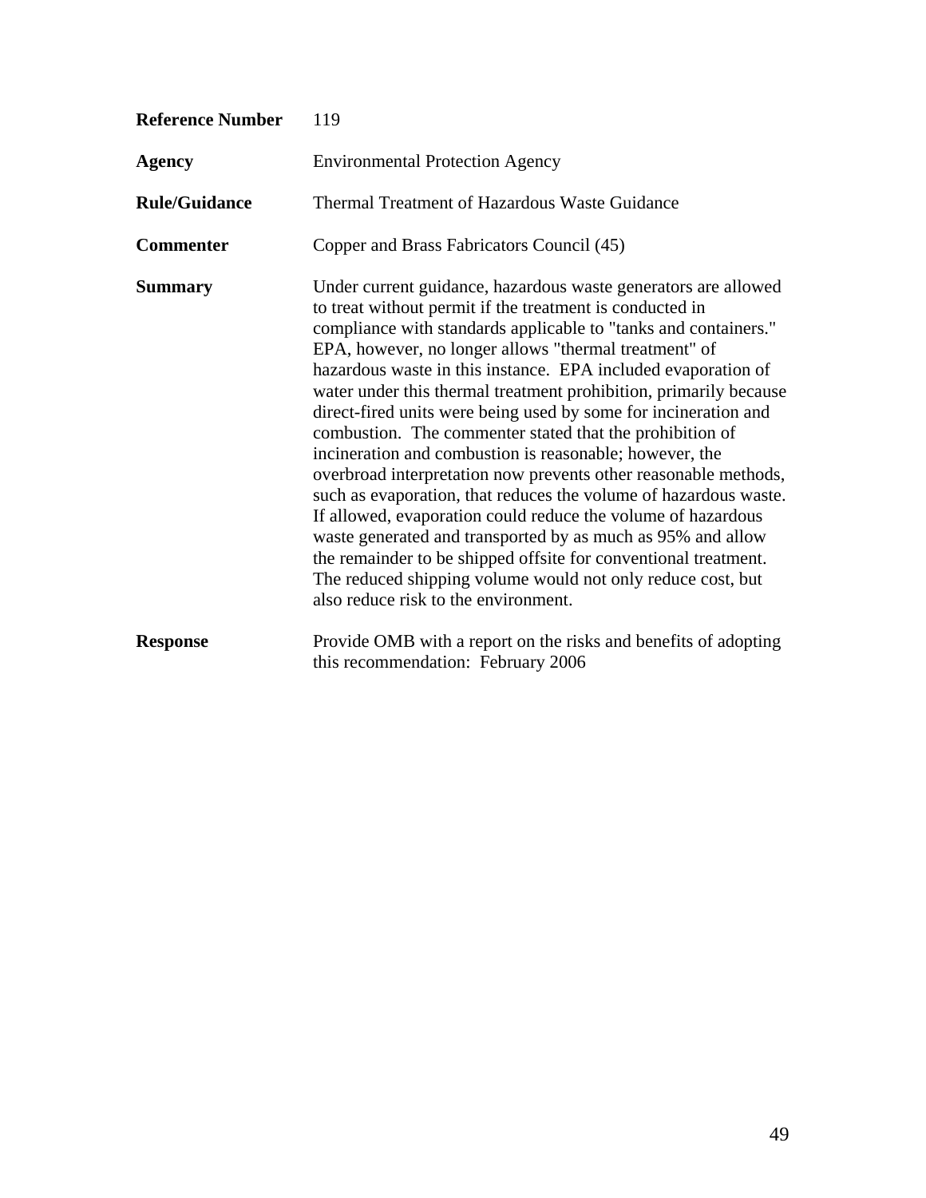**Reference Number** 119

**Agency** Environmental Protection Agency

**Rule/Guidance** Thermal Treatment of Hazardous Waste Guidance

**Commenter** Copper and Brass Fabricators Council (45)

**Summary** Under current guidance, hazardous waste generators are allowed to treat without permit if the treatment is conducted in compliance with standards applicable to "tanks and containers." EPA, however, no longer allows "thermal treatment" of hazardous waste in this instance. EPA included evaporation of water under this thermal treatment prohibition, primarily because direct-fired units were being used by some for incineration and combustion. The commenter stated that the prohibition of incineration and combustion is reasonable; however, the overbroad interpretation now prevents other reasonable methods, such as evaporation, that reduces the volume of hazardous waste. If allowed, evaporation could reduce the volume of hazardous waste generated and transported by as much as 95% and allow the remainder to be shipped offsite for conventional treatment. The reduced shipping volume would not only reduce cost, but also reduce risk to the environment.

**Response** Provide OMB with a report on the risks and benefits of adopting this recommendation: February 2006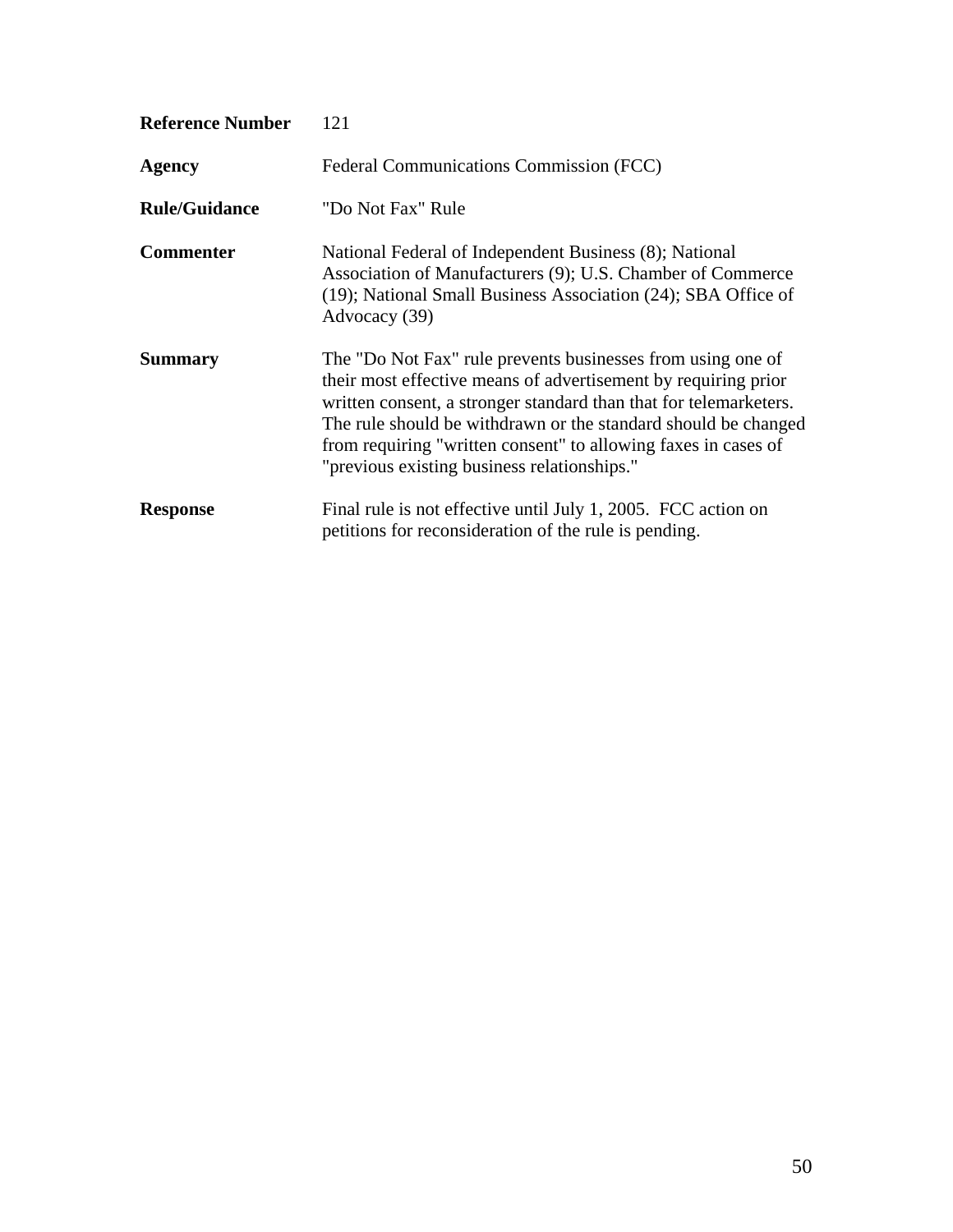| | |
|---|---|
| **Reference Number** | 121 |
| **Agency** | Federal Communications Commission (FCC) |
| **Rule/Guidance** | "Do Not Fax" Rule |
| **Commenter** | National Federal of Independent Business (8); National Association of Manufacturers (9); U.S. Chamber of Commerce (19); National Small Business Association (24); SBA Office of Advocacy (39) |
| **Summary** | The "Do Not Fax" rule prevents businesses from using one of their most effective means of advertisement by requiring prior written consent, a stronger standard than that for telemarketers. The rule should be withdrawn or the standard should be changed from requiring "written consent" to allowing faxes in cases of "previous existing business relationships." |
| **Response** | Final rule is not effective until July 1, 2005. FCC action on petitions for reconsideration of the rule is pending. |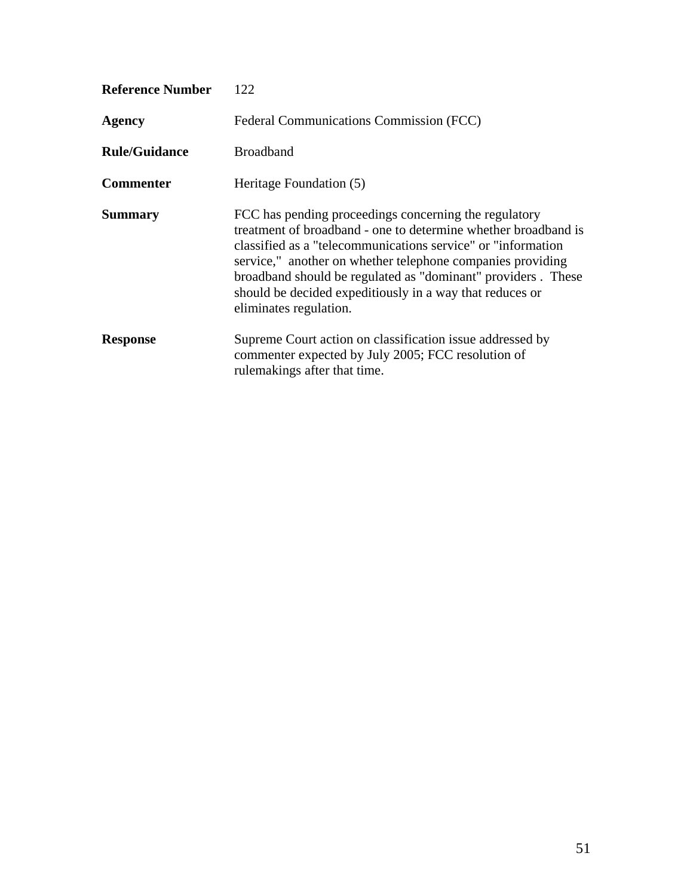| | |
|---|---|
| **Reference Number** | 122 |
| **Agency** | Federal Communications Commission (FCC) |
| **Rule/Guidance** | Broadband |
| **Commenter** | Heritage Foundation (5) |
| **Summary** | FCC has pending proceedings concerning the regulatory treatment of broadband - one to determine whether broadband is classified as a "telecommunications service" or "information service," another on whether telephone companies providing broadband should be regulated as "dominant" providers . These should be decided expeditiously in a way that reduces or eliminates regulation. |
| **Response** | Supreme Court action on classification issue addressed by commenter expected by July 2005; FCC resolution of rulemakings after that time. |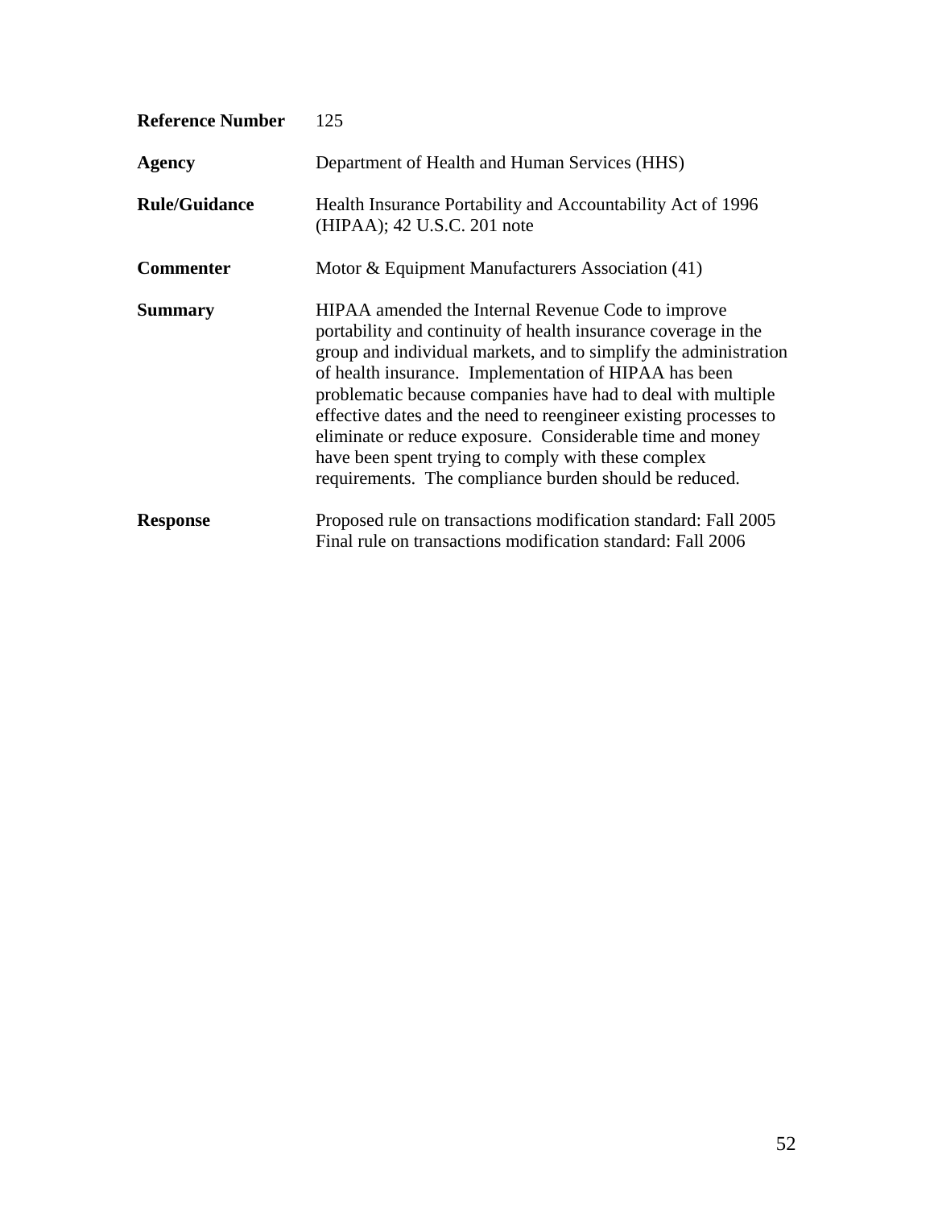**Reference Number** 125

**Agency** Department of Health and Human Services (HHS)

**Rule/Guidance** Health Insurance Portability and Accountability Act of 1996 (HIPAA); 42 U.S.C. 201 note

**Commenter** Motor & Equipment Manufacturers Association (41)

**Summary** HIPAA amended the Internal Revenue Code to improve portability and continuity of health insurance coverage in the group and individual markets, and to simplify the administration of health insurance. Implementation of HIPAA has been problematic because companies have had to deal with multiple effective dates and the need to reengineer existing processes to eliminate or reduce exposure. Considerable time and money have been spent trying to comply with these complex requirements. The compliance burden should be reduced.

**Response** Proposed rule on transactions modification standard: Fall 2005
Final rule on transactions modification standard: Fall 2006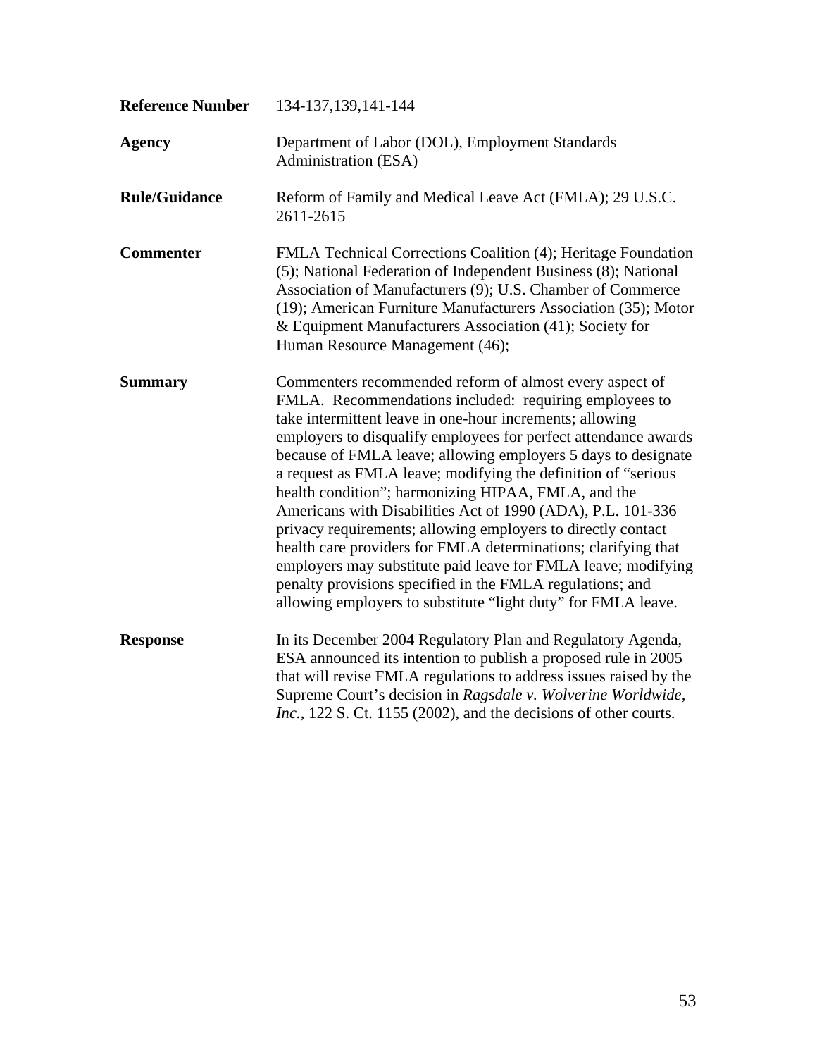| | |
|---|---|
| **Reference Number** | 134-137,139,141-144 |
| **Agency** | Department of Labor (DOL), Employment Standards Administration (ESA) |
| **Rule/Guidance** | Reform of Family and Medical Leave Act (FMLA); 29 U.S.C. 2611-2615 |
| **Commenter** | FMLA Technical Corrections Coalition (4); Heritage Foundation (5); National Federation of Independent Business (8); National Association of Manufacturers (9); U.S. Chamber of Commerce (19); American Furniture Manufacturers Association (35); Motor & Equipment Manufacturers Association (41); Society for Human Resource Management (46); |
| **Summary** | Commenters recommended reform of almost every aspect of FMLA. Recommendations included: requiring employees to take intermittent leave in one-hour increments; allowing employers to disqualify employees for perfect attendance awards because of FMLA leave; allowing employers 5 days to designate a request as FMLA leave; modifying the definition of "serious health condition"; harmonizing HIPAA, FMLA, and the Americans with Disabilities Act of 1990 (ADA), P.L. 101-336 privacy requirements; allowing employers to directly contact health care providers for FMLA determinations; clarifying that employers may substitute paid leave for FMLA leave; modifying penalty provisions specified in the FMLA regulations; and allowing employers to substitute "light duty" for FMLA leave. |
| **Response** | In its December 2004 Regulatory Plan and Regulatory Agenda, ESA announced its intention to publish a proposed rule in 2005 that will revise FMLA regulations to address issues raised by the Supreme Court's decision in *Ragsdale v. Wolverine Worldwide, Inc.*, 122 S. Ct. 1155 (2002), and the decisions of other courts. |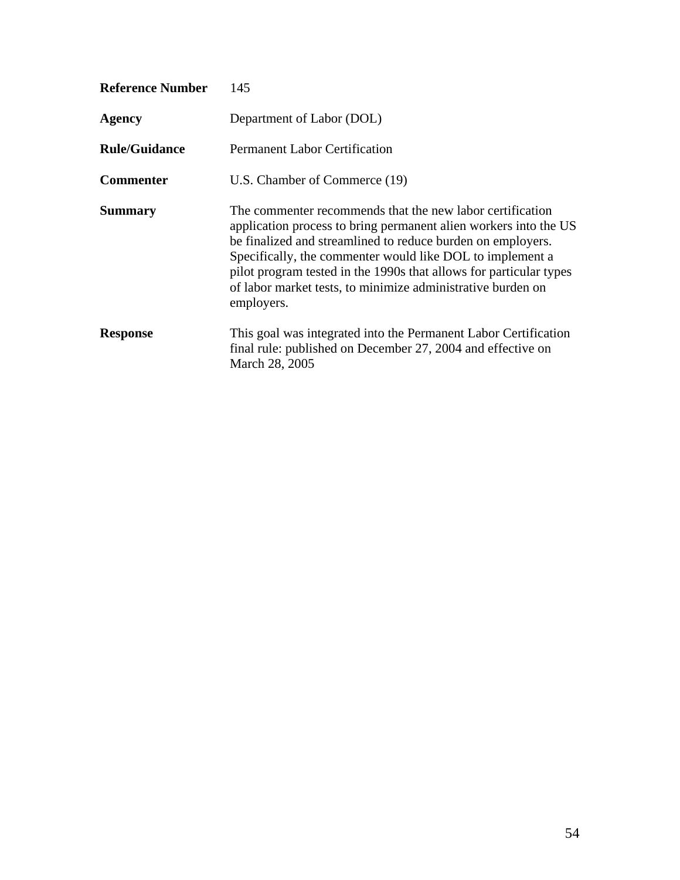| | |
|---|---|
| **Reference Number** | 145 |
| **Agency** | Department of Labor (DOL) |
| **Rule/Guidance** | Permanent Labor Certification |
| **Commenter** | U.S. Chamber of Commerce (19) |
| **Summary** | The commenter recommends that the new labor certification application process to bring permanent alien workers into the US be finalized and streamlined to reduce burden on employers. Specifically, the commenter would like DOL to implement a pilot program tested in the 1990s that allows for particular types of labor market tests, to minimize administrative burden on employers. |
| **Response** | This goal was integrated into the Permanent Labor Certification final rule: published on December 27, 2004 and effective on March 28, 2005 |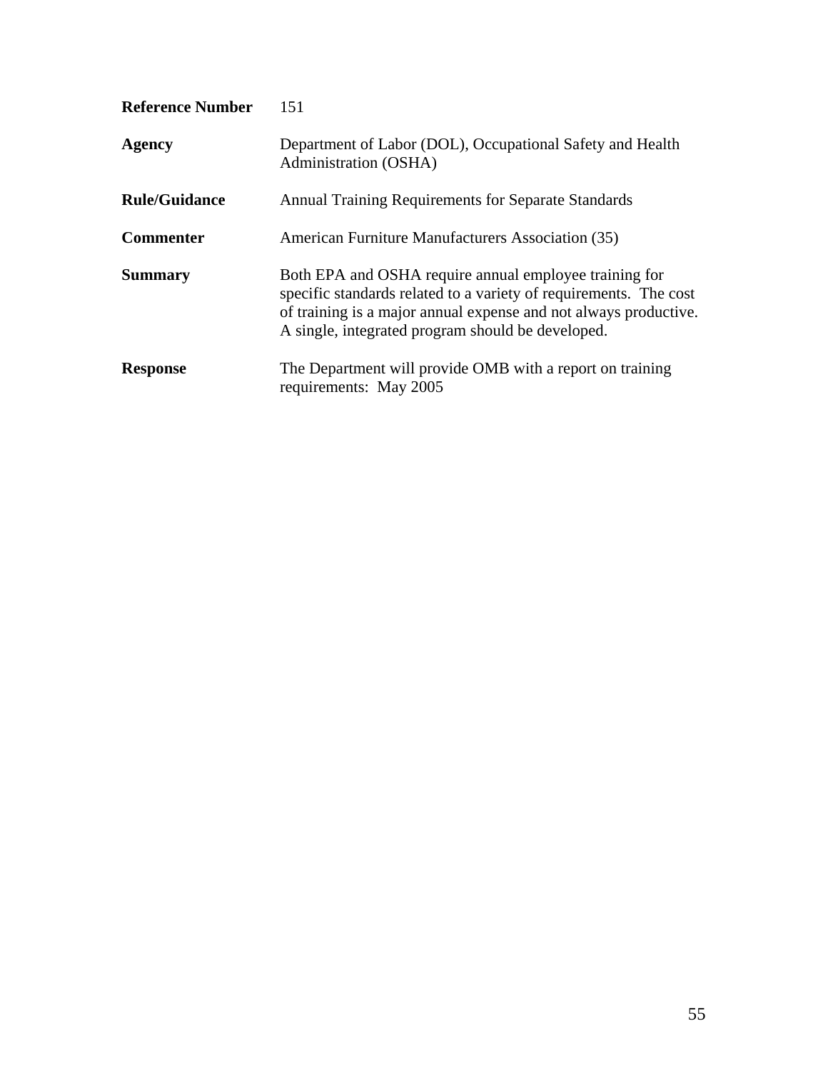| | |
|---|---|
| **Reference Number** | 151 |
| **Agency** | Department of Labor (DOL), Occupational Safety and Health Administration (OSHA) |
| **Rule/Guidance** | Annual Training Requirements for Separate Standards |
| **Commenter** | American Furniture Manufacturers Association (35) |
| **Summary** | Both EPA and OSHA require annual employee training for specific standards related to a variety of requirements. The cost of training is a major annual expense and not always productive. A single, integrated program should be developed. |
| **Response** | The Department will provide OMB with a report on training requirements: May 2005 |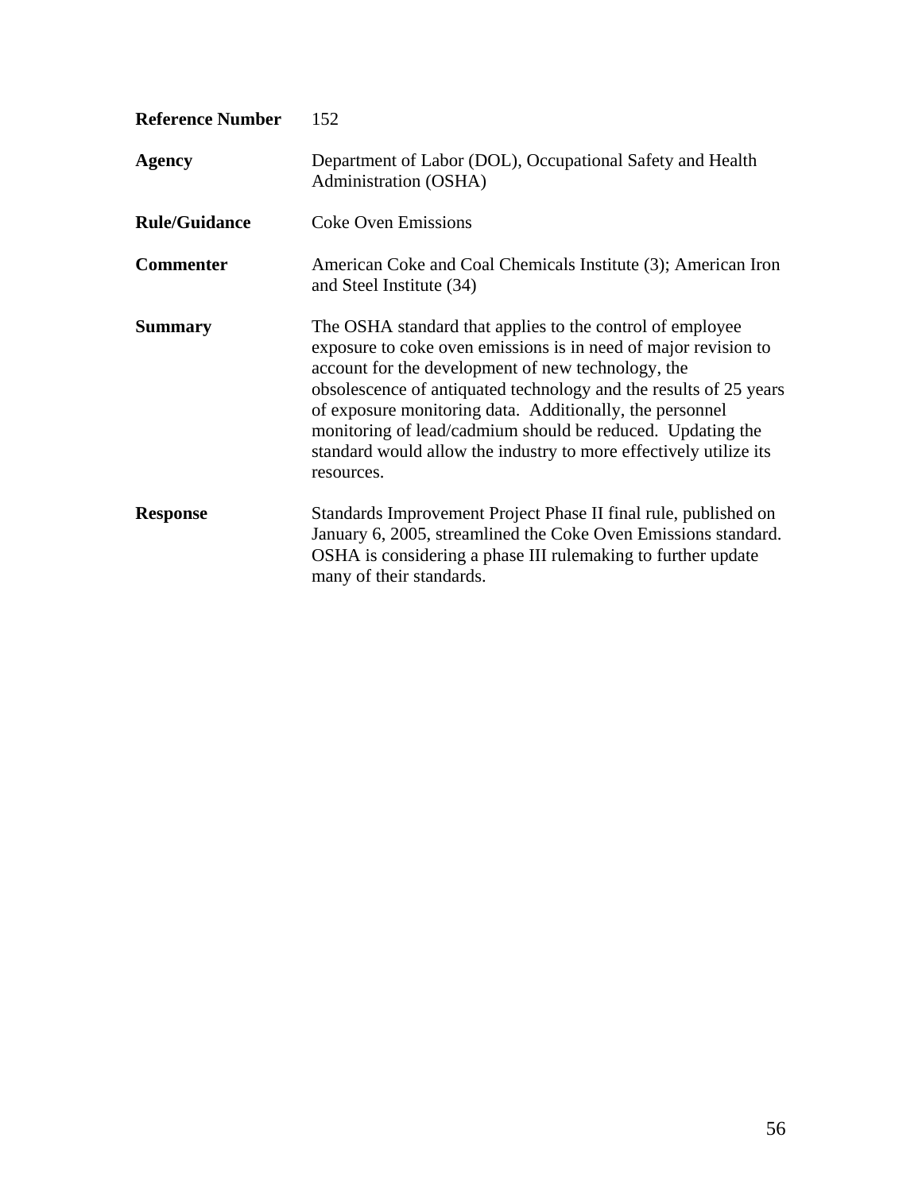**Reference Number** 152

**Agency** Department of Labor (DOL), Occupational Safety and Health Administration (OSHA)

**Rule/Guidance** Coke Oven Emissions

**Commenter** American Coke and Coal Chemicals Institute (3); American Iron and Steel Institute (34)

**Summary** The OSHA standard that applies to the control of employee exposure to coke oven emissions is in need of major revision to account for the development of new technology, the obsolescence of antiquated technology and the results of 25 years of exposure monitoring data. Additionally, the personnel monitoring of lead/cadmium should be reduced. Updating the standard would allow the industry to more effectively utilize its resources.

**Response** Standards Improvement Project Phase II final rule, published on January 6, 2005, streamlined the Coke Oven Emissions standard. OSHA is considering a phase III rulemaking to further update many of their standards.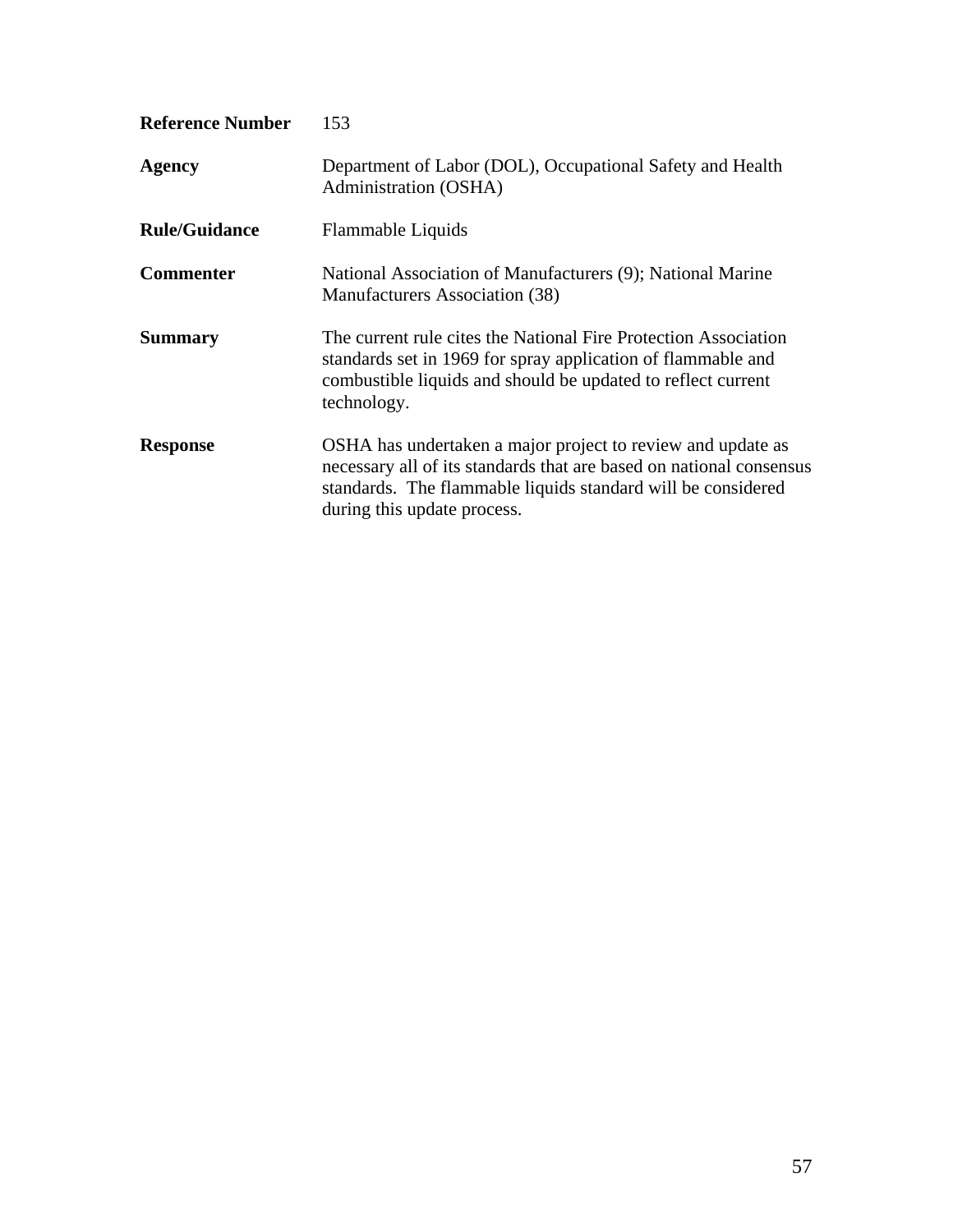| | |
|---|---|
| **Reference Number** | 153 |
| **Agency** | Department of Labor (DOL), Occupational Safety and Health Administration (OSHA) |
| **Rule/Guidance** | Flammable Liquids |
| **Commenter** | National Association of Manufacturers (9); National Marine Manufacturers Association (38) |
| **Summary** | The current rule cites the National Fire Protection Association standards set in 1969 for spray application of flammable and combustible liquids and should be updated to reflect current technology. |
| **Response** | OSHA has undertaken a major project to review and update as necessary all of its standards that are based on national consensus standards. The flammable liquids standard will be considered during this update process. |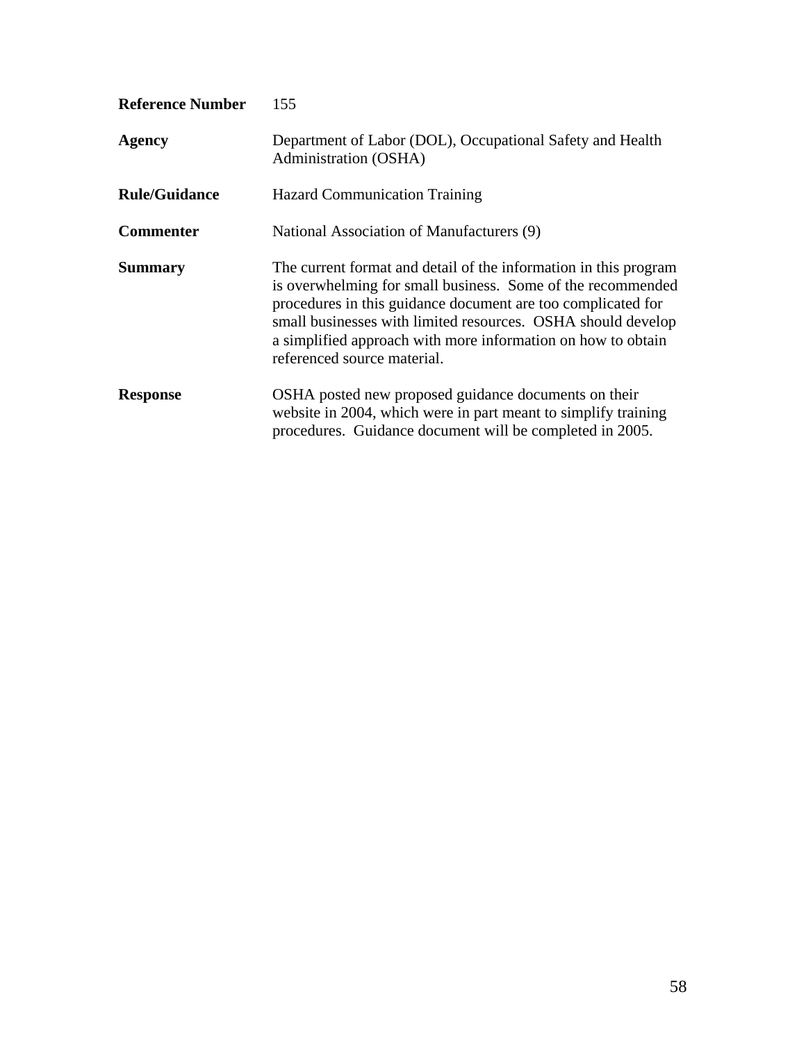| | |
|---|---|
| **Reference Number** | 155 |
| **Agency** | Department of Labor (DOL), Occupational Safety and Health Administration (OSHA) |
| **Rule/Guidance** | Hazard Communication Training |
| **Commenter** | National Association of Manufacturers (9) |
| **Summary** | The current format and detail of the information in this program is overwhelming for small business. Some of the recommended procedures in this guidance document are too complicated for small businesses with limited resources. OSHA should develop a simplified approach with more information on how to obtain referenced source material. |
| **Response** | OSHA posted new proposed guidance documents on their website in 2004, which were in part meant to simplify training procedures. Guidance document will be completed in 2005. |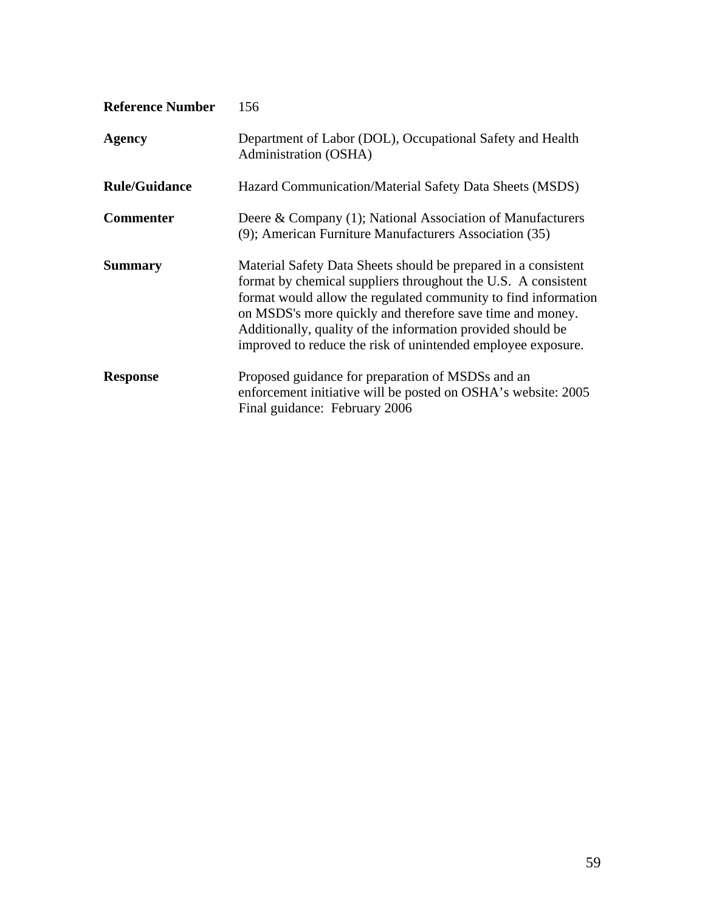| | |
|---|---|
| **Reference Number** | 156 |
| **Agency** | Department of Labor (DOL), Occupational Safety and Health Administration (OSHA) |
| **Rule/Guidance** | Hazard Communication/Material Safety Data Sheets (MSDS) |
| **Commenter** | Deere & Company (1); National Association of Manufacturers (9); American Furniture Manufacturers Association (35) |
| **Summary** | Material Safety Data Sheets should be prepared in a consistent format by chemical suppliers throughout the U.S. A consistent format would allow the regulated community to find information on MSDS's more quickly and therefore save time and money. Additionally, quality of the information provided should be improved to reduce the risk of unintended employee exposure. |
| **Response** | Proposed guidance for preparation of MSDSs and an enforcement initiative will be posted on OSHA's website: 2005<br>Final guidance: February 2006 |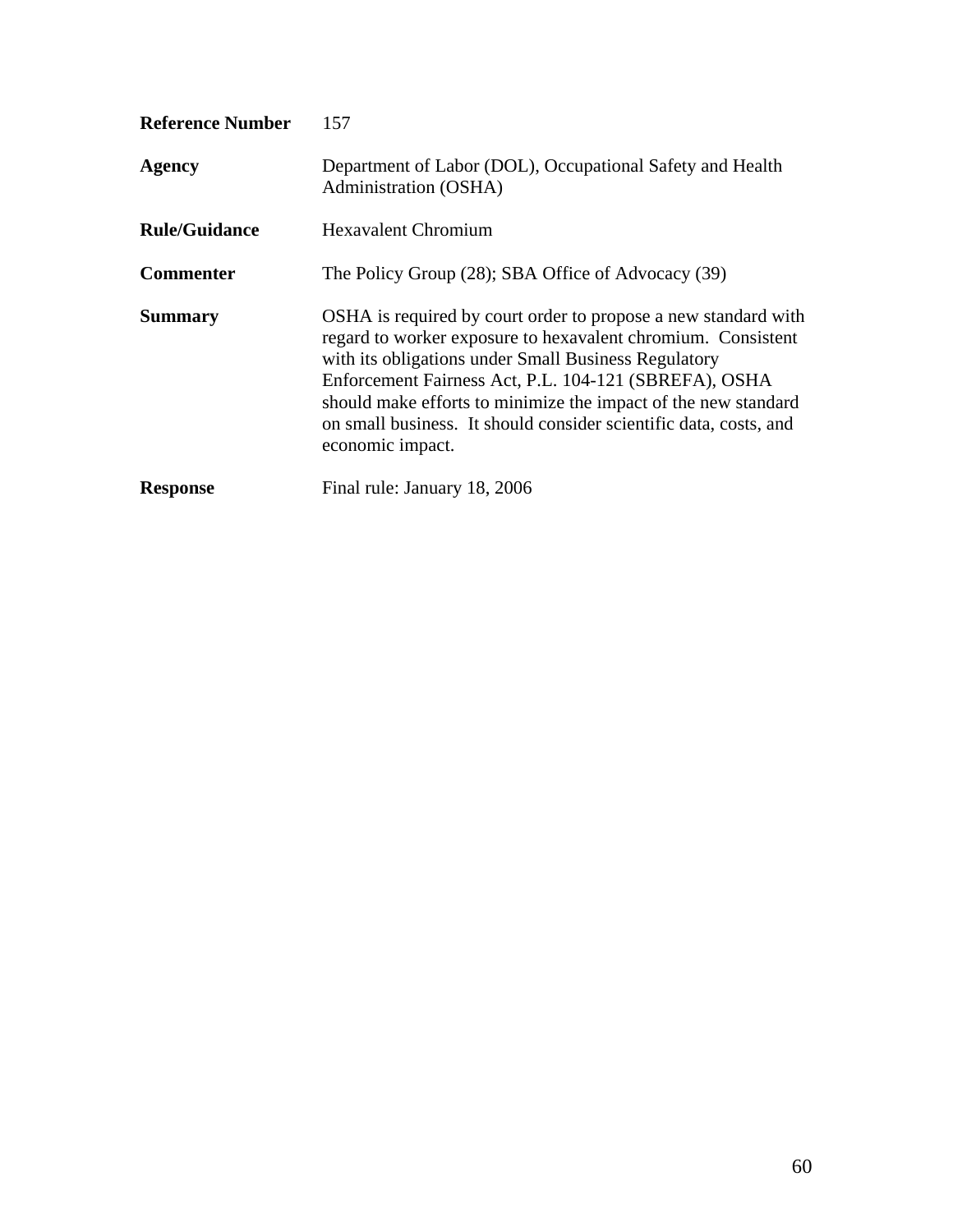| | |
|---|---|
| **Reference Number** | 157 |
| **Agency** | Department of Labor (DOL), Occupational Safety and Health Administration (OSHA) |
| **Rule/Guidance** | Hexavalent Chromium |
| **Commenter** | The Policy Group (28); SBA Office of Advocacy (39) |
| **Summary** | OSHA is required by court order to propose a new standard with regard to worker exposure to hexavalent chromium. Consistent with its obligations under Small Business Regulatory Enforcement Fairness Act, P.L. 104-121 (SBREFA), OSHA should make efforts to minimize the impact of the new standard on small business. It should consider scientific data, costs, and economic impact. |
| **Response** | Final rule: January 18, 2006 |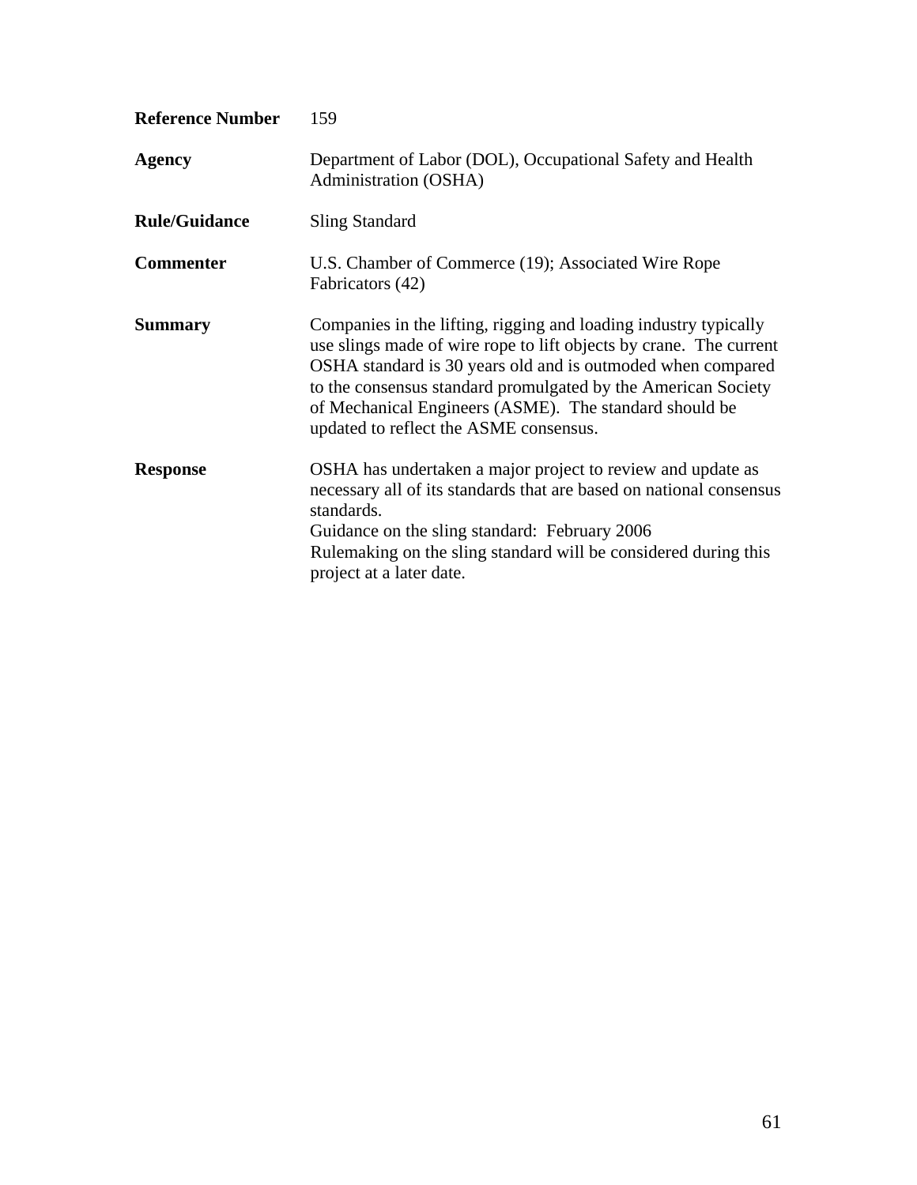**Reference Number** 159

**Agency** Department of Labor (DOL), Occupational Safety and Health Administration (OSHA)

**Rule/Guidance** Sling Standard

**Commenter** U.S. Chamber of Commerce (19); Associated Wire Rope Fabricators (42)

**Summary** Companies in the lifting, rigging and loading industry typically use slings made of wire rope to lift objects by crane. The current OSHA standard is 30 years old and is outmoded when compared to the consensus standard promulgated by the American Society of Mechanical Engineers (ASME). The standard should be updated to reflect the ASME consensus.

**Response** OSHA has undertaken a major project to review and update as necessary all of its standards that are based on national consensus standards.
Guidance on the sling standard: February 2006
Rulemaking on the sling standard will be considered during this project at a later date.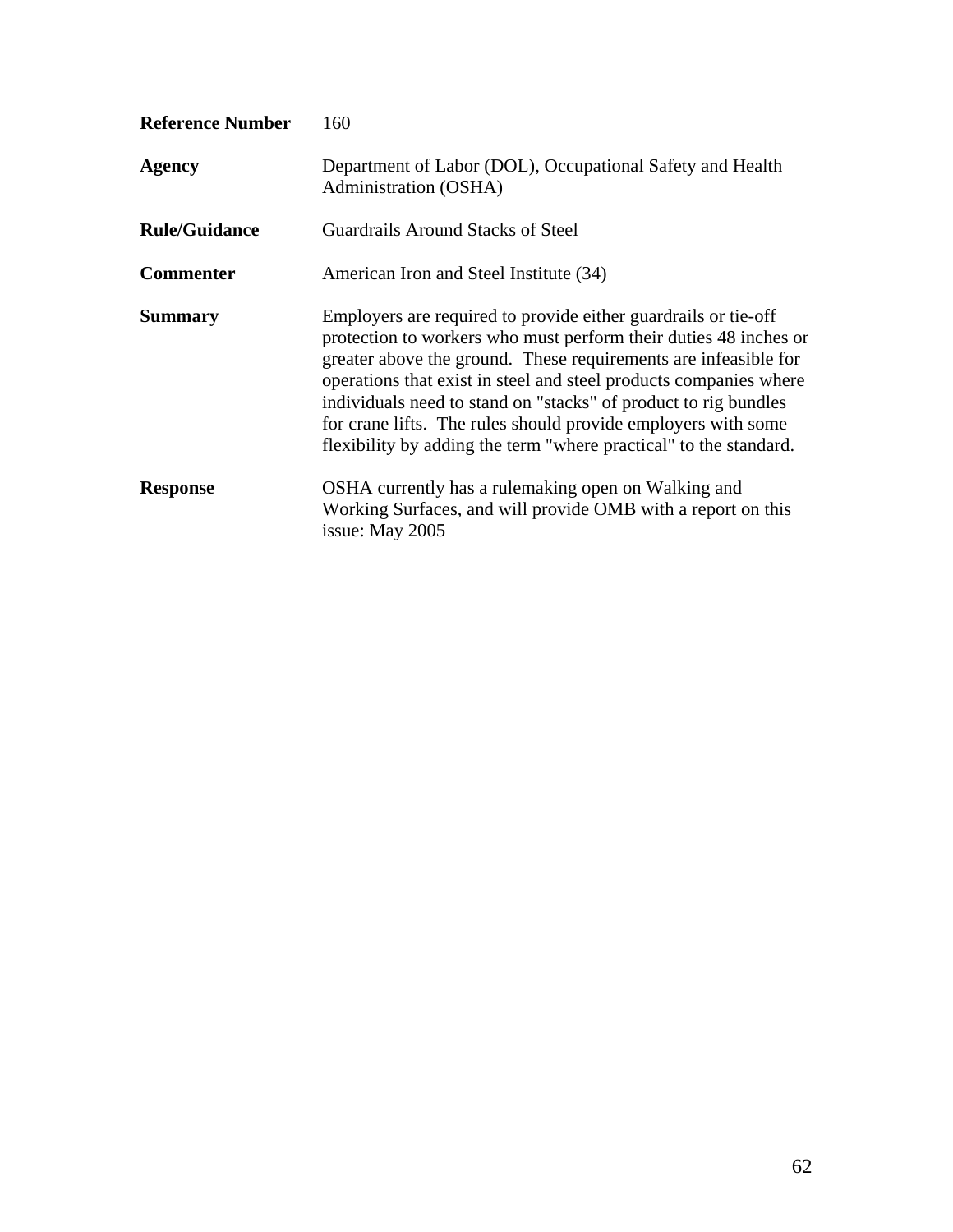**Reference Number** 160

**Agency** Department of Labor (DOL), Occupational Safety and Health Administration (OSHA)

**Rule/Guidance** Guardrails Around Stacks of Steel

**Commenter** American Iron and Steel Institute (34)

**Summary** Employers are required to provide either guardrails or tie-off protection to workers who must perform their duties 48 inches or greater above the ground. These requirements are infeasible for operations that exist in steel and steel products companies where individuals need to stand on "stacks" of product to rig bundles for crane lifts. The rules should provide employers with some flexibility by adding the term "where practical" to the standard.

**Response** OSHA currently has a rulemaking open on Walking and Working Surfaces, and will provide OMB with a report on this issue: May 2005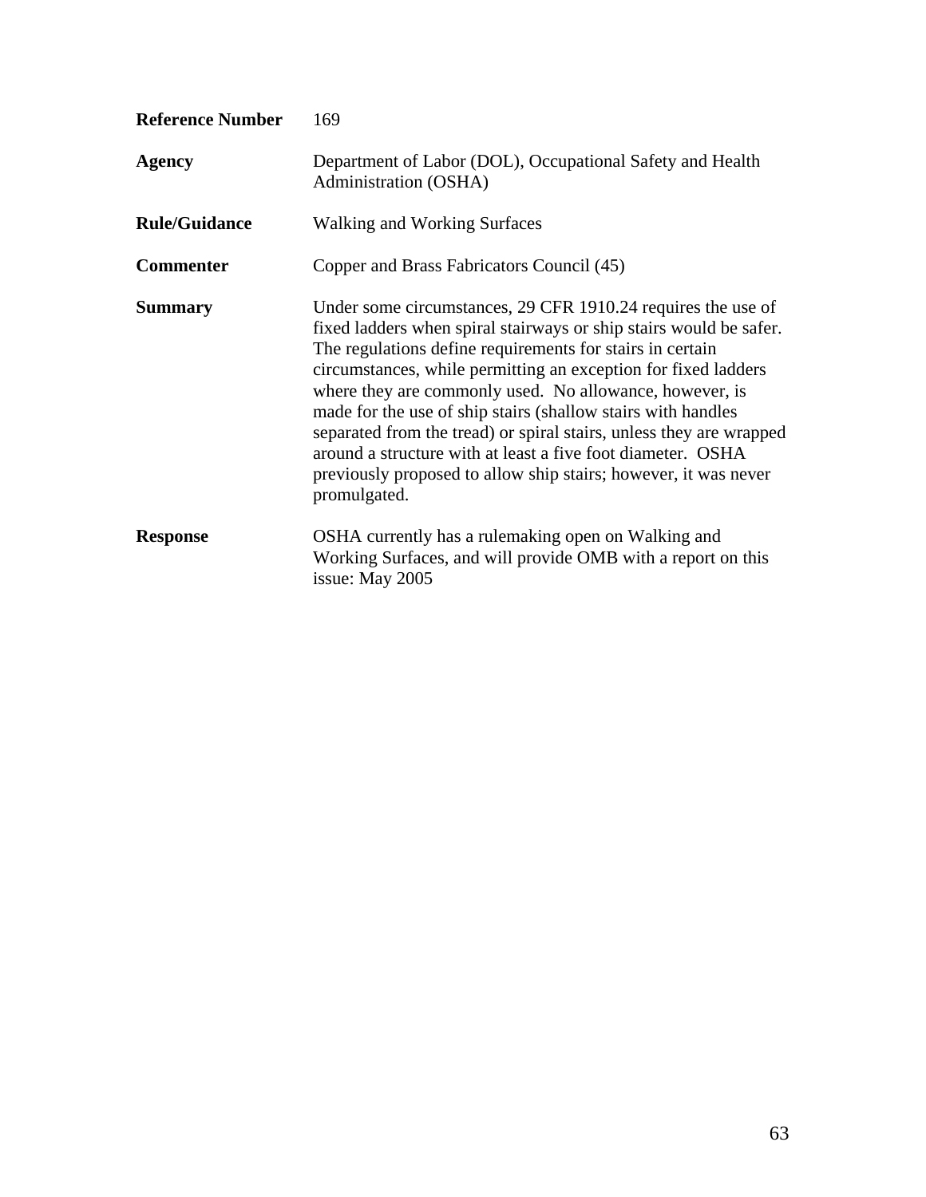**Reference Number** 169

**Agency** Department of Labor (DOL), Occupational Safety and Health Administration (OSHA)

**Rule/Guidance** Walking and Working Surfaces

**Commenter** Copper and Brass Fabricators Council (45)

**Summary** Under some circumstances, 29 CFR 1910.24 requires the use of fixed ladders when spiral stairways or ship stairs would be safer. The regulations define requirements for stairs in certain circumstances, while permitting an exception for fixed ladders where they are commonly used. No allowance, however, is made for the use of ship stairs (shallow stairs with handles separated from the tread) or spiral stairs, unless they are wrapped around a structure with at least a five foot diameter. OSHA previously proposed to allow ship stairs; however, it was never promulgated.

**Response** OSHA currently has a rulemaking open on Walking and Working Surfaces, and will provide OMB with a report on this issue: May 2005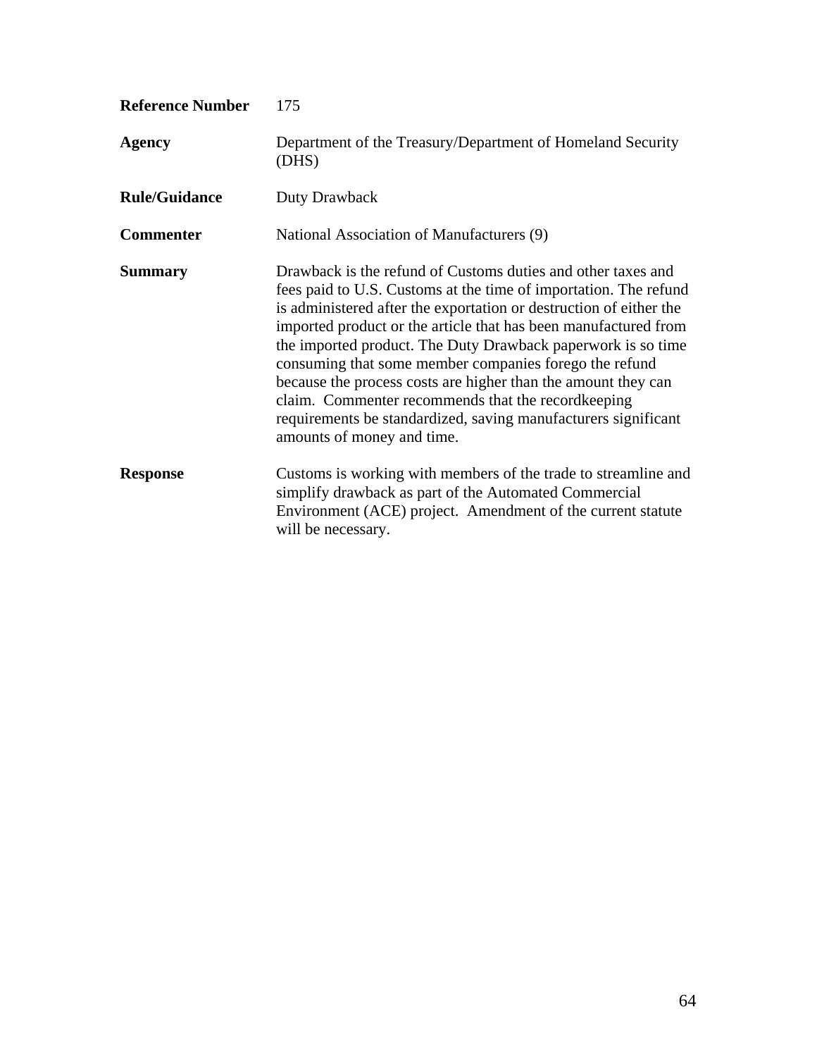| | |
|---|---|
| **Reference Number** | 175 |
| **Agency** | Department of the Treasury/Department of Homeland Security (DHS) |
| **Rule/Guidance** | Duty Drawback |
| **Commenter** | National Association of Manufacturers (9) |
| **Summary** | Drawback is the refund of Customs duties and other taxes and fees paid to U.S. Customs at the time of importation. The refund is administered after the exportation or destruction of either the imported product or the article that has been manufactured from the imported product. The Duty Drawback paperwork is so time consuming that some member companies forego the refund because the process costs are higher than the amount they can claim. Commenter recommends that the recordkeeping requirements be standardized, saving manufacturers significant amounts of money and time. |
| **Response** | Customs is working with members of the trade to streamline and simplify drawback as part of the Automated Commercial Environment (ACE) project. Amendment of the current statute will be necessary. |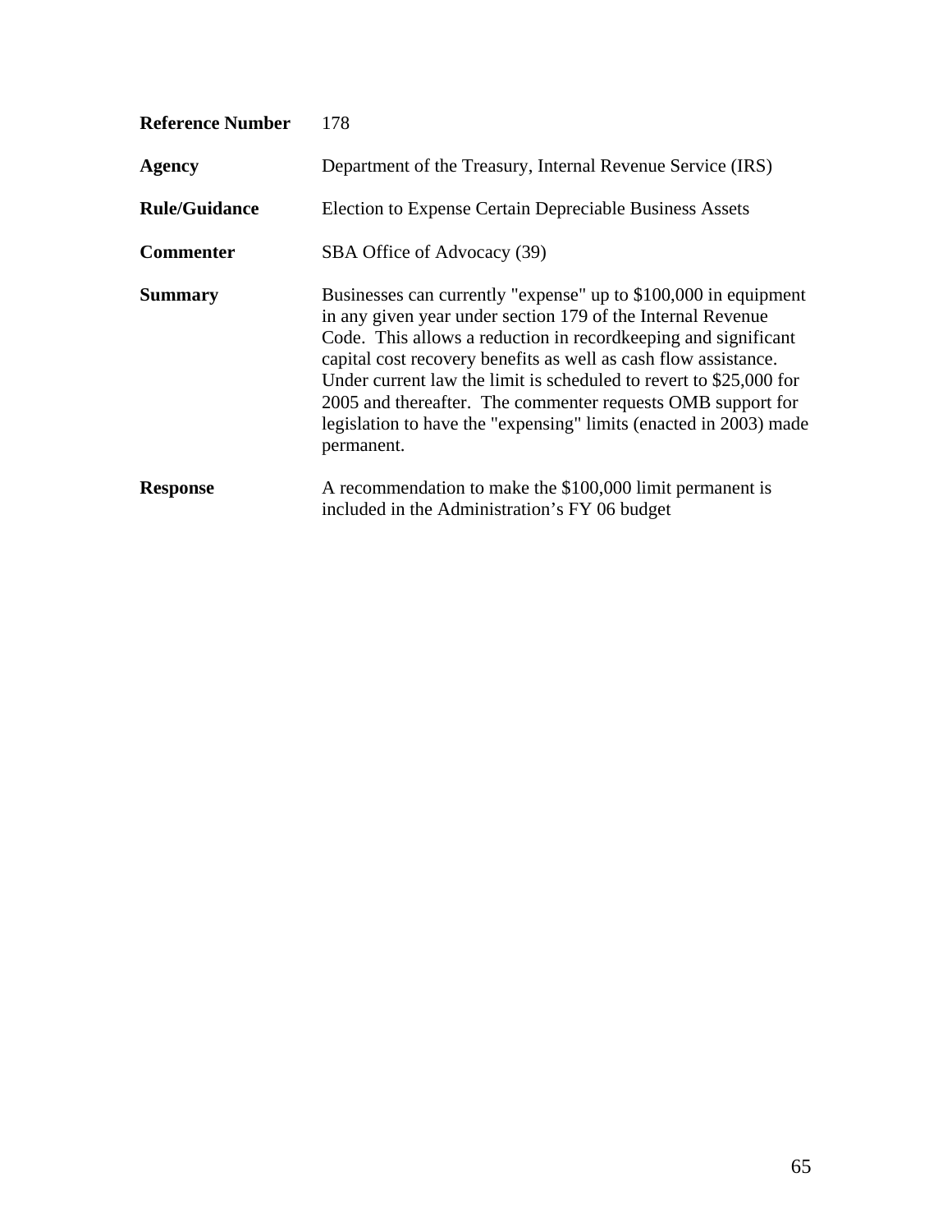| | |
|---|---|
| **Reference Number** | 178 |
| **Agency** | Department of the Treasury, Internal Revenue Service (IRS) |
| **Rule/Guidance** | Election to Expense Certain Depreciable Business Assets |
| **Commenter** | SBA Office of Advocacy (39) |
| **Summary** | Businesses can currently "expense" up to $100,000 in equipment in any given year under section 179 of the Internal Revenue Code. This allows a reduction in recordkeeping and significant capital cost recovery benefits as well as cash flow assistance. Under current law the limit is scheduled to revert to $25,000 for 2005 and thereafter. The commenter requests OMB support for legislation to have the "expensing" limits (enacted in 2003) made permanent. |
| **Response** | A recommendation to make the $100,000 limit permanent is included in the Administration's FY 06 budget |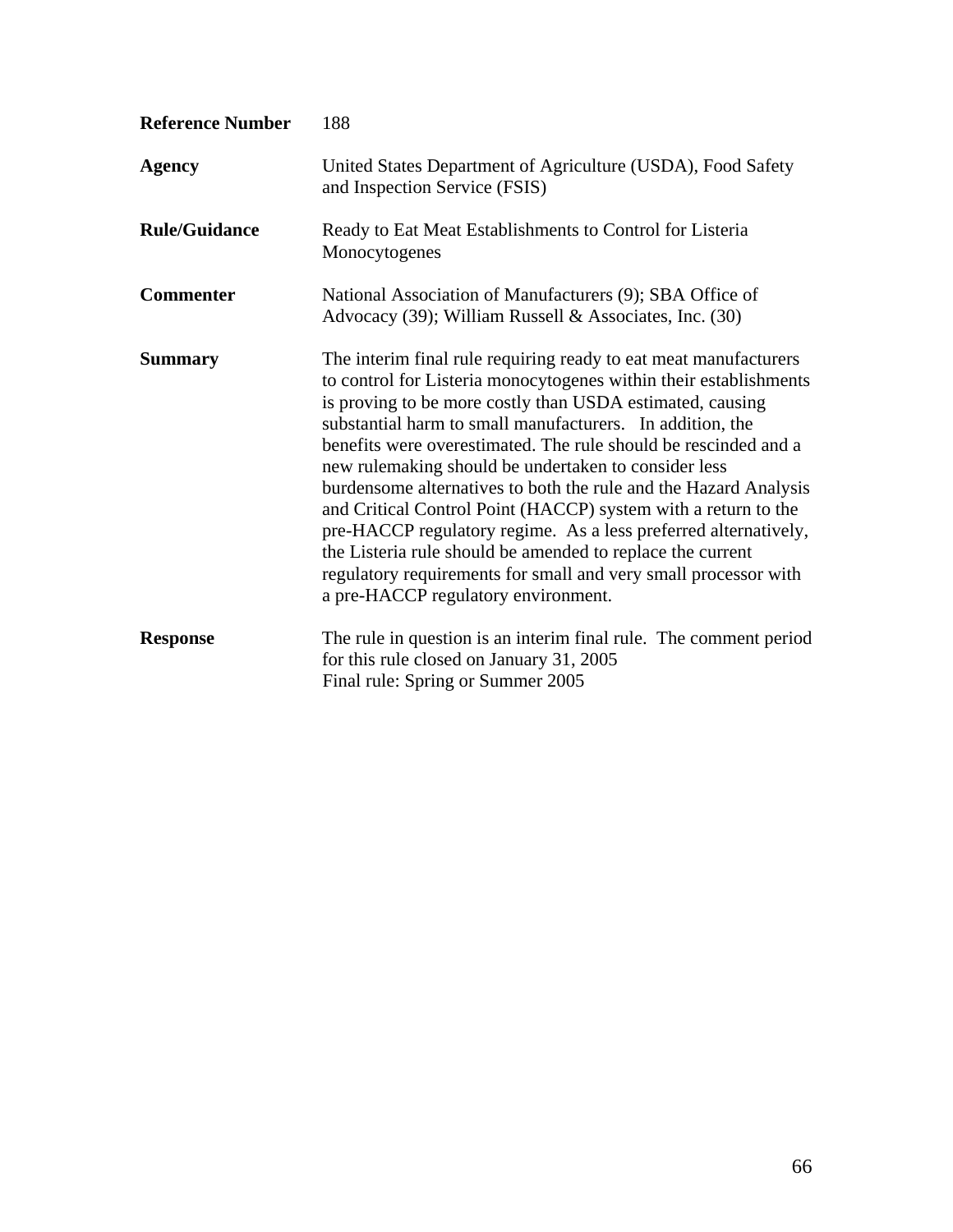| | |
|---|---|
| **Reference Number** | 188 |
| **Agency** | United States Department of Agriculture (USDA), Food Safety and Inspection Service (FSIS) |
| **Rule/Guidance** | Ready to Eat Meat Establishments to Control for Listeria Monocytogenes |
| **Commenter** | National Association of Manufacturers (9); SBA Office of Advocacy (39); William Russell & Associates, Inc. (30) |
| **Summary** | The interim final rule requiring ready to eat meat manufacturers to control for Listeria monocytogenes within their establishments is proving to be more costly than USDA estimated, causing substantial harm to small manufacturers. In addition, the benefits were overestimated. The rule should be rescinded and a new rulemaking should be undertaken to consider less burdensome alternatives to both the rule and the Hazard Analysis and Critical Control Point (HACCP) system with a return to the pre-HACCP regulatory regime. As a less preferred alternatively, the Listeria rule should be amended to replace the current regulatory requirements for small and very small processor with a pre-HACCP regulatory environment. |
| **Response** | The rule in question is an interim final rule. The comment period for this rule closed on January 31, 2005<br>Final rule: Spring or Summer 2005 |